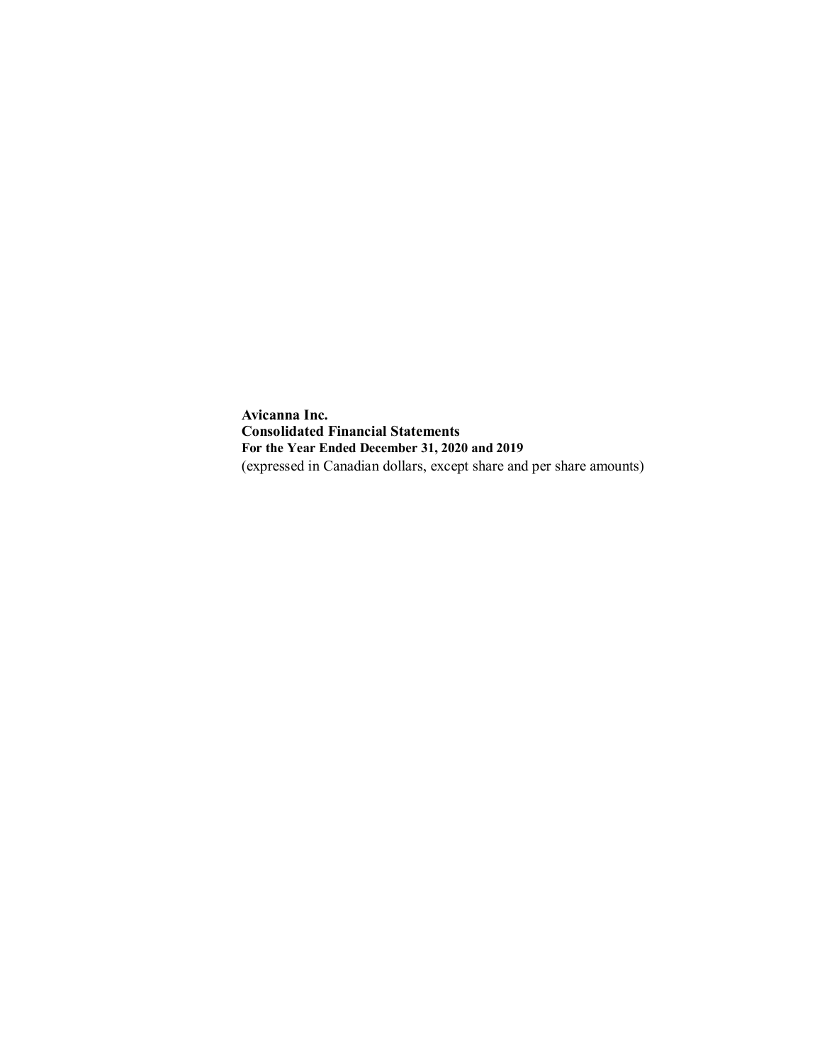**Avicanna Inc.**
**Consolidated Financial Statements**
**For the Year Ended December 31, 2020 and 2019**
(expressed in Canadian dollars, except share and per share amounts)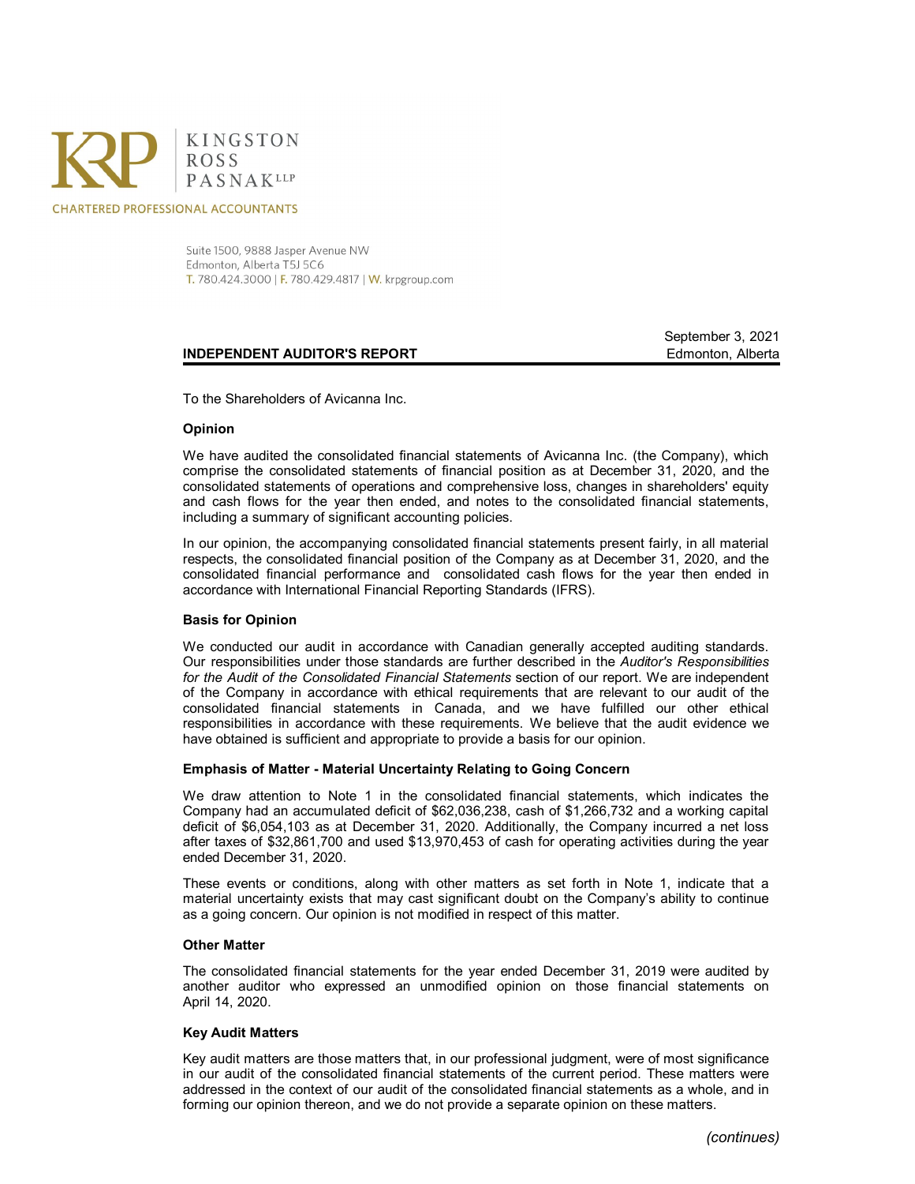KINGSTON ROSS PASNAK LLP

CHARTERED PROFESSIONAL ACCOUNTANTS

Suite 1500, 9888 Jasper Avenue NW
Edmonton, Alberta T5J 5C6
T. 780.424.3000 | F. 780.429.4817 | W. krpgroup.com

September 3, 2021
Edmonton, Alberta

## INDEPENDENT AUDITOR'S REPORT

To the Shareholders of Avicanna Inc.

### Opinion

We have audited the consolidated financial statements of Avicanna Inc. (the Company), which comprise the consolidated statements of financial position as at December 31, 2020, and the consolidated statements of operations and comprehensive loss, changes in shareholders' equity and cash flows for the year then ended, and notes to the consolidated financial statements, including a summary of significant accounting policies.

In our opinion, the accompanying consolidated financial statements present fairly, in all material respects, the consolidated financial position of the Company as at December 31, 2020, and the consolidated financial performance and consolidated cash flows for the year then ended in accordance with International Financial Reporting Standards (IFRS).

### Basis for Opinion

We conducted our audit in accordance with Canadian generally accepted auditing standards. Our responsibilities under those standards are further described in the *Auditor's Responsibilities for the Audit of the Consolidated Financial Statements* section of our report. We are independent of the Company in accordance with ethical requirements that are relevant to our audit of the consolidated financial statements in Canada, and we have fulfilled our other ethical responsibilities in accordance with these requirements. We believe that the audit evidence we have obtained is sufficient and appropriate to provide a basis for our opinion.

### Emphasis of Matter - Material Uncertainty Relating to Going Concern

We draw attention to Note 1 in the consolidated financial statements, which indicates the Company had an accumulated deficit of $62,036,238, cash of $1,266,732 and a working capital deficit of $6,054,103 as at December 31, 2020. Additionally, the Company incurred a net loss after taxes of $32,861,700 and used $13,970,453 of cash for operating activities during the year ended December 31, 2020.

These events or conditions, along with other matters as set forth in Note 1, indicate that a material uncertainty exists that may cast significant doubt on the Company's ability to continue as a going concern. Our opinion is not modified in respect of this matter.

### Other Matter

The consolidated financial statements for the year ended December 31, 2019 were audited by another auditor who expressed an unmodified opinion on those financial statements on April 14, 2020.

### Key Audit Matters

Key audit matters are those matters that, in our professional judgment, were of most significance in our audit of the consolidated financial statements of the current period. These matters were addressed in the context of our audit of the consolidated financial statements as a whole, and in forming our opinion thereon, and we do not provide a separate opinion on these matters.

*(continues)*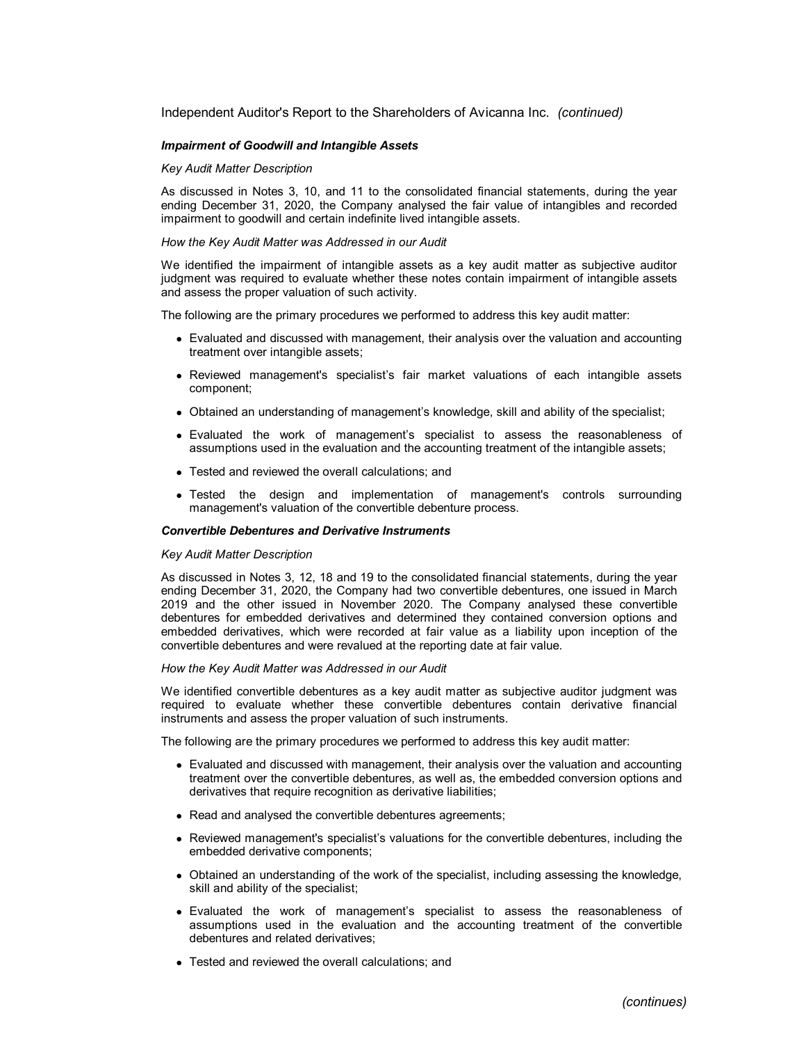Independent Auditor's Report to the Shareholders of Avicanna Inc. *(continued)*

***Impairment of Goodwill and Intangible Assets***

*Key Audit Matter Description*

As discussed in Notes 3, 10, and 11 to the consolidated financial statements, during the year ending December 31, 2020, the Company analysed the fair value of intangibles and recorded impairment to goodwill and certain indefinite lived intangible assets.

*How the Key Audit Matter was Addressed in our Audit*

We identified the impairment of intangible assets as a key audit matter as subjective auditor judgment was required to evaluate whether these notes contain impairment of intangible assets and assess the proper valuation of such activity.

The following are the primary procedures we performed to address this key audit matter:

- Evaluated and discussed with management, their analysis over the valuation and accounting treatment over intangible assets;
- Reviewed management's specialist's fair market valuations of each intangible assets component;
- Obtained an understanding of management's knowledge, skill and ability of the specialist;
- Evaluated the work of management's specialist to assess the reasonableness of assumptions used in the evaluation and the accounting treatment of the intangible assets;
- Tested and reviewed the overall calculations; and
- Tested the design and implementation of management's controls surrounding management's valuation of the convertible debenture process.

***Convertible Debentures and Derivative Instruments***

*Key Audit Matter Description*

As discussed in Notes 3, 12, 18 and 19 to the consolidated financial statements, during the year ending December 31, 2020, the Company had two convertible debentures, one issued in March 2019 and the other issued in November 2020. The Company analysed these convertible debentures for embedded derivatives and determined they contained conversion options and embedded derivatives, which were recorded at fair value as a liability upon inception of the convertible debentures and were revalued at the reporting date at fair value.

*How the Key Audit Matter was Addressed in our Audit*

We identified convertible debentures as a key audit matter as subjective auditor judgment was required to evaluate whether these convertible debentures contain derivative financial instruments and assess the proper valuation of such instruments.

The following are the primary procedures we performed to address this key audit matter:

- Evaluated and discussed with management, their analysis over the valuation and accounting treatment over the convertible debentures, as well as, the embedded conversion options and derivatives that require recognition as derivative liabilities;
- Read and analysed the convertible debentures agreements;
- Reviewed management's specialist's valuations for the convertible debentures, including the embedded derivative components;
- Obtained an understanding of the work of the specialist, including assessing the knowledge, skill and ability of the specialist;
- Evaluated the work of management's specialist to assess the reasonableness of assumptions used in the evaluation and the accounting treatment of the convertible debentures and related derivatives;
- Tested and reviewed the overall calculations; and

*(continues)*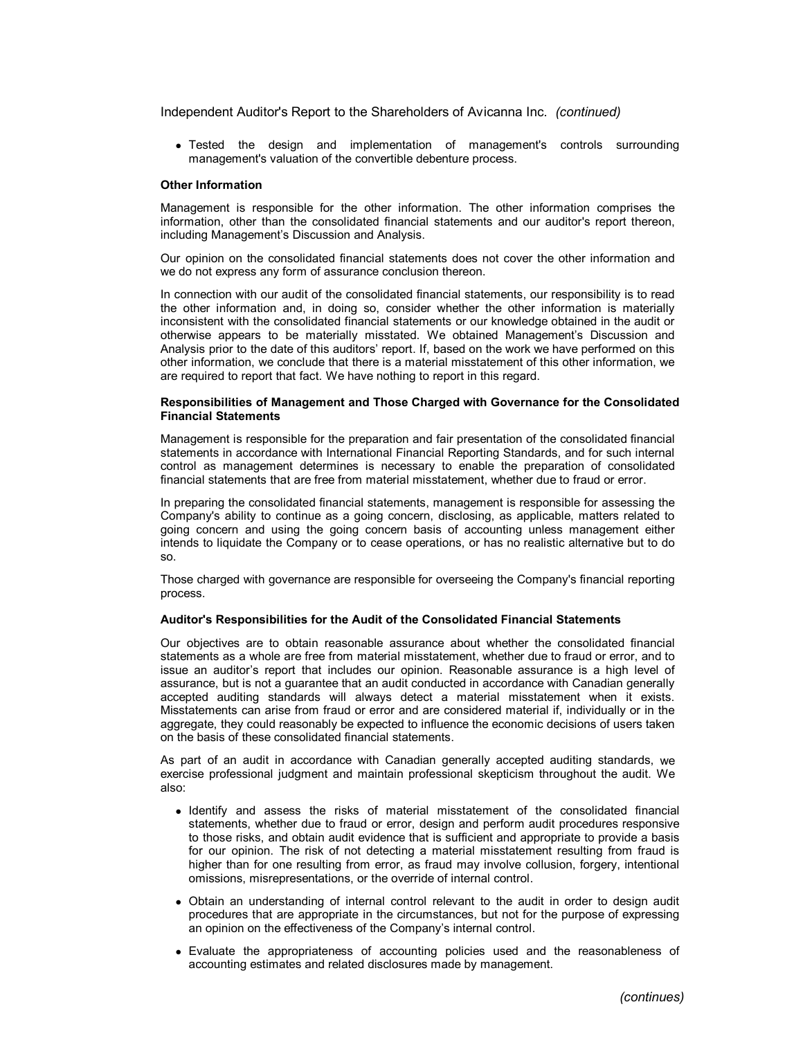Independent Auditor's Report to the Shareholders of Avicanna Inc. *(continued)*

- Tested the design and implementation of management's controls surrounding management's valuation of the convertible debenture process.

**Other Information**

Management is responsible for the other information. The other information comprises the information, other than the consolidated financial statements and our auditor's report thereon, including Management's Discussion and Analysis.

Our opinion on the consolidated financial statements does not cover the other information and we do not express any form of assurance conclusion thereon.

In connection with our audit of the consolidated financial statements, our responsibility is to read the other information and, in doing so, consider whether the other information is materially inconsistent with the consolidated financial statements or our knowledge obtained in the audit or otherwise appears to be materially misstated. We obtained Management's Discussion and Analysis prior to the date of this auditors' report. If, based on the work we have performed on this other information, we conclude that there is a material misstatement of this other information, we are required to report that fact. We have nothing to report in this regard.

**Responsibilities of Management and Those Charged with Governance for the Consolidated Financial Statements**

Management is responsible for the preparation and fair presentation of the consolidated financial statements in accordance with International Financial Reporting Standards, and for such internal control as management determines is necessary to enable the preparation of consolidated financial statements that are free from material misstatement, whether due to fraud or error.

In preparing the consolidated financial statements, management is responsible for assessing the Company's ability to continue as a going concern, disclosing, as applicable, matters related to going concern and using the going concern basis of accounting unless management either intends to liquidate the Company or to cease operations, or has no realistic alternative but to do so.

Those charged with governance are responsible for overseeing the Company's financial reporting process.

**Auditor's Responsibilities for the Audit of the Consolidated Financial Statements**

Our objectives are to obtain reasonable assurance about whether the consolidated financial statements as a whole are free from material misstatement, whether due to fraud or error, and to issue an auditor's report that includes our opinion. Reasonable assurance is a high level of assurance, but is not a guarantee that an audit conducted in accordance with Canadian generally accepted auditing standards will always detect a material misstatement when it exists. Misstatements can arise from fraud or error and are considered material if, individually or in the aggregate, they could reasonably be expected to influence the economic decisions of users taken on the basis of these consolidated financial statements.

As part of an audit in accordance with Canadian generally accepted auditing standards, we exercise professional judgment and maintain professional skepticism throughout the audit. We also:

- Identify and assess the risks of material misstatement of the consolidated financial statements, whether due to fraud or error, design and perform audit procedures responsive to those risks, and obtain audit evidence that is sufficient and appropriate to provide a basis for our opinion. The risk of not detecting a material misstatement resulting from fraud is higher than for one resulting from error, as fraud may involve collusion, forgery, intentional omissions, misrepresentations, or the override of internal control.

- Obtain an understanding of internal control relevant to the audit in order to design audit procedures that are appropriate in the circumstances, but not for the purpose of expressing an opinion on the effectiveness of the Company's internal control.

- Evaluate the appropriateness of accounting policies used and the reasonableness of accounting estimates and related disclosures made by management.

*(continues)*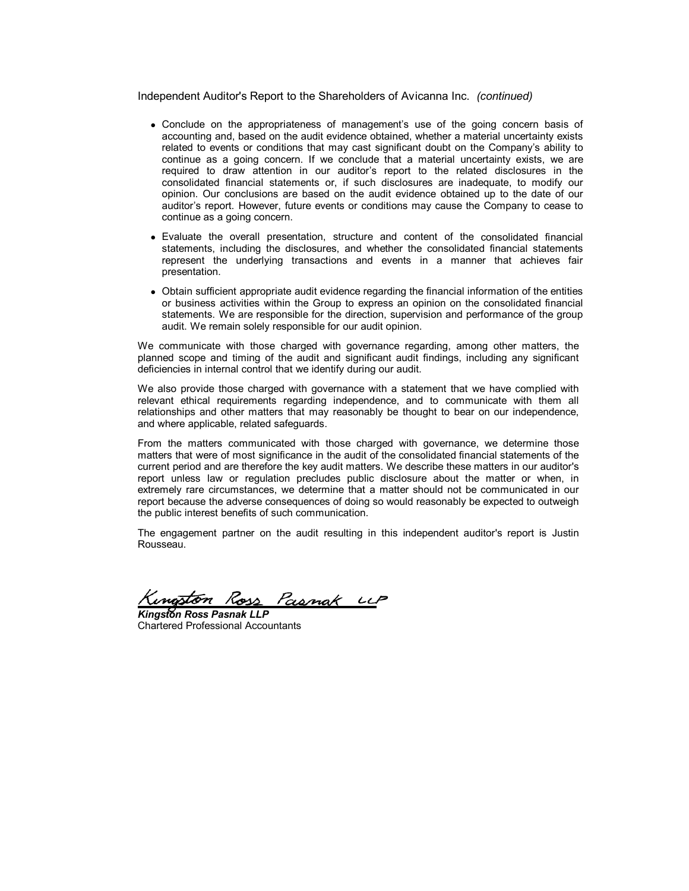Independent Auditor's Report to the Shareholders of Avicanna Inc. *(continued)*

- Conclude on the appropriateness of management's use of the going concern basis of accounting and, based on the audit evidence obtained, whether a material uncertainty exists related to events or conditions that may cast significant doubt on the Company's ability to continue as a going concern. If we conclude that a material uncertainty exists, we are required to draw attention in our auditor's report to the related disclosures in the consolidated financial statements or, if such disclosures are inadequate, to modify our opinion. Our conclusions are based on the audit evidence obtained up to the date of our auditor's report. However, future events or conditions may cause the Company to cease to continue as a going concern.

- Evaluate the overall presentation, structure and content of the consolidated financial statements, including the disclosures, and whether the consolidated financial statements represent the underlying transactions and events in a manner that achieves fair presentation.

- Obtain sufficient appropriate audit evidence regarding the financial information of the entities or business activities within the Group to express an opinion on the consolidated financial statements. We are responsible for the direction, supervision and performance of the group audit. We remain solely responsible for our audit opinion.

We communicate with those charged with governance regarding, among other matters, the planned scope and timing of the audit and significant audit findings, including any significant deficiencies in internal control that we identify during our audit.

We also provide those charged with governance with a statement that we have complied with relevant ethical requirements regarding independence, and to communicate with them all relationships and other matters that may reasonably be thought to bear on our independence, and where applicable, related safeguards.

From the matters communicated with those charged with governance, we determine those matters that were of most significance in the audit of the consolidated financial statements of the current period and are therefore the key audit matters. We describe these matters in our auditor's report unless law or regulation precludes public disclosure about the matter or when, in extremely rare circumstances, we determine that a matter should not be communicated in our report because the adverse consequences of doing so would reasonably be expected to outweigh the public interest benefits of such communication.

The engagement partner on the audit resulting in this independent auditor's report is Justin Rousseau.

Kingston Ross Pasnak LLP

***Kingston Ross Pasnak LLP***
Chartered Professional Accountants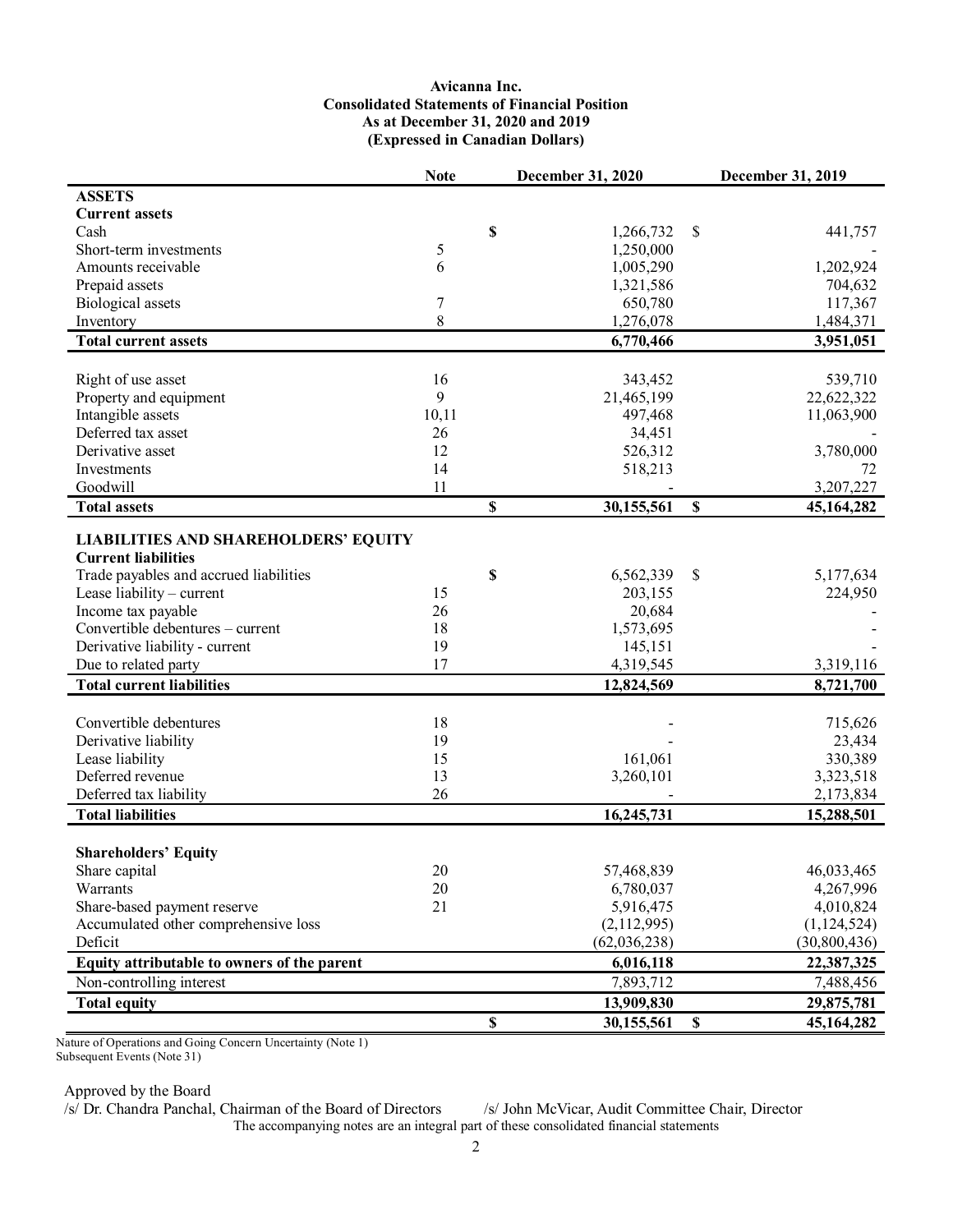**Avicanna Inc.**
**Consolidated Statements of Financial Position**
**As at December 31, 2020 and 2019**
**(Expressed in Canadian Dollars)**

| | Note | December 31, 2020 | December 31, 2019 |
|---|---|---|---|
| **ASSETS** | | | |
| **Current assets** | | | |
| Cash | | $ 1,266,732 | $ 441,757 |
| Short-term investments | 5 | 1,250,000 | - |
| Amounts receivable | 6 | 1,005,290 | 1,202,924 |
| Prepaid assets | | 1,321,586 | 704,632 |
| Biological assets | 7 | 650,780 | 117,367 |
| Inventory | 8 | 1,276,078 | 1,484,371 |
| **Total current assets** | | **6,770,466** | **3,951,051** |
| | | | |
| Right of use asset | 16 | 343,452 | 539,710 |
| Property and equipment | 9 | 21,465,199 | 22,622,322 |
| Intangible assets | 10,11 | 497,468 | 11,063,900 |
| Deferred tax asset | 26 | 34,451 | - |
| Derivative asset | 12 | 526,312 | 3,780,000 |
| Investments | 14 | 518,213 | 72 |
| Goodwill | 11 | - | 3,207,227 |
| **Total assets** | | **$ 30,155,561** | **$ 45,164,282** |
| | | | |
| **LIABILITIES AND SHAREHOLDERS' EQUITY** | | | |
| **Current liabilities** | | | |
| Trade payables and accrued liabilities | | $ 6,562,339 | $ 5,177,634 |
| Lease liability – current | 15 | 203,155 | 224,950 |
| Income tax payable | 26 | 20,684 | - |
| Convertible debentures – current | 18 | 1,573,695 | - |
| Derivative liability - current | 19 | 145,151 | - |
| Due to related party | 17 | 4,319,545 | 3,319,116 |
| **Total current liabilities** | | **12,824,569** | **8,721,700** |
| | | | |
| Convertible debentures | 18 | - | 715,626 |
| Derivative liability | 19 | - | 23,434 |
| Lease liability | 15 | 161,061 | 330,389 |
| Deferred revenue | 13 | 3,260,101 | 3,323,518 |
| Deferred tax liability | 26 | - | 2,173,834 |
| **Total liabilities** | | **16,245,731** | **15,288,501** |
| | | | |
| **Shareholders' Equity** | | | |
| Share capital | 20 | 57,468,839 | 46,033,465 |
| Warrants | 20 | 6,780,037 | 4,267,996 |
| Share-based payment reserve | 21 | 5,916,475 | 4,010,824 |
| Accumulated other comprehensive loss | | (2,112,995) | (1,124,524) |
| Deficit | | (62,036,238) | (30,800,436) |
| **Equity attributable to owners of the parent** | | **6,016,118** | **22,387,325** |
| Non-controlling interest | | 7,893,712 | 7,488,456 |
| **Total equity** | | **13,909,830** | **29,875,781** |
| | | **$ 30,155,561** | **$ 45,164,282** |

Nature of Operations and Going Concern Uncertainty (Note 1)
Subsequent Events (Note 31)

Approved by the Board
/s/ Dr. Chandra Panchal, Chairman of the Board of Directors /s/ John McVicar, Audit Committee Chair, Director

The accompanying notes are an integral part of these consolidated financial statements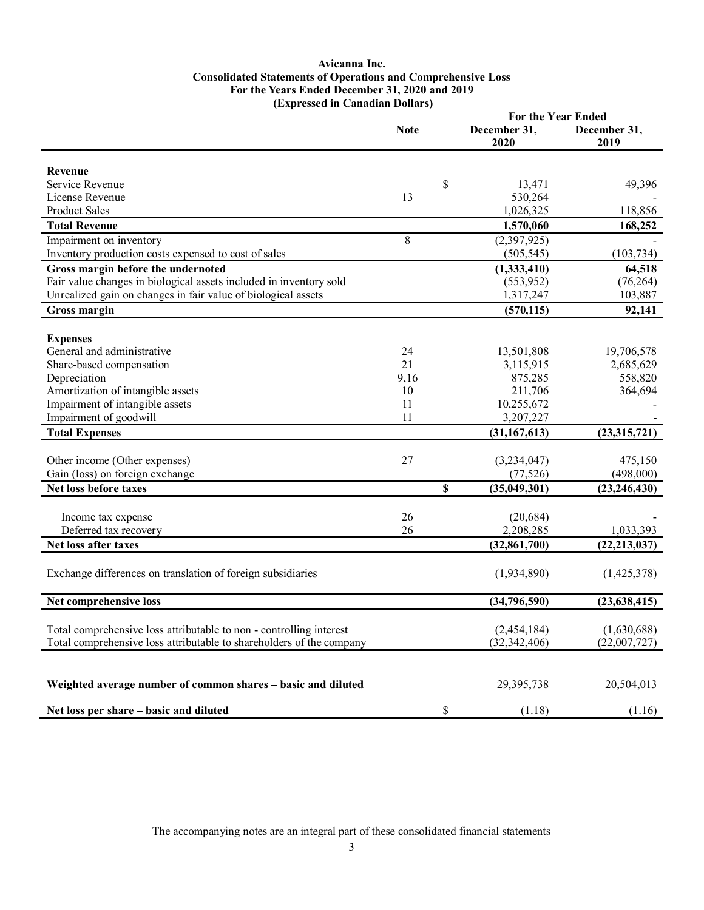**Avicanna Inc.**
**Consolidated Statements of Operations and Comprehensive Loss**
**For the Years Ended December 31, 2020 and 2019**
**(Expressed in Canadian Dollars)**

| | Note | For the Year Ended December 31, 2020 | December 31, 2019 |
|---|---|---|---|
| **Revenue** | | | |
| Service Revenue | | $ 13,471 | 49,396 |
| License Revenue | 13 | 530,264 | - |
| Product Sales | | 1,026,325 | 118,856 |
| **Total Revenue** | | **1,570,060** | **168,252** |
| Impairment on inventory | 8 | (2,397,925) | - |
| Inventory production costs expensed to cost of sales | | (505,545) | (103,734) |
| **Gross margin before the undernoted** | | **(1,333,410)** | **64,518** |
| Fair value changes in biological assets included in inventory sold | | (553,952) | (76,264) |
| Unrealized gain on changes in fair value of biological assets | | 1,317,247 | 103,887 |
| **Gross margin** | | **(570,115)** | **92,141** |
| **Expenses** | | | |
| General and administrative | 24 | 13,501,808 | 19,706,578 |
| Share-based compensation | 21 | 3,115,915 | 2,685,629 |
| Depreciation | 9,16 | 875,285 | 558,820 |
| Amortization of intangible assets | 10 | 211,706 | 364,694 |
| Impairment of intangible assets | 11 | 10,255,672 | - |
| Impairment of goodwill | 11 | 3,207,227 | - |
| **Total Expenses** | | **(31,167,613)** | **(23,315,721)** |
| Other income (Other expenses) | 27 | (3,234,047) | 475,150 |
| Gain (loss) on foreign exchange | | (77,526) | (498,000) |
| **Net loss before taxes** | | **$ (35,049,301)** | **(23,246,430)** |
| Income tax expense | 26 | (20,684) | - |
| Deferred tax recovery | 26 | 2,208,285 | 1,033,393 |
| **Net loss after taxes** | | **(32,861,700)** | **(22,213,037)** |
| Exchange differences on translation of foreign subsidiaries | | (1,934,890) | (1,425,378) |
| **Net comprehensive loss** | | **(34,796,590)** | **(23,638,415)** |
| Total comprehensive loss attributable to non - controlling interest | | (2,454,184) | (1,630,688) |
| Total comprehensive loss attributable to shareholders of the company | | (32,342,406) | (22,007,727) |
| **Weighted average number of common shares – basic and diluted** | | 29,395,738 | 20,504,013 |
| **Net loss per share – basic and diluted** | | $ (1.18) | (1.16) |

The accompanying notes are an integral part of these consolidated financial statements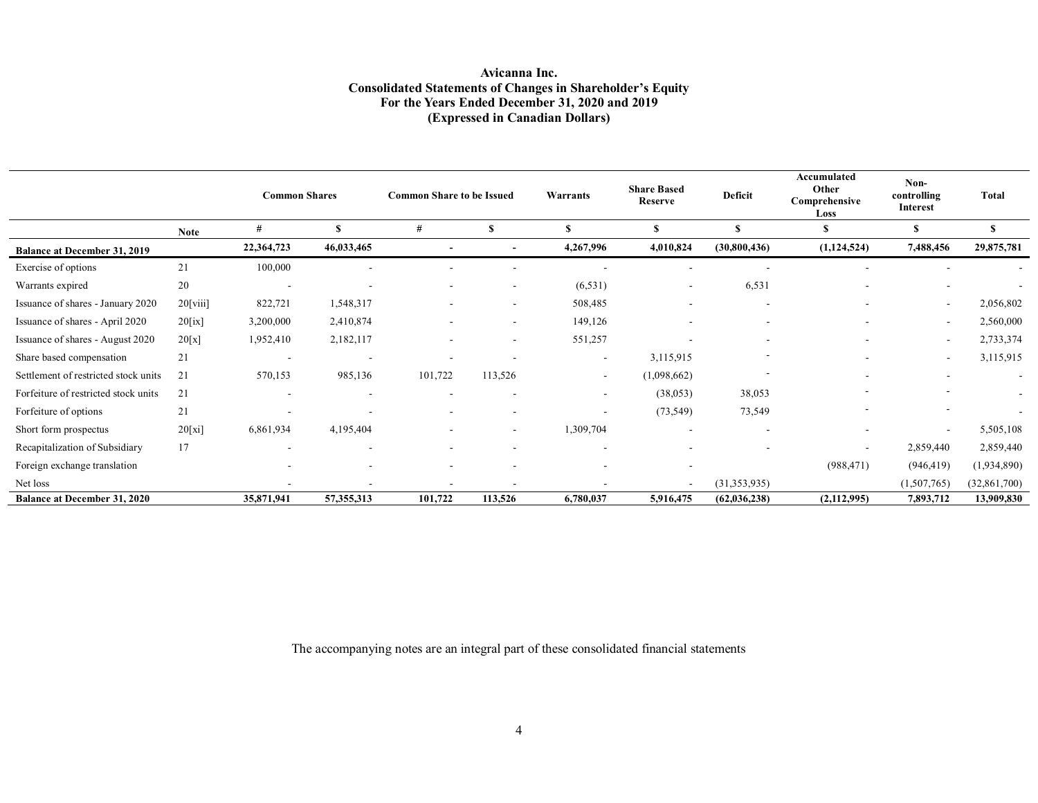**Avicanna Inc.**
**Consolidated Statements of Changes in Shareholder's Equity**
**For the Years Ended December 31, 2020 and 2019**
**(Expressed in Canadian Dollars)**

| | | Common Shares | | Common Share to be Issued | | Warrants | Share Based Reserve | Deficit | Accumulated Other Comprehensive Loss | Non-controlling Interest | Total |
|---|---|---|---|---|---|---|---|---|---|---|---|
| | Note | # | $ | # | $ | $ | $ | $ | $ | $ | $ |
| **Balance at December 31, 2019** | | **22,364,723** | **46,033,465** | **-** | **-** | **4,267,996** | **4,010,824** | **(30,800,436)** | **(1,124,524)** | **7,488,456** | **29,875,781** |
| Exercise of options | 21 | 100,000 | - | - | - | - | - | - | - | - | - |
| Warrants expired | 20 | - | - | - | - | (6,531) | - | 6,531 | - | - | - |
| Issuance of shares - January 2020 | 20[viii] | 822,721 | 1,548,317 | - | - | 508,485 | - | - | - | - | 2,056,802 |
| Issuance of shares - April 2020 | 20[ix] | 3,200,000 | 2,410,874 | - | - | 149,126 | - | - | - | - | 2,560,000 |
| Issuance of shares - August 2020 | 20[x] | 1,952,410 | 2,182,117 | - | - | 551,257 | - | - | - | - | 2,733,374 |
| Share based compensation | 21 | - | - | - | - | - | 3,115,915 | - | - | - | 3,115,915 |
| Settlement of restricted stock units | 21 | 570,153 | 985,136 | 101,722 | 113,526 | - | (1,098,662) | - | - | - | - |
| Forfeiture of restricted stock units | 21 | - | - | - | - | - | (38,053) | 38,053 | - | - | - |
| Forfeiture of options | 21 | - | - | - | - | - | (73,549) | 73,549 | - | - | - |
| Short form prospectus | 20[xi] | 6,861,934 | 4,195,404 | - | - | 1,309,704 | - | - | - | - | 5,505,108 |
| Recapitalization of Subsidiary | 17 | - | - | - | - | - | - | - | - | 2,859,440 | 2,859,440 |
| Foreign exchange translation | | - | - | - | - | - | - | | (988,471) | (946,419) | (1,934,890) |
| Net loss | | - | - | - | - | - | - | (31,353,935) | | (1,507,765) | (32,861,700) |
| **Balance at December 31, 2020** | | **35,871,941** | **57,355,313** | **101,722** | **113,526** | **6,780,037** | **5,916,475** | **(62,036,238)** | **(2,112,995)** | **7,893,712** | **13,909,830** |

The accompanying notes are an integral part of these consolidated financial statements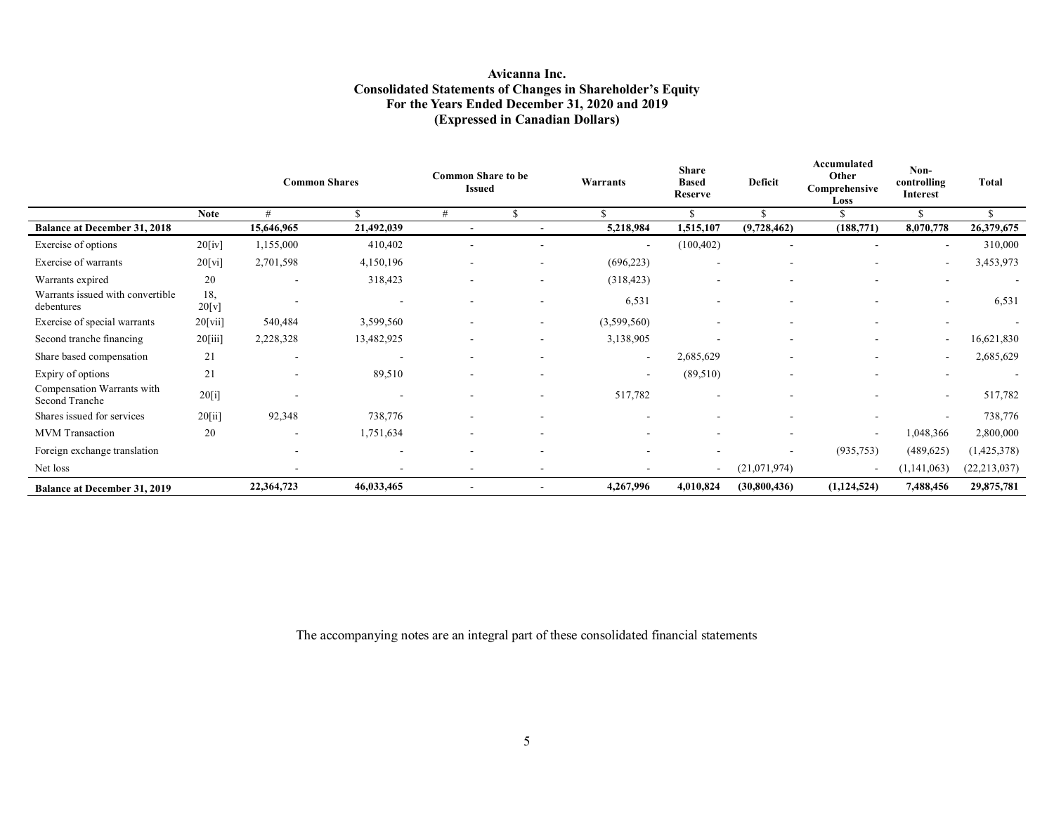# Avicanna Inc.
## Consolidated Statements of Changes in Shareholder's Equity
## For the Years Ended December 31, 2020 and 2019
## (Expressed in Canadian Dollars)

| | | Common Shares | | Common Share to be Issued | | Warrants | Share Based Reserve | Deficit | Accumulated Other Comprehensive Loss | Non-controlling Interest | Total |
|---|---|---|---|---|---|---|---|---|---|---|---|
| | **Note** | # | $ | # | $ | $ | $ | $ | $ | $ | $ |
| **Balance at December 31, 2018** | | **15,646,965** | **21,492,039** | - | - | **5,218,984** | **1,515,107** | **(9,728,462)** | **(188,771)** | **8,070,778** | **26,379,675** |
| Exercise of options | 20[iv] | 1,155,000 | 410,402 | - | - | - | (100,402) | - | - | - | 310,000 |
| Exercise of warrants | 20[vi] | 2,701,598 | 4,150,196 | - | - | (696,223) | - | - | - | - | 3,453,973 |
| Warrants expired | 20 | - | 318,423 | - | - | (318,423) | - | - | - | - | - |
| Warrants issued with convertible debentures | 18, 20[v] | - | - | - | - | 6,531 | - | - | - | - | 6,531 |
| Exercise of special warrants | 20[vii] | 540,484 | 3,599,560 | - | - | (3,599,560) | - | - | - | - | - |
| Second tranche financing | 20[iii] | 2,228,328 | 13,482,925 | - | - | 3,138,905 | - | - | - | - | 16,621,830 |
| Share based compensation | 21 | - | - | - | - | - | 2,685,629 | - | - | - | 2,685,629 |
| Expiry of options | 21 | - | 89,510 | - | - | - | (89,510) | - | - | - | - |
| Compensation Warrants with Second Tranche | 20[i] | - | - | - | - | 517,782 | - | - | - | - | 517,782 |
| Shares issued for services | 20[ii] | 92,348 | 738,776 | - | - | - | - | - | - | - | 738,776 |
| MVM Transaction | 20 | - | 1,751,634 | - | - | - | - | - | - | 1,048,366 | 2,800,000 |
| Foreign exchange translation | | - | - | - | - | - | - | - | (935,753) | (489,625) | (1,425,378) |
| Net loss | | - | - | - | - | - | - | (21,071,974) | - | (1,141,063) | (22,213,037) |
| **Balance at December 31, 2019** | | **22,364,723** | **46,033,465** | - | - | **4,267,996** | **4,010,824** | **(30,800,436)** | **(1,124,524)** | **7,488,456** | **29,875,781** |

The accompanying notes are an integral part of these consolidated financial statements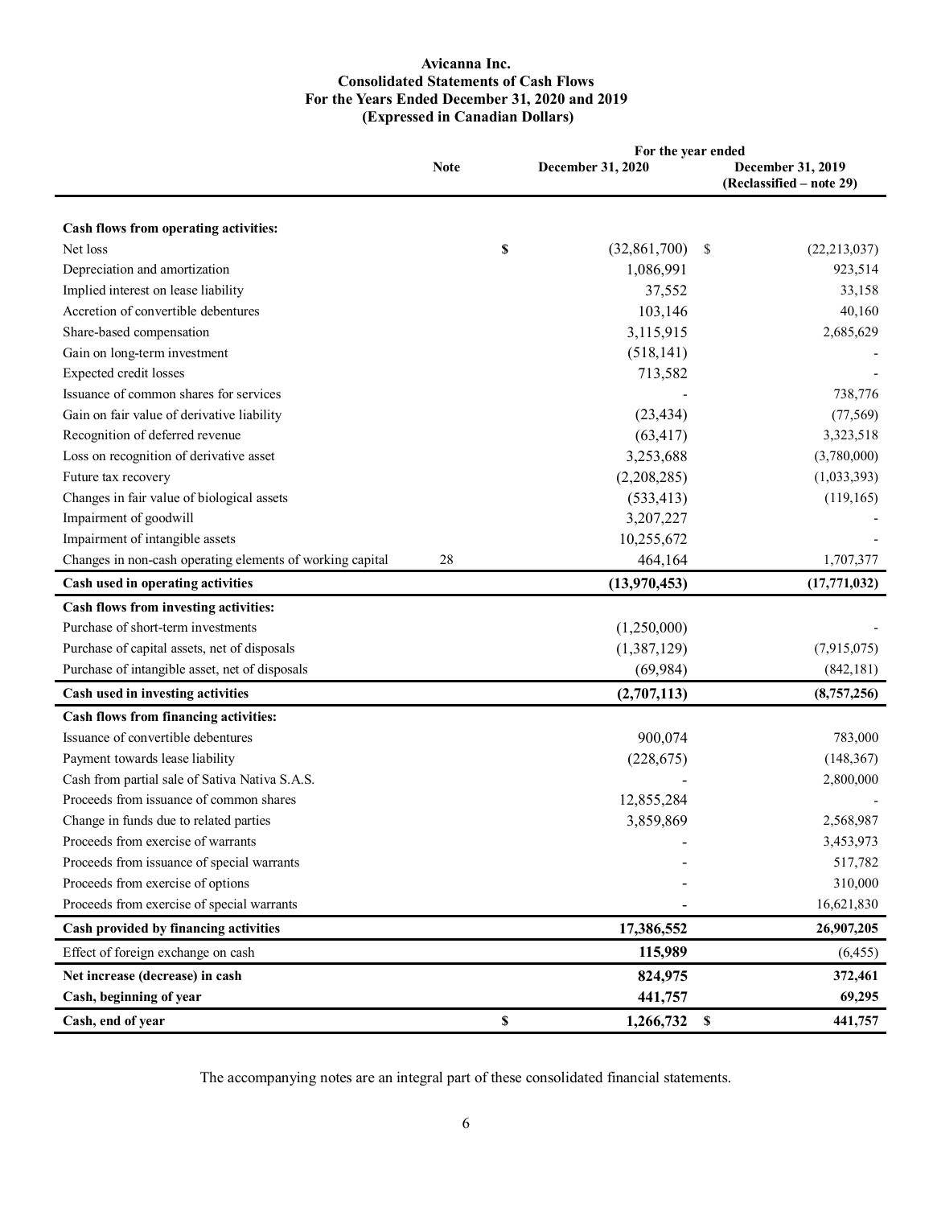# Avicanna Inc.
## Consolidated Statements of Cash Flows
### For the Years Ended December 31, 2020 and 2019
### (Expressed in Canadian Dollars)

| | Note | For the year ended December 31, 2020 | December 31, 2019 (Reclassified – note 29) |
|---|---|---|---|
| **Cash flows from operating activities:** | | | |
| Net loss | | $ (32,861,700) | $ (22,213,037) |
| Depreciation and amortization | | 1,086,991 | 923,514 |
| Implied interest on lease liability | | 37,552 | 33,158 |
| Accretion of convertible debentures | | 103,146 | 40,160 |
| Share-based compensation | | 3,115,915 | 2,685,629 |
| Gain on long-term investment | | (518,141) | - |
| Expected credit losses | | 713,582 | - |
| Issuance of common shares for services | | - | 738,776 |
| Gain on fair value of derivative liability | | (23,434) | (77,569) |
| Recognition of deferred revenue | | (63,417) | 3,323,518 |
| Loss on recognition of derivative asset | | 3,253,688 | (3,780,000) |
| Future tax recovery | | (2,208,285) | (1,033,393) |
| Changes in fair value of biological assets | | (533,413) | (119,165) |
| Impairment of goodwill | | 3,207,227 | - |
| Impairment of intangible assets | | 10,255,672 | - |
| Changes in non-cash operating elements of working capital | 28 | 464,164 | 1,707,377 |
| **Cash used in operating activities** | | **(13,970,453)** | **(17,771,032)** |
| **Cash flows from investing activities:** | | | |
| Purchase of short-term investments | | (1,250,000) | - |
| Purchase of capital assets, net of disposals | | (1,387,129) | (7,915,075) |
| Purchase of intangible asset, net of disposals | | (69,984) | (842,181) |
| **Cash used in investing activities** | | **(2,707,113)** | **(8,757,256)** |
| **Cash flows from financing activities:** | | | |
| Issuance of convertible debentures | | 900,074 | 783,000 |
| Payment towards lease liability | | (228,675) | (148,367) |
| Cash from partial sale of Sativa Nativa S.A.S. | | - | 2,800,000 |
| Proceeds from issuance of common shares | | 12,855,284 | - |
| Change in funds due to related parties | | 3,859,869 | 2,568,987 |
| Proceeds from exercise of warrants | | - | 3,453,973 |
| Proceeds from issuance of special warrants | | - | 517,782 |
| Proceeds from exercise of options | | - | 310,000 |
| Proceeds from exercise of special warrants | | - | 16,621,830 |
| **Cash provided by financing activities** | | **17,386,552** | **26,907,205** |
| Effect of foreign exchange on cash | | **115,989** | (6,455) |
| **Net increase (decrease) in cash** | | **824,975** | **372,461** |
| **Cash, beginning of year** | | **441,757** | **69,295** |
| **Cash, end of year** | | **$ 1,266,732** | **$ 441,757** |

The accompanying notes are an integral part of these consolidated financial statements.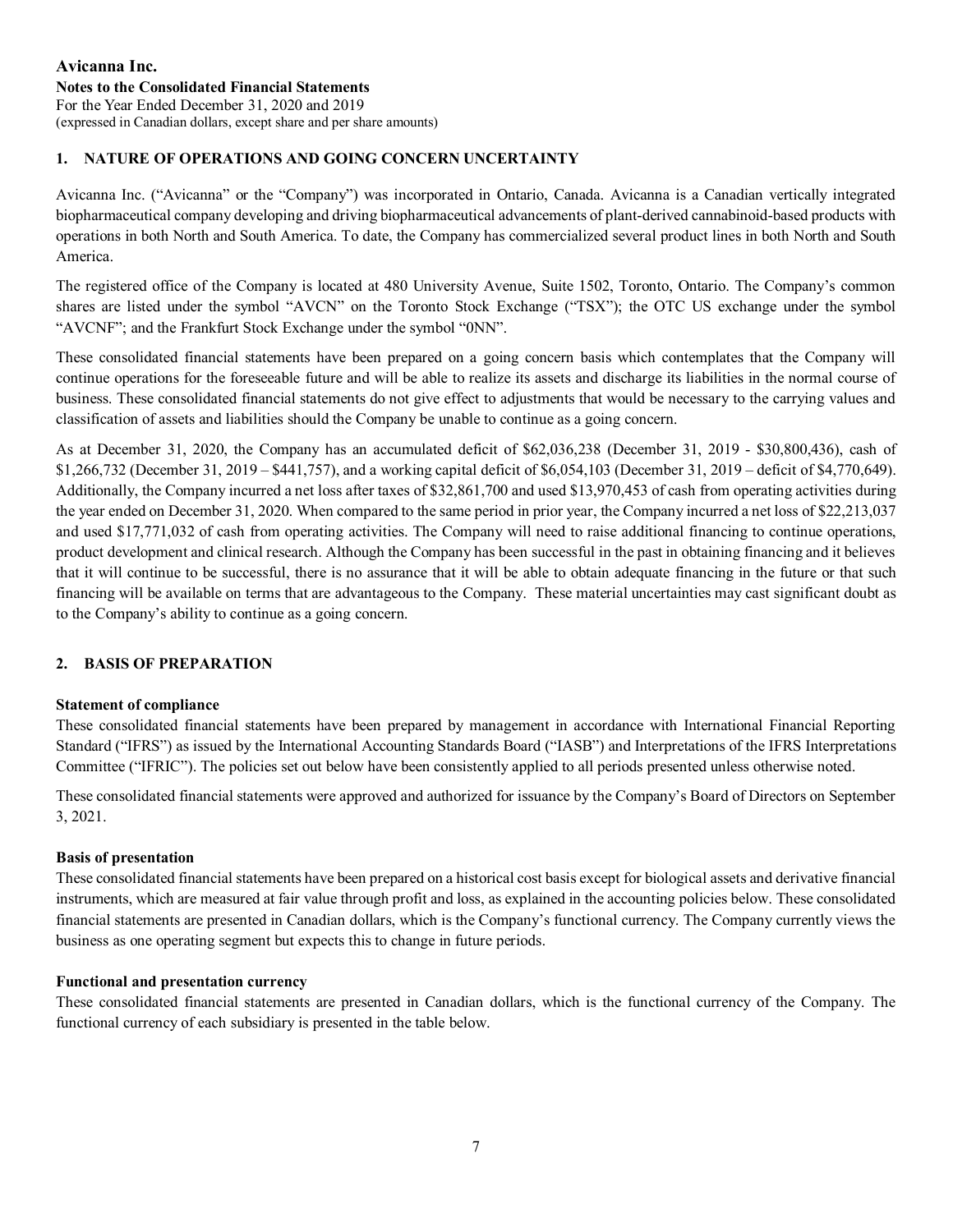**Avicanna Inc.**
**Notes to the Consolidated Financial Statements**
For the Year Ended December 31, 2020 and 2019
(expressed in Canadian dollars, except share and per share amounts)

## 1. NATURE OF OPERATIONS AND GOING CONCERN UNCERTAINTY

Avicanna Inc. ("Avicanna" or the "Company") was incorporated in Ontario, Canada. Avicanna is a Canadian vertically integrated biopharmaceutical company developing and driving biopharmaceutical advancements of plant-derived cannabinoid-based products with operations in both North and South America. To date, the Company has commercialized several product lines in both North and South America.

The registered office of the Company is located at 480 University Avenue, Suite 1502, Toronto, Ontario. The Company's common shares are listed under the symbol "AVCN" on the Toronto Stock Exchange ("TSX"); the OTC US exchange under the symbol "AVCNF"; and the Frankfurt Stock Exchange under the symbol "0NN".

These consolidated financial statements have been prepared on a going concern basis which contemplates that the Company will continue operations for the foreseeable future and will be able to realize its assets and discharge its liabilities in the normal course of business. These consolidated financial statements do not give effect to adjustments that would be necessary to the carrying values and classification of assets and liabilities should the Company be unable to continue as a going concern.

As at December 31, 2020, the Company has an accumulated deficit of $62,036,238 (December 31, 2019 - $30,800,436), cash of $1,266,732 (December 31, 2019 – $441,757), and a working capital deficit of $6,054,103 (December 31, 2019 – deficit of $4,770,649). Additionally, the Company incurred a net loss after taxes of $32,861,700 and used $13,970,453 of cash from operating activities during the year ended on December 31, 2020. When compared to the same period in prior year, the Company incurred a net loss of $22,213,037 and used $17,771,032 of cash from operating activities. The Company will need to raise additional financing to continue operations, product development and clinical research. Although the Company has been successful in the past in obtaining financing and it believes that it will continue to be successful, there is no assurance that it will be able to obtain adequate financing in the future or that such financing will be available on terms that are advantageous to the Company. These material uncertainties may cast significant doubt as to the Company's ability to continue as a going concern.

## 2. BASIS OF PREPARATION

**Statement of compliance**
These consolidated financial statements have been prepared by management in accordance with International Financial Reporting Standard ("IFRS") as issued by the International Accounting Standards Board ("IASB") and Interpretations of the IFRS Interpretations Committee ("IFRIC"). The policies set out below have been consistently applied to all periods presented unless otherwise noted.

These consolidated financial statements were approved and authorized for issuance by the Company's Board of Directors on September 3, 2021.

**Basis of presentation**
These consolidated financial statements have been prepared on a historical cost basis except for biological assets and derivative financial instruments, which are measured at fair value through profit and loss, as explained in the accounting policies below. These consolidated financial statements are presented in Canadian dollars, which is the Company's functional currency. The Company currently views the business as one operating segment but expects this to change in future periods.

**Functional and presentation currency**
These consolidated financial statements are presented in Canadian dollars, which is the functional currency of the Company. The functional currency of each subsidiary is presented in the table below.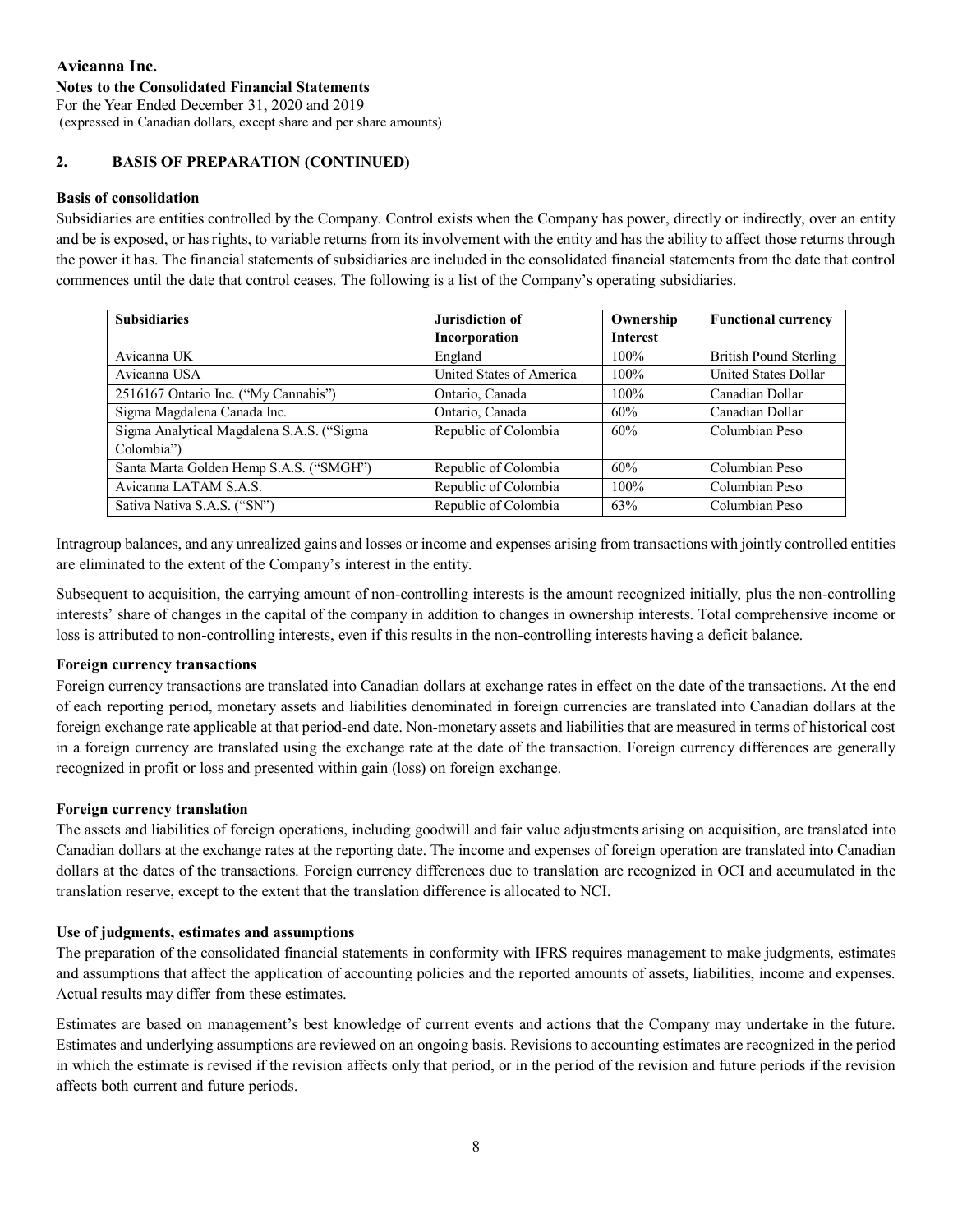## 2. BASIS OF PREPARATION (CONTINUED)

### Basis of consolidation

Subsidiaries are entities controlled by the Company. Control exists when the Company has power, directly or indirectly, over an entity and be is exposed, or has rights, to variable returns from its involvement with the entity and has the ability to affect those returns through the power it has. The financial statements of subsidiaries are included in the consolidated financial statements from the date that control commences until the date that control ceases. The following is a list of the Company's operating subsidiaries.

| Subsidiaries | Jurisdiction of Incorporation | Ownership Interest | Functional currency |
|---|---|---|---|
| Avicanna UK | England | 100% | British Pound Sterling |
| Avicanna USA | United States of America | 100% | United States Dollar |
| 2516167 Ontario Inc. ("My Cannabis") | Ontario, Canada | 100% | Canadian Dollar |
| Sigma Magdalena Canada Inc. | Ontario, Canada | 60% | Canadian Dollar |
| Sigma Analytical Magdalena S.A.S. ("Sigma Colombia") | Republic of Colombia | 60% | Columbian Peso |
| Santa Marta Golden Hemp S.A.S. ("SMGH") | Republic of Colombia | 60% | Columbian Peso |
| Avicanna LATAM S.A.S. | Republic of Colombia | 100% | Columbian Peso |
| Sativa Nativa S.A.S. ("SN") | Republic of Colombia | 63% | Columbian Peso |

Intragroup balances, and any unrealized gains and losses or income and expenses arising from transactions with jointly controlled entities are eliminated to the extent of the Company's interest in the entity.

Subsequent to acquisition, the carrying amount of non-controlling interests is the amount recognized initially, plus the non-controlling interests' share of changes in the capital of the company in addition to changes in ownership interests. Total comprehensive income or loss is attributed to non-controlling interests, even if this results in the non-controlling interests having a deficit balance.

### Foreign currency transactions

Foreign currency transactions are translated into Canadian dollars at exchange rates in effect on the date of the transactions. At the end of each reporting period, monetary assets and liabilities denominated in foreign currencies are translated into Canadian dollars at the foreign exchange rate applicable at that period-end date. Non-monetary assets and liabilities that are measured in terms of historical cost in a foreign currency are translated using the exchange rate at the date of the transaction. Foreign currency differences are generally recognized in profit or loss and presented within gain (loss) on foreign exchange.

### Foreign currency translation

The assets and liabilities of foreign operations, including goodwill and fair value adjustments arising on acquisition, are translated into Canadian dollars at the exchange rates at the reporting date. The income and expenses of foreign operation are translated into Canadian dollars at the dates of the transactions. Foreign currency differences due to translation are recognized in OCI and accumulated in the translation reserve, except to the extent that the translation difference is allocated to NCI.

### Use of judgments, estimates and assumptions

The preparation of the consolidated financial statements in conformity with IFRS requires management to make judgments, estimates and assumptions that affect the application of accounting policies and the reported amounts of assets, liabilities, income and expenses. Actual results may differ from these estimates.

Estimates are based on management's best knowledge of current events and actions that the Company may undertake in the future. Estimates and underlying assumptions are reviewed on an ongoing basis. Revisions to accounting estimates are recognized in the period in which the estimate is revised if the revision affects only that period, or in the period of the revision and future periods if the revision affects both current and future periods.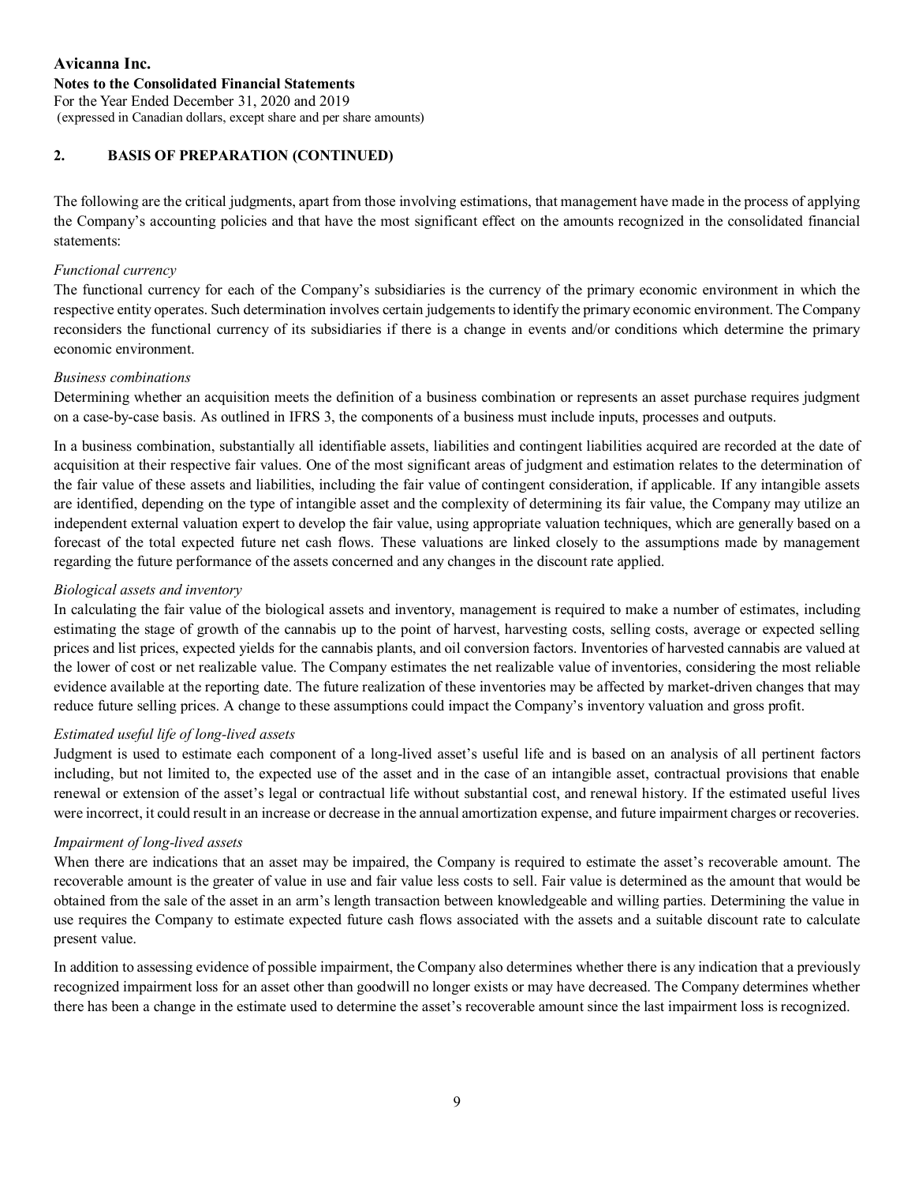## 2. BASIS OF PREPARATION (CONTINUED)

The following are the critical judgments, apart from those involving estimations, that management have made in the process of applying the Company's accounting policies and that have the most significant effect on the amounts recognized in the consolidated financial statements:

*Functional currency*

The functional currency for each of the Company's subsidiaries is the currency of the primary economic environment in which the respective entity operates. Such determination involves certain judgements to identify the primary economic environment. The Company reconsiders the functional currency of its subsidiaries if there is a change in events and/or conditions which determine the primary economic environment.

*Business combinations*

Determining whether an acquisition meets the definition of a business combination or represents an asset purchase requires judgment on a case-by-case basis. As outlined in IFRS 3, the components of a business must include inputs, processes and outputs.

In a business combination, substantially all identifiable assets, liabilities and contingent liabilities acquired are recorded at the date of acquisition at their respective fair values. One of the most significant areas of judgment and estimation relates to the determination of the fair value of these assets and liabilities, including the fair value of contingent consideration, if applicable. If any intangible assets are identified, depending on the type of intangible asset and the complexity of determining its fair value, the Company may utilize an independent external valuation expert to develop the fair value, using appropriate valuation techniques, which are generally based on a forecast of the total expected future net cash flows. These valuations are linked closely to the assumptions made by management regarding the future performance of the assets concerned and any changes in the discount rate applied.

*Biological assets and inventory*

In calculating the fair value of the biological assets and inventory, management is required to make a number of estimates, including estimating the stage of growth of the cannabis up to the point of harvest, harvesting costs, selling costs, average or expected selling prices and list prices, expected yields for the cannabis plants, and oil conversion factors. Inventories of harvested cannabis are valued at the lower of cost or net realizable value. The Company estimates the net realizable value of inventories, considering the most reliable evidence available at the reporting date. The future realization of these inventories may be affected by market-driven changes that may reduce future selling prices. A change to these assumptions could impact the Company's inventory valuation and gross profit.

*Estimated useful life of long-lived assets*

Judgment is used to estimate each component of a long-lived asset's useful life and is based on an analysis of all pertinent factors including, but not limited to, the expected use of the asset and in the case of an intangible asset, contractual provisions that enable renewal or extension of the asset's legal or contractual life without substantial cost, and renewal history. If the estimated useful lives were incorrect, it could result in an increase or decrease in the annual amortization expense, and future impairment charges or recoveries.

*Impairment of long-lived assets*

When there are indications that an asset may be impaired, the Company is required to estimate the asset's recoverable amount. The recoverable amount is the greater of value in use and fair value less costs to sell. Fair value is determined as the amount that would be obtained from the sale of the asset in an arm's length transaction between knowledgeable and willing parties. Determining the value in use requires the Company to estimate expected future cash flows associated with the assets and a suitable discount rate to calculate present value.

In addition to assessing evidence of possible impairment, the Company also determines whether there is any indication that a previously recognized impairment loss for an asset other than goodwill no longer exists or may have decreased. The Company determines whether there has been a change in the estimate used to determine the asset's recoverable amount since the last impairment loss is recognized.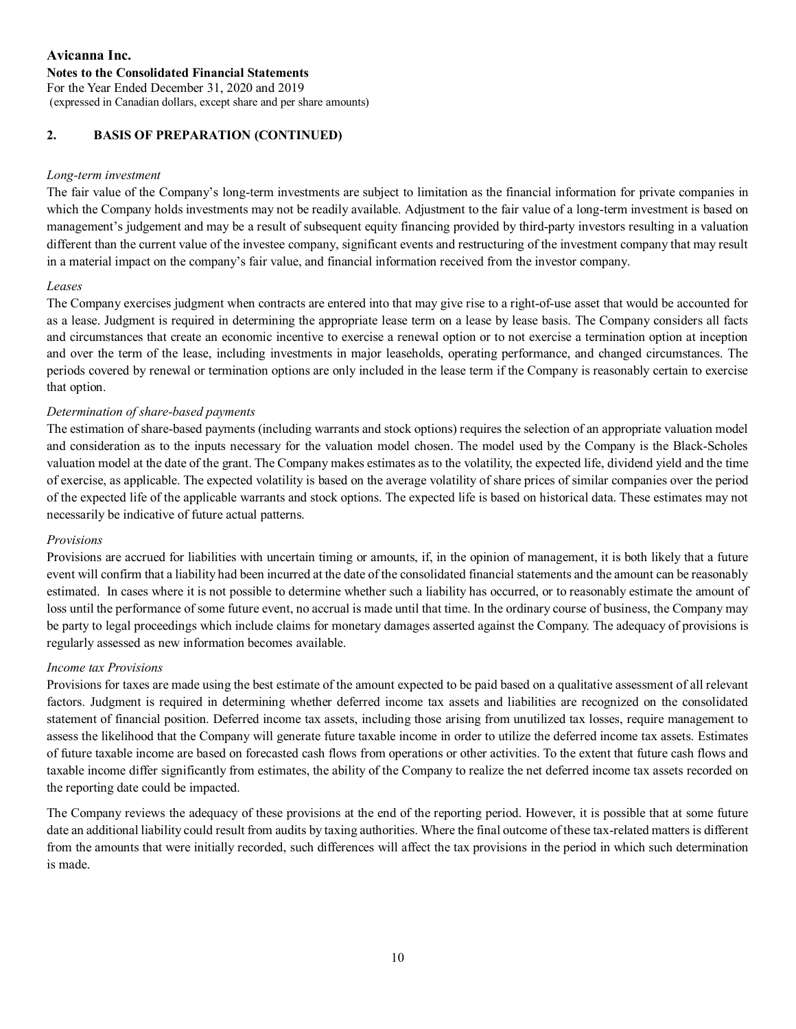## 2. BASIS OF PREPARATION (CONTINUED)

*Long-term investment*

The fair value of the Company's long-term investments are subject to limitation as the financial information for private companies in which the Company holds investments may not be readily available. Adjustment to the fair value of a long-term investment is based on management's judgement and may be a result of subsequent equity financing provided by third-party investors resulting in a valuation different than the current value of the investee company, significant events and restructuring of the investment company that may result in a material impact on the company's fair value, and financial information received from the investor company.

*Leases*

The Company exercises judgment when contracts are entered into that may give rise to a right-of-use asset that would be accounted for as a lease. Judgment is required in determining the appropriate lease term on a lease by lease basis. The Company considers all facts and circumstances that create an economic incentive to exercise a renewal option or to not exercise a termination option at inception and over the term of the lease, including investments in major leaseholds, operating performance, and changed circumstances. The periods covered by renewal or termination options are only included in the lease term if the Company is reasonably certain to exercise that option.

*Determination of share-based payments*

The estimation of share-based payments (including warrants and stock options) requires the selection of an appropriate valuation model and consideration as to the inputs necessary for the valuation model chosen. The model used by the Company is the Black-Scholes valuation model at the date of the grant. The Company makes estimates as to the volatility, the expected life, dividend yield and the time of exercise, as applicable. The expected volatility is based on the average volatility of share prices of similar companies over the period of the expected life of the applicable warrants and stock options. The expected life is based on historical data. These estimates may not necessarily be indicative of future actual patterns.

*Provisions*

Provisions are accrued for liabilities with uncertain timing or amounts, if, in the opinion of management, it is both likely that a future event will confirm that a liability had been incurred at the date of the consolidated financial statements and the amount can be reasonably estimated. In cases where it is not possible to determine whether such a liability has occurred, or to reasonably estimate the amount of loss until the performance of some future event, no accrual is made until that time. In the ordinary course of business, the Company may be party to legal proceedings which include claims for monetary damages asserted against the Company. The adequacy of provisions is regularly assessed as new information becomes available.

*Income tax Provisions*

Provisions for taxes are made using the best estimate of the amount expected to be paid based on a qualitative assessment of all relevant factors. Judgment is required in determining whether deferred income tax assets and liabilities are recognized on the consolidated statement of financial position. Deferred income tax assets, including those arising from unutilized tax losses, require management to assess the likelihood that the Company will generate future taxable income in order to utilize the deferred income tax assets. Estimates of future taxable income are based on forecasted cash flows from operations or other activities. To the extent that future cash flows and taxable income differ significantly from estimates, the ability of the Company to realize the net deferred income tax assets recorded on the reporting date could be impacted.

The Company reviews the adequacy of these provisions at the end of the reporting period. However, it is possible that at some future date an additional liability could result from audits by taxing authorities. Where the final outcome of these tax-related matters is different from the amounts that were initially recorded, such differences will affect the tax provisions in the period in which such determination is made.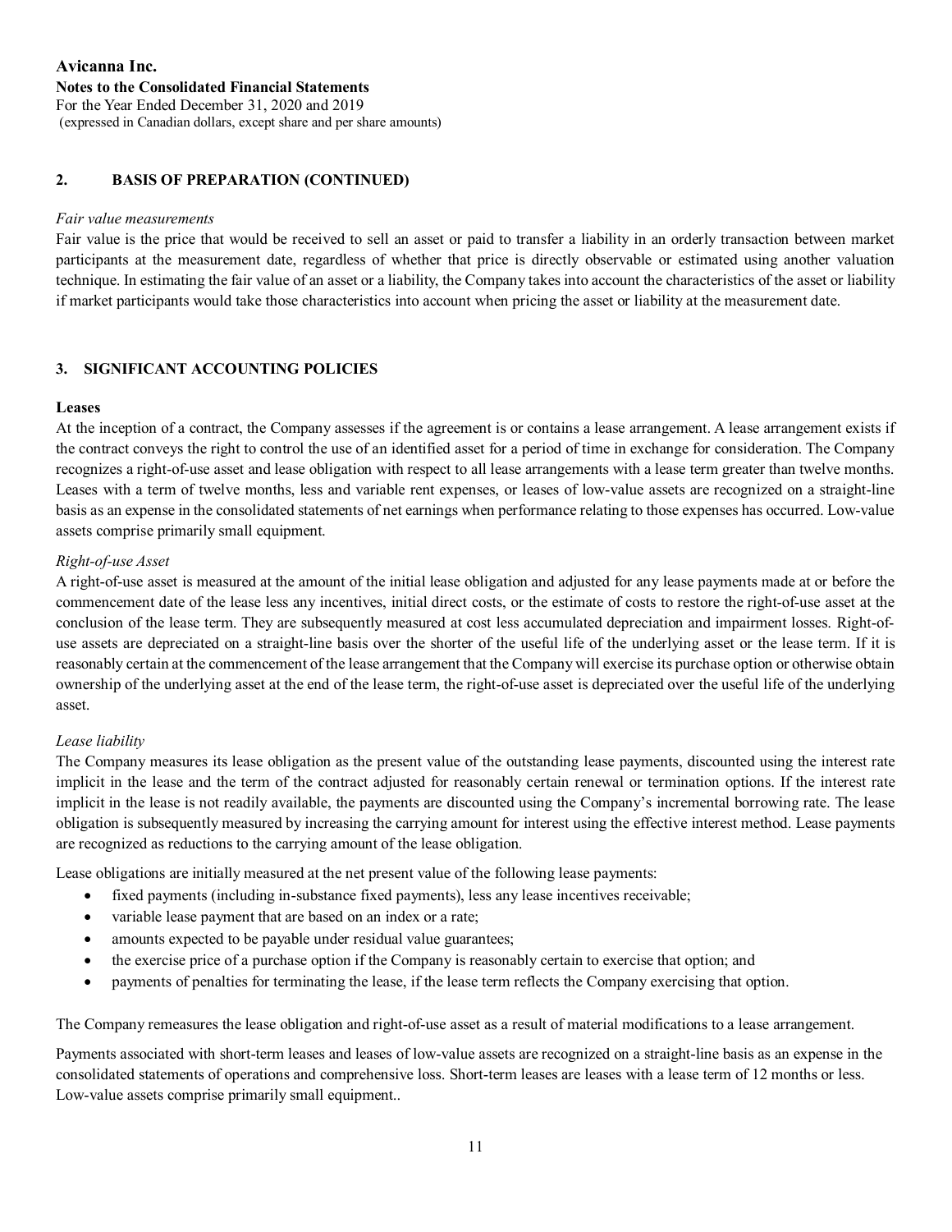## 2. BASIS OF PREPARATION (CONTINUED)

*Fair value measurements*

Fair value is the price that would be received to sell an asset or paid to transfer a liability in an orderly transaction between market participants at the measurement date, regardless of whether that price is directly observable or estimated using another valuation technique. In estimating the fair value of an asset or a liability, the Company takes into account the characteristics of the asset or liability if market participants would take those characteristics into account when pricing the asset or liability at the measurement date.

## 3. SIGNIFICANT ACCOUNTING POLICIES

### Leases

At the inception of a contract, the Company assesses if the agreement is or contains a lease arrangement. A lease arrangement exists if the contract conveys the right to control the use of an identified asset for a period of time in exchange for consideration. The Company recognizes a right-of-use asset and lease obligation with respect to all lease arrangements with a lease term greater than twelve months. Leases with a term of twelve months, less and variable rent expenses, or leases of low-value assets are recognized on a straight-line basis as an expense in the consolidated statements of net earnings when performance relating to those expenses has occurred. Low-value assets comprise primarily small equipment.

*Right-of-use Asset*

A right-of-use asset is measured at the amount of the initial lease obligation and adjusted for any lease payments made at or before the commencement date of the lease less any incentives, initial direct costs, or the estimate of costs to restore the right-of-use asset at the conclusion of the lease term. They are subsequently measured at cost less accumulated depreciation and impairment losses. Right-of-use assets are depreciated on a straight-line basis over the shorter of the useful life of the underlying asset or the lease term. If it is reasonably certain at the commencement of the lease arrangement that the Company will exercise its purchase option or otherwise obtain ownership of the underlying asset at the end of the lease term, the right-of-use asset is depreciated over the useful life of the underlying asset.

*Lease liability*

The Company measures its lease obligation as the present value of the outstanding lease payments, discounted using the interest rate implicit in the lease and the term of the contract adjusted for reasonably certain renewal or termination options. If the interest rate implicit in the lease is not readily available, the payments are discounted using the Company's incremental borrowing rate. The lease obligation is subsequently measured by increasing the carrying amount for interest using the effective interest method. Lease payments are recognized as reductions to the carrying amount of the lease obligation.

Lease obligations are initially measured at the net present value of the following lease payments:

- fixed payments (including in-substance fixed payments), less any lease incentives receivable;
- variable lease payment that are based on an index or a rate;
- amounts expected to be payable under residual value guarantees;
- the exercise price of a purchase option if the Company is reasonably certain to exercise that option; and
- payments of penalties for terminating the lease, if the lease term reflects the Company exercising that option.

The Company remeasures the lease obligation and right-of-use asset as a result of material modifications to a lease arrangement.

Payments associated with short-term leases and leases of low-value assets are recognized on a straight-line basis as an expense in the consolidated statements of operations and comprehensive loss. Short-term leases are leases with a lease term of 12 months or less. Low-value assets comprise primarily small equipment..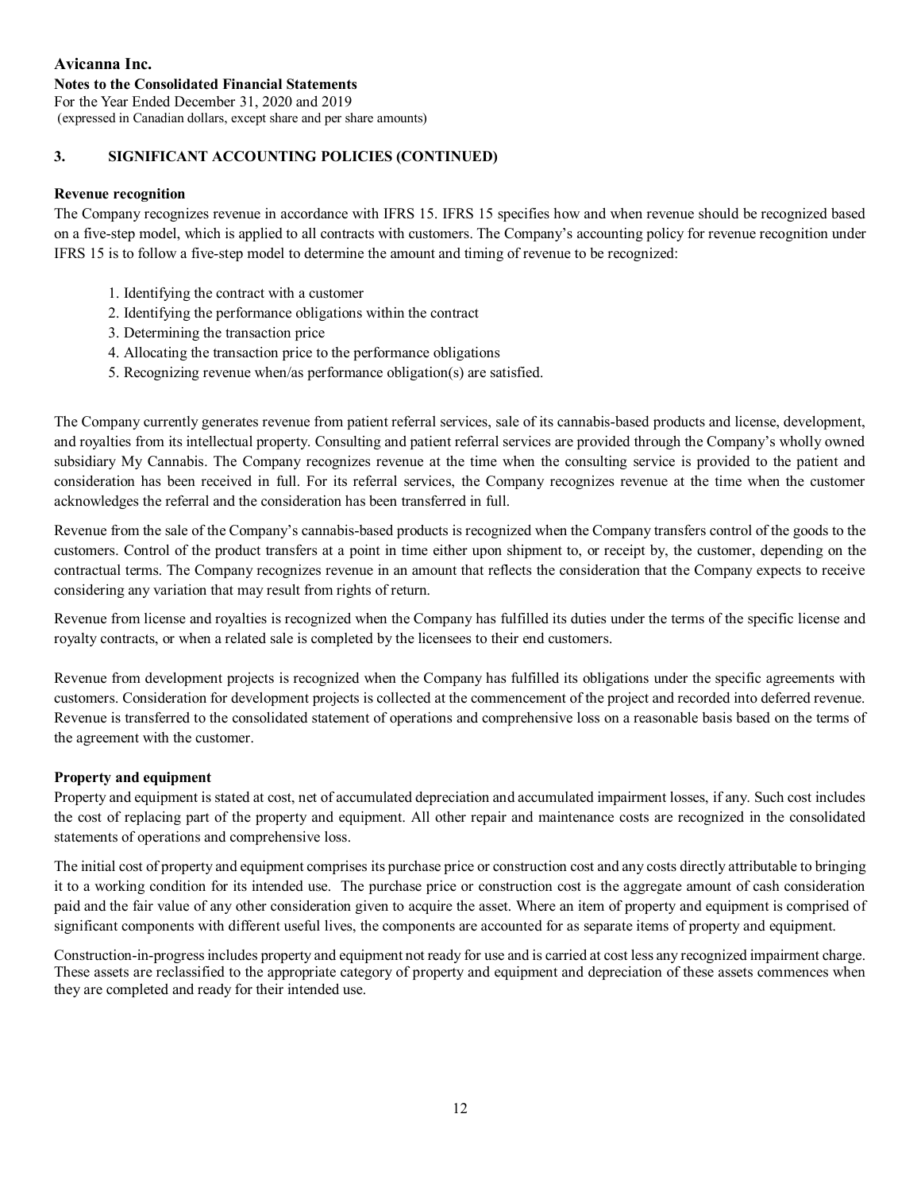## 3. SIGNIFICANT ACCOUNTING POLICIES (CONTINUED)

### Revenue recognition

The Company recognizes revenue in accordance with IFRS 15. IFRS 15 specifies how and when revenue should be recognized based on a five-step model, which is applied to all contracts with customers. The Company's accounting policy for revenue recognition under IFRS 15 is to follow a five-step model to determine the amount and timing of revenue to be recognized:

1. Identifying the contract with a customer
2. Identifying the performance obligations within the contract
3. Determining the transaction price
4. Allocating the transaction price to the performance obligations
5. Recognizing revenue when/as performance obligation(s) are satisfied.

The Company currently generates revenue from patient referral services, sale of its cannabis-based products and license, development, and royalties from its intellectual property. Consulting and patient referral services are provided through the Company's wholly owned subsidiary My Cannabis. The Company recognizes revenue at the time when the consulting service is provided to the patient and consideration has been received in full. For its referral services, the Company recognizes revenue at the time when the customer acknowledges the referral and the consideration has been transferred in full.

Revenue from the sale of the Company's cannabis-based products is recognized when the Company transfers control of the goods to the customers. Control of the product transfers at a point in time either upon shipment to, or receipt by, the customer, depending on the contractual terms. The Company recognizes revenue in an amount that reflects the consideration that the Company expects to receive considering any variation that may result from rights of return.

Revenue from license and royalties is recognized when the Company has fulfilled its duties under the terms of the specific license and royalty contracts, or when a related sale is completed by the licensees to their end customers.

Revenue from development projects is recognized when the Company has fulfilled its obligations under the specific agreements with customers. Consideration for development projects is collected at the commencement of the project and recorded into deferred revenue. Revenue is transferred to the consolidated statement of operations and comprehensive loss on a reasonable basis based on the terms of the agreement with the customer.

### Property and equipment

Property and equipment is stated at cost, net of accumulated depreciation and accumulated impairment losses, if any. Such cost includes the cost of replacing part of the property and equipment. All other repair and maintenance costs are recognized in the consolidated statements of operations and comprehensive loss.

The initial cost of property and equipment comprises its purchase price or construction cost and any costs directly attributable to bringing it to a working condition for its intended use. The purchase price or construction cost is the aggregate amount of cash consideration paid and the fair value of any other consideration given to acquire the asset. Where an item of property and equipment is comprised of significant components with different useful lives, the components are accounted for as separate items of property and equipment.

Construction-in-progress includes property and equipment not ready for use and is carried at cost less any recognized impairment charge. These assets are reclassified to the appropriate category of property and equipment and depreciation of these assets commences when they are completed and ready for their intended use.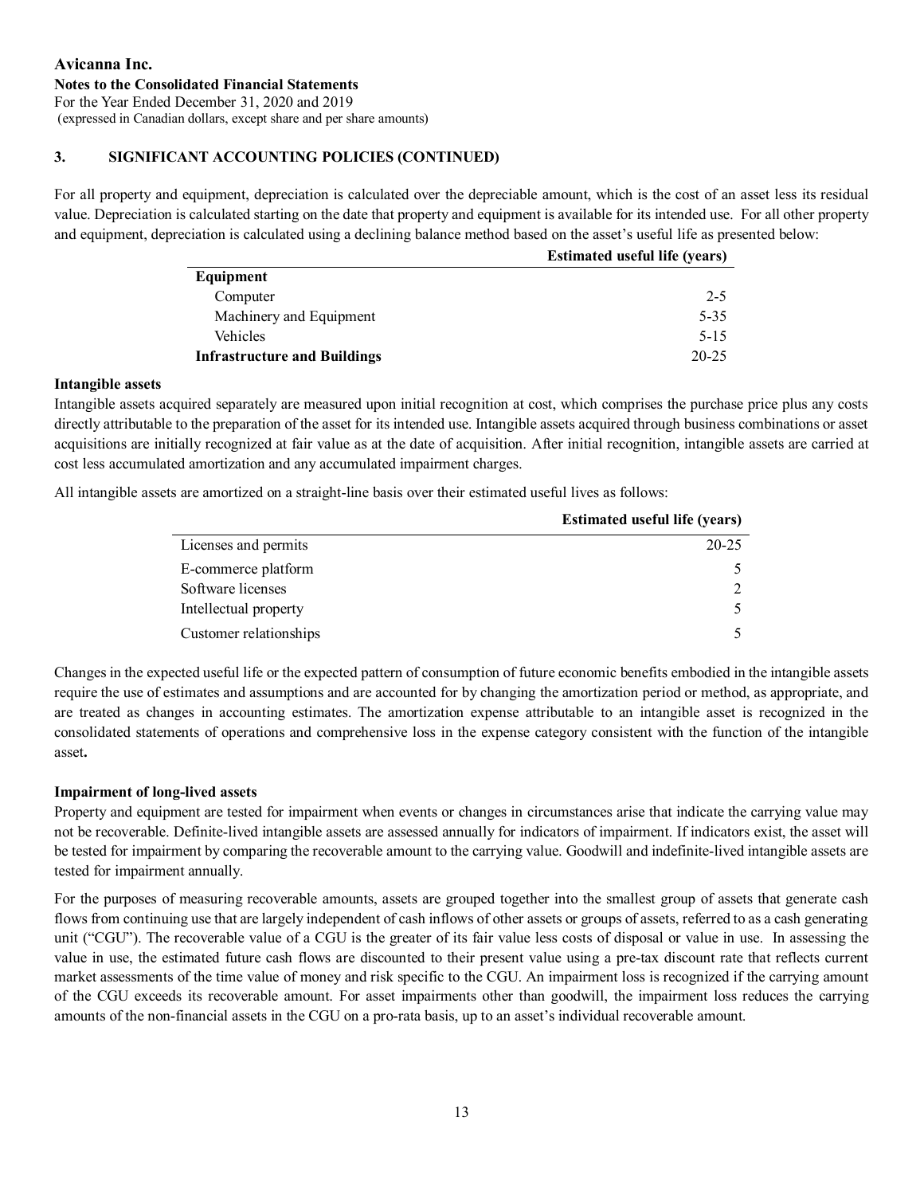## 3. SIGNIFICANT ACCOUNTING POLICIES (CONTINUED)

For all property and equipment, depreciation is calculated over the depreciable amount, which is the cost of an asset less its residual value. Depreciation is calculated starting on the date that property and equipment is available for its intended use. For all other property and equipment, depreciation is calculated using a declining balance method based on the asset's useful life as presented below:

| | Estimated useful life (years) |
|---|---|
| **Equipment** | |
| Computer | 2-5 |
| Machinery and Equipment | 5-35 |
| Vehicles | 5-15 |
| **Infrastructure and Buildings** | 20-25 |

**Intangible assets**

Intangible assets acquired separately are measured upon initial recognition at cost, which comprises the purchase price plus any costs directly attributable to the preparation of the asset for its intended use. Intangible assets acquired through business combinations or asset acquisitions are initially recognized at fair value as at the date of acquisition. After initial recognition, intangible assets are carried at cost less accumulated amortization and any accumulated impairment charges.

All intangible assets are amortized on a straight-line basis over their estimated useful lives as follows:

| | Estimated useful life (years) |
|---|---|
| Licenses and permits | 20-25 |
| E-commerce platform | 5 |
| Software licenses | 2 |
| Intellectual property | 5 |
| Customer relationships | 5 |

Changes in the expected useful life or the expected pattern of consumption of future economic benefits embodied in the intangible assets require the use of estimates and assumptions and are accounted for by changing the amortization period or method, as appropriate, and are treated as changes in accounting estimates. The amortization expense attributable to an intangible asset is recognized in the consolidated statements of operations and comprehensive loss in the expense category consistent with the function of the intangible asset.

**Impairment of long-lived assets**

Property and equipment are tested for impairment when events or changes in circumstances arise that indicate the carrying value may not be recoverable. Definite-lived intangible assets are assessed annually for indicators of impairment. If indicators exist, the asset will be tested for impairment by comparing the recoverable amount to the carrying value. Goodwill and indefinite-lived intangible assets are tested for impairment annually.

For the purposes of measuring recoverable amounts, assets are grouped together into the smallest group of assets that generate cash flows from continuing use that are largely independent of cash inflows of other assets or groups of assets, referred to as a cash generating unit ("CGU"). The recoverable value of a CGU is the greater of its fair value less costs of disposal or value in use. In assessing the value in use, the estimated future cash flows are discounted to their present value using a pre-tax discount rate that reflects current market assessments of the time value of money and risk specific to the CGU. An impairment loss is recognized if the carrying amount of the CGU exceeds its recoverable amount. For asset impairments other than goodwill, the impairment loss reduces the carrying amounts of the non-financial assets in the CGU on a pro-rata basis, up to an asset's individual recoverable amount.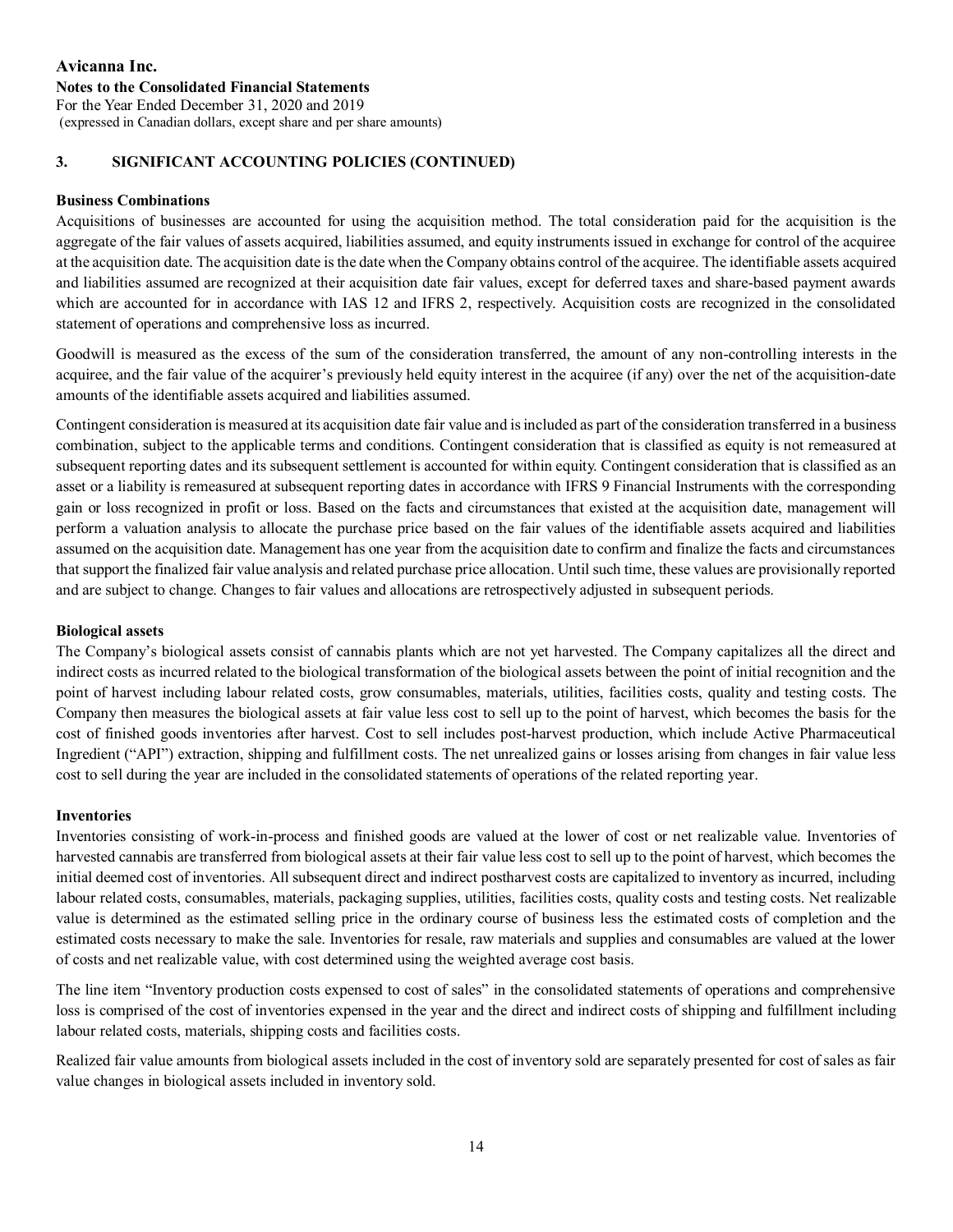## 3. SIGNIFICANT ACCOUNTING POLICIES (CONTINUED)

**Business Combinations**

Acquisitions of businesses are accounted for using the acquisition method. The total consideration paid for the acquisition is the aggregate of the fair values of assets acquired, liabilities assumed, and equity instruments issued in exchange for control of the acquiree at the acquisition date. The acquisition date is the date when the Company obtains control of the acquiree. The identifiable assets acquired and liabilities assumed are recognized at their acquisition date fair values, except for deferred taxes and share-based payment awards which are accounted for in accordance with IAS 12 and IFRS 2, respectively. Acquisition costs are recognized in the consolidated statement of operations and comprehensive loss as incurred.

Goodwill is measured as the excess of the sum of the consideration transferred, the amount of any non-controlling interests in the acquiree, and the fair value of the acquirer's previously held equity interest in the acquiree (if any) over the net of the acquisition-date amounts of the identifiable assets acquired and liabilities assumed.

Contingent consideration is measured at its acquisition date fair value and is included as part of the consideration transferred in a business combination, subject to the applicable terms and conditions. Contingent consideration that is classified as equity is not remeasured at subsequent reporting dates and its subsequent settlement is accounted for within equity. Contingent consideration that is classified as an asset or a liability is remeasured at subsequent reporting dates in accordance with IFRS 9 Financial Instruments with the corresponding gain or loss recognized in profit or loss. Based on the facts and circumstances that existed at the acquisition date, management will perform a valuation analysis to allocate the purchase price based on the fair values of the identifiable assets acquired and liabilities assumed on the acquisition date. Management has one year from the acquisition date to confirm and finalize the facts and circumstances that support the finalized fair value analysis and related purchase price allocation. Until such time, these values are provisionally reported and are subject to change. Changes to fair values and allocations are retrospectively adjusted in subsequent periods.

**Biological assets**

The Company's biological assets consist of cannabis plants which are not yet harvested. The Company capitalizes all the direct and indirect costs as incurred related to the biological transformation of the biological assets between the point of initial recognition and the point of harvest including labour related costs, grow consumables, materials, utilities, facilities costs, quality and testing costs. The Company then measures the biological assets at fair value less cost to sell up to the point of harvest, which becomes the basis for the cost of finished goods inventories after harvest. Cost to sell includes post-harvest production, which include Active Pharmaceutical Ingredient ("API") extraction, shipping and fulfillment costs. The net unrealized gains or losses arising from changes in fair value less cost to sell during the year are included in the consolidated statements of operations of the related reporting year.

**Inventories**

Inventories consisting of work-in-process and finished goods are valued at the lower of cost or net realizable value. Inventories of harvested cannabis are transferred from biological assets at their fair value less cost to sell up to the point of harvest, which becomes the initial deemed cost of inventories. All subsequent direct and indirect postharvest costs are capitalized to inventory as incurred, including labour related costs, consumables, materials, packaging supplies, utilities, facilities costs, quality costs and testing costs. Net realizable value is determined as the estimated selling price in the ordinary course of business less the estimated costs of completion and the estimated costs necessary to make the sale. Inventories for resale, raw materials and supplies and consumables are valued at the lower of costs and net realizable value, with cost determined using the weighted average cost basis.

The line item "Inventory production costs expensed to cost of sales" in the consolidated statements of operations and comprehensive loss is comprised of the cost of inventories expensed in the year and the direct and indirect costs of shipping and fulfillment including labour related costs, materials, shipping costs and facilities costs.

Realized fair value amounts from biological assets included in the cost of inventory sold are separately presented for cost of sales as fair value changes in biological assets included in inventory sold.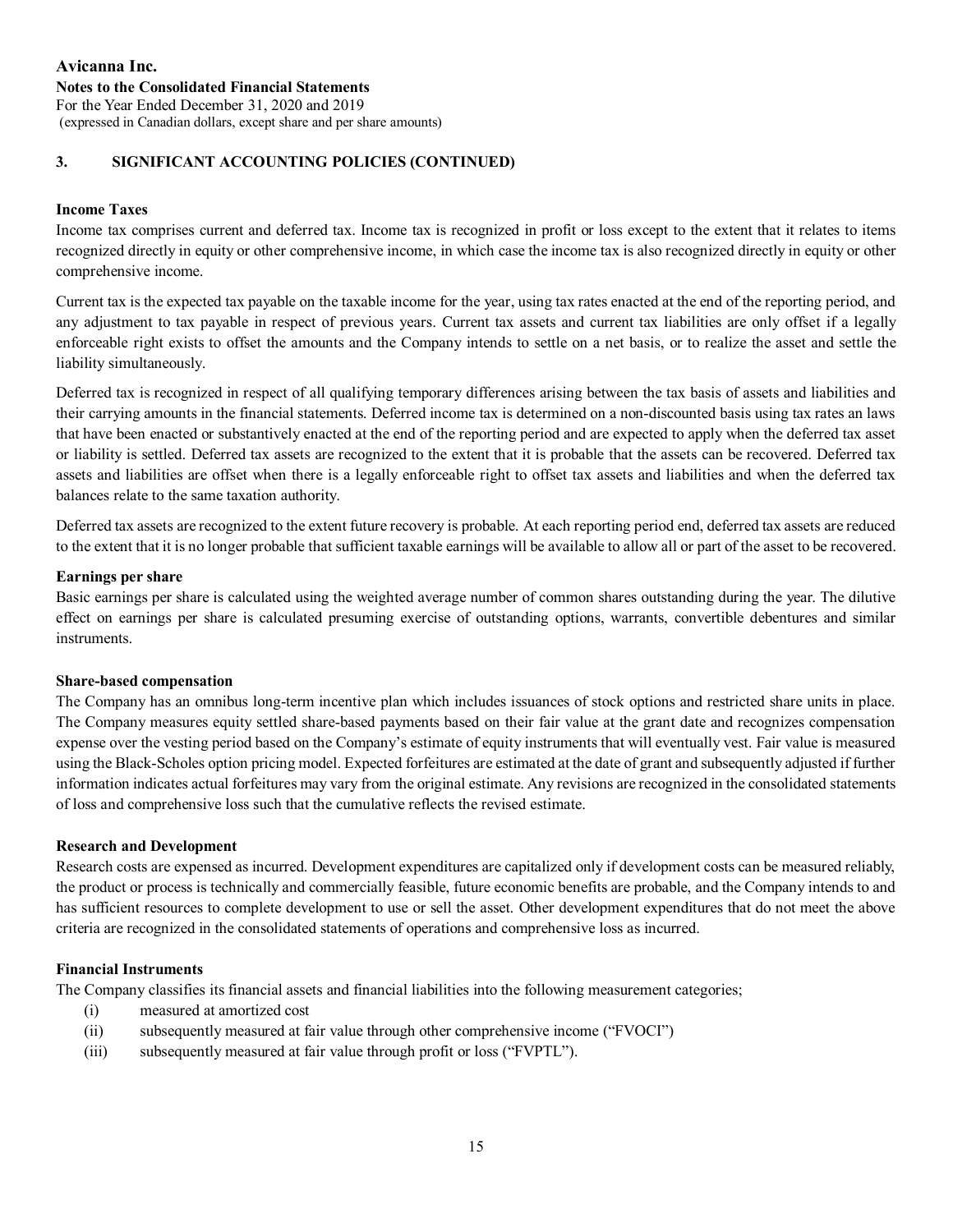## 3. SIGNIFICANT ACCOUNTING POLICIES (CONTINUED)

**Income Taxes**

Income tax comprises current and deferred tax. Income tax is recognized in profit or loss except to the extent that it relates to items recognized directly in equity or other comprehensive income, in which case the income tax is also recognized directly in equity or other comprehensive income.

Current tax is the expected tax payable on the taxable income for the year, using tax rates enacted at the end of the reporting period, and any adjustment to tax payable in respect of previous years. Current tax assets and current tax liabilities are only offset if a legally enforceable right exists to offset the amounts and the Company intends to settle on a net basis, or to realize the asset and settle the liability simultaneously.

Deferred tax is recognized in respect of all qualifying temporary differences arising between the tax basis of assets and liabilities and their carrying amounts in the financial statements. Deferred income tax is determined on a non-discounted basis using tax rates an laws that have been enacted or substantively enacted at the end of the reporting period and are expected to apply when the deferred tax asset or liability is settled. Deferred tax assets are recognized to the extent that it is probable that the assets can be recovered. Deferred tax assets and liabilities are offset when there is a legally enforceable right to offset tax assets and liabilities and when the deferred tax balances relate to the same taxation authority.

Deferred tax assets are recognized to the extent future recovery is probable. At each reporting period end, deferred tax assets are reduced to the extent that it is no longer probable that sufficient taxable earnings will be available to allow all or part of the asset to be recovered.

**Earnings per share**

Basic earnings per share is calculated using the weighted average number of common shares outstanding during the year. The dilutive effect on earnings per share is calculated presuming exercise of outstanding options, warrants, convertible debentures and similar instruments.

**Share-based compensation**

The Company has an omnibus long-term incentive plan which includes issuances of stock options and restricted share units in place. The Company measures equity settled share-based payments based on their fair value at the grant date and recognizes compensation expense over the vesting period based on the Company's estimate of equity instruments that will eventually vest. Fair value is measured using the Black-Scholes option pricing model. Expected forfeitures are estimated at the date of grant and subsequently adjusted if further information indicates actual forfeitures may vary from the original estimate. Any revisions are recognized in the consolidated statements of loss and comprehensive loss such that the cumulative reflects the revised estimate.

**Research and Development**

Research costs are expensed as incurred. Development expenditures are capitalized only if development costs can be measured reliably, the product or process is technically and commercially feasible, future economic benefits are probable, and the Company intends to and has sufficient resources to complete development to use or sell the asset. Other development expenditures that do not meet the above criteria are recognized in the consolidated statements of operations and comprehensive loss as incurred.

**Financial Instruments**

The Company classifies its financial assets and financial liabilities into the following measurement categories;

(i) measured at amortized cost
(ii) subsequently measured at fair value through other comprehensive income ("FVOCI")
(iii) subsequently measured at fair value through profit or loss ("FVPTL").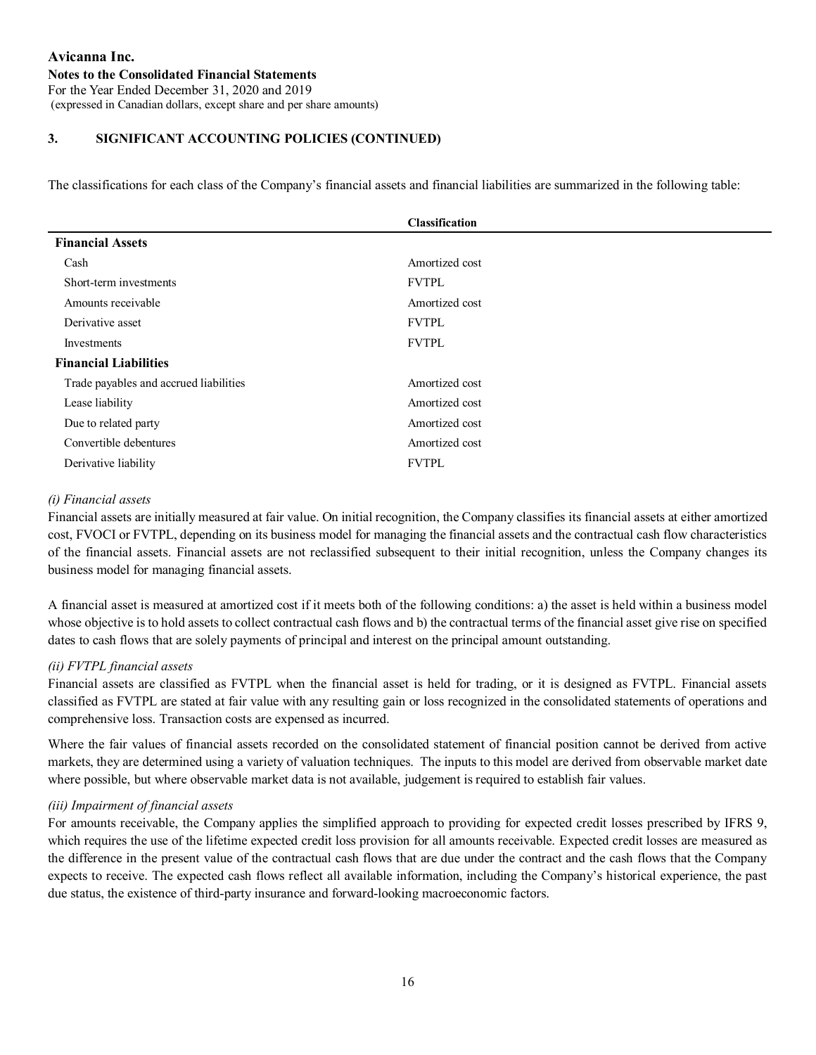## 3. SIGNIFICANT ACCOUNTING POLICIES (CONTINUED)

The classifications for each class of the Company's financial assets and financial liabilities are summarized in the following table:

| | Classification |
|---|---|
| **Financial Assets** | |
| Cash | Amortized cost |
| Short-term investments | FVTPL |
| Amounts receivable | Amortized cost |
| Derivative asset | FVTPL |
| Investments | FVTPL |
| **Financial Liabilities** | |
| Trade payables and accrued liabilities | Amortized cost |
| Lease liability | Amortized cost |
| Due to related party | Amortized cost |
| Convertible debentures | Amortized cost |
| Derivative liability | FVTPL |

*(i) Financial assets*

Financial assets are initially measured at fair value. On initial recognition, the Company classifies its financial assets at either amortized cost, FVOCI or FVTPL, depending on its business model for managing the financial assets and the contractual cash flow characteristics of the financial assets. Financial assets are not reclassified subsequent to their initial recognition, unless the Company changes its business model for managing financial assets.

A financial asset is measured at amortized cost if it meets both of the following conditions: a) the asset is held within a business model whose objective is to hold assets to collect contractual cash flows and b) the contractual terms of the financial asset give rise on specified dates to cash flows that are solely payments of principal and interest on the principal amount outstanding.

*(ii) FVTPL financial assets*

Financial assets are classified as FVTPL when the financial asset is held for trading, or it is designed as FVTPL. Financial assets classified as FVTPL are stated at fair value with any resulting gain or loss recognized in the consolidated statements of operations and comprehensive loss. Transaction costs are expensed as incurred.

Where the fair values of financial assets recorded on the consolidated statement of financial position cannot be derived from active markets, they are determined using a variety of valuation techniques. The inputs to this model are derived from observable market date where possible, but where observable market data is not available, judgement is required to establish fair values.

*(iii) Impairment of financial assets*

For amounts receivable, the Company applies the simplified approach to providing for expected credit losses prescribed by IFRS 9, which requires the use of the lifetime expected credit loss provision for all amounts receivable. Expected credit losses are measured as the difference in the present value of the contractual cash flows that are due under the contract and the cash flows that the Company expects to receive. The expected cash flows reflect all available information, including the Company's historical experience, the past due status, the existence of third-party insurance and forward-looking macroeconomic factors.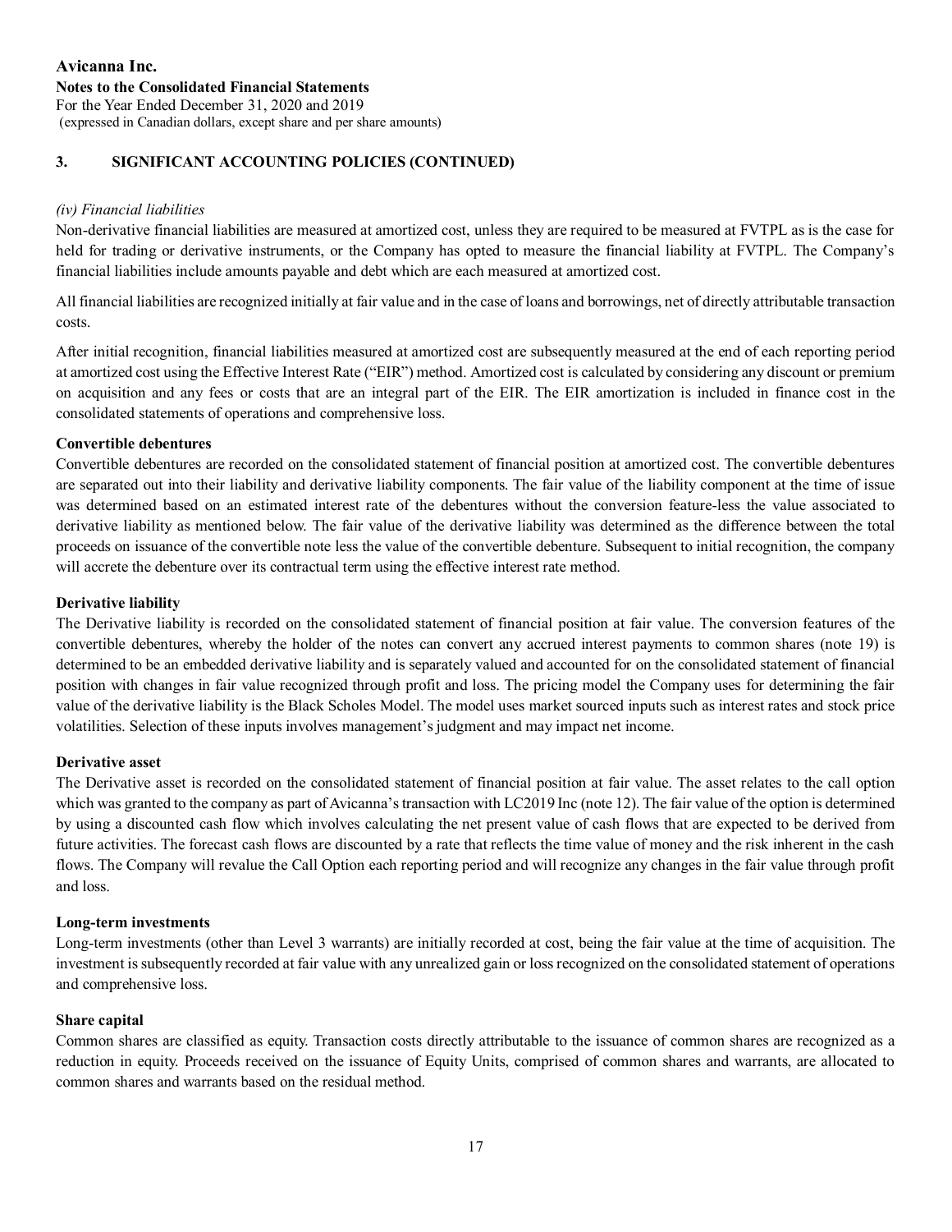## 3. SIGNIFICANT ACCOUNTING POLICIES (CONTINUED)

*(iv) Financial liabilities*

Non-derivative financial liabilities are measured at amortized cost, unless they are required to be measured at FVTPL as is the case for held for trading or derivative instruments, or the Company has opted to measure the financial liability at FVTPL. The Company's financial liabilities include amounts payable and debt which are each measured at amortized cost.

All financial liabilities are recognized initially at fair value and in the case of loans and borrowings, net of directly attributable transaction costs.

After initial recognition, financial liabilities measured at amortized cost are subsequently measured at the end of each reporting period at amortized cost using the Effective Interest Rate ("EIR") method. Amortized cost is calculated by considering any discount or premium on acquisition and any fees or costs that are an integral part of the EIR. The EIR amortization is included in finance cost in the consolidated statements of operations and comprehensive loss.

**Convertible debentures**

Convertible debentures are recorded on the consolidated statement of financial position at amortized cost. The convertible debentures are separated out into their liability and derivative liability components. The fair value of the liability component at the time of issue was determined based on an estimated interest rate of the debentures without the conversion feature-less the value associated to derivative liability as mentioned below. The fair value of the derivative liability was determined as the difference between the total proceeds on issuance of the convertible note less the value of the convertible debenture. Subsequent to initial recognition, the company will accrete the debenture over its contractual term using the effective interest rate method.

**Derivative liability**

The Derivative liability is recorded on the consolidated statement of financial position at fair value. The conversion features of the convertible debentures, whereby the holder of the notes can convert any accrued interest payments to common shares (note 19) is determined to be an embedded derivative liability and is separately valued and accounted for on the consolidated statement of financial position with changes in fair value recognized through profit and loss. The pricing model the Company uses for determining the fair value of the derivative liability is the Black Scholes Model. The model uses market sourced inputs such as interest rates and stock price volatilities. Selection of these inputs involves management's judgment and may impact net income.

**Derivative asset**

The Derivative asset is recorded on the consolidated statement of financial position at fair value. The asset relates to the call option which was granted to the company as part of Avicanna's transaction with LC2019 Inc (note 12). The fair value of the option is determined by using a discounted cash flow which involves calculating the net present value of cash flows that are expected to be derived from future activities. The forecast cash flows are discounted by a rate that reflects the time value of money and the risk inherent in the cash flows. The Company will revalue the Call Option each reporting period and will recognize any changes in the fair value through profit and loss.

**Long-term investments**

Long-term investments (other than Level 3 warrants) are initially recorded at cost, being the fair value at the time of acquisition. The investment is subsequently recorded at fair value with any unrealized gain or loss recognized on the consolidated statement of operations and comprehensive loss.

**Share capital**

Common shares are classified as equity. Transaction costs directly attributable to the issuance of common shares are recognized as a reduction in equity. Proceeds received on the issuance of Equity Units, comprised of common shares and warrants, are allocated to common shares and warrants based on the residual method.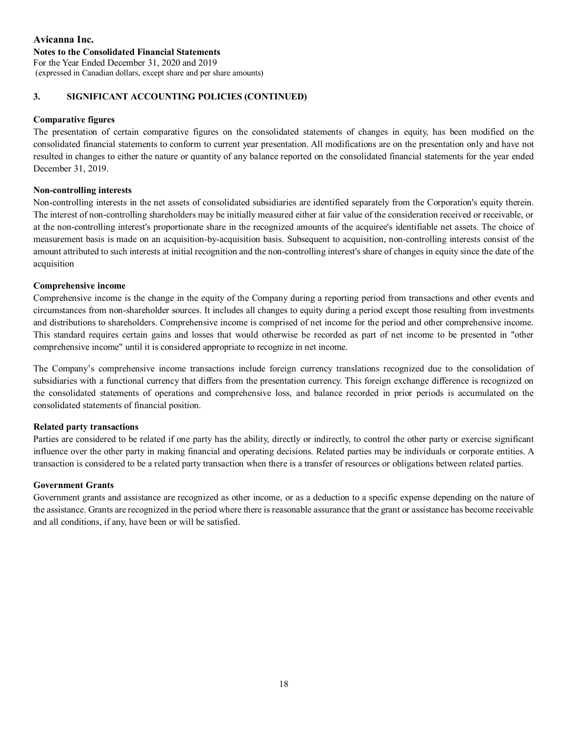## 3. SIGNIFICANT ACCOUNTING POLICIES (CONTINUED)

**Comparative figures**

The presentation of certain comparative figures on the consolidated statements of changes in equity, has been modified on the consolidated financial statements to conform to current year presentation. All modifications are on the presentation only and have not resulted in changes to either the nature or quantity of any balance reported on the consolidated financial statements for the year ended December 31, 2019.

**Non-controlling interests**

Non-controlling interests in the net assets of consolidated subsidiaries are identified separately from the Corporation's equity therein. The interest of non-controlling shareholders may be initially measured either at fair value of the consideration received or receivable, or at the non-controlling interest's proportionate share in the recognized amounts of the acquiree's identifiable net assets. The choice of measurement basis is made on an acquisition-by-acquisition basis. Subsequent to acquisition, non-controlling interests consist of the amount attributed to such interests at initial recognition and the non-controlling interest's share of changes in equity since the date of the acquisition

**Comprehensive income**

Comprehensive income is the change in the equity of the Company during a reporting period from transactions and other events and circumstances from non-shareholder sources. It includes all changes to equity during a period except those resulting from investments and distributions to shareholders. Comprehensive income is comprised of net income for the period and other comprehensive income. This standard requires certain gains and losses that would otherwise be recorded as part of net income to be presented in "other comprehensive income" until it is considered appropriate to recognize in net income.

The Company's comprehensive income transactions include foreign currency translations recognized due to the consolidation of subsidiaries with a functional currency that differs from the presentation currency. This foreign exchange difference is recognized on the consolidated statements of operations and comprehensive loss, and balance recorded in prior periods is accumulated on the consolidated statements of financial position.

**Related party transactions**

Parties are considered to be related if one party has the ability, directly or indirectly, to control the other party or exercise significant influence over the other party in making financial and operating decisions. Related parties may be individuals or corporate entities. A transaction is considered to be a related party transaction when there is a transfer of resources or obligations between related parties.

**Government Grants**

Government grants and assistance are recognized as other income, or as a deduction to a specific expense depending on the nature of the assistance. Grants are recognized in the period where there is reasonable assurance that the grant or assistance has become receivable and all conditions, if any, have been or will be satisfied.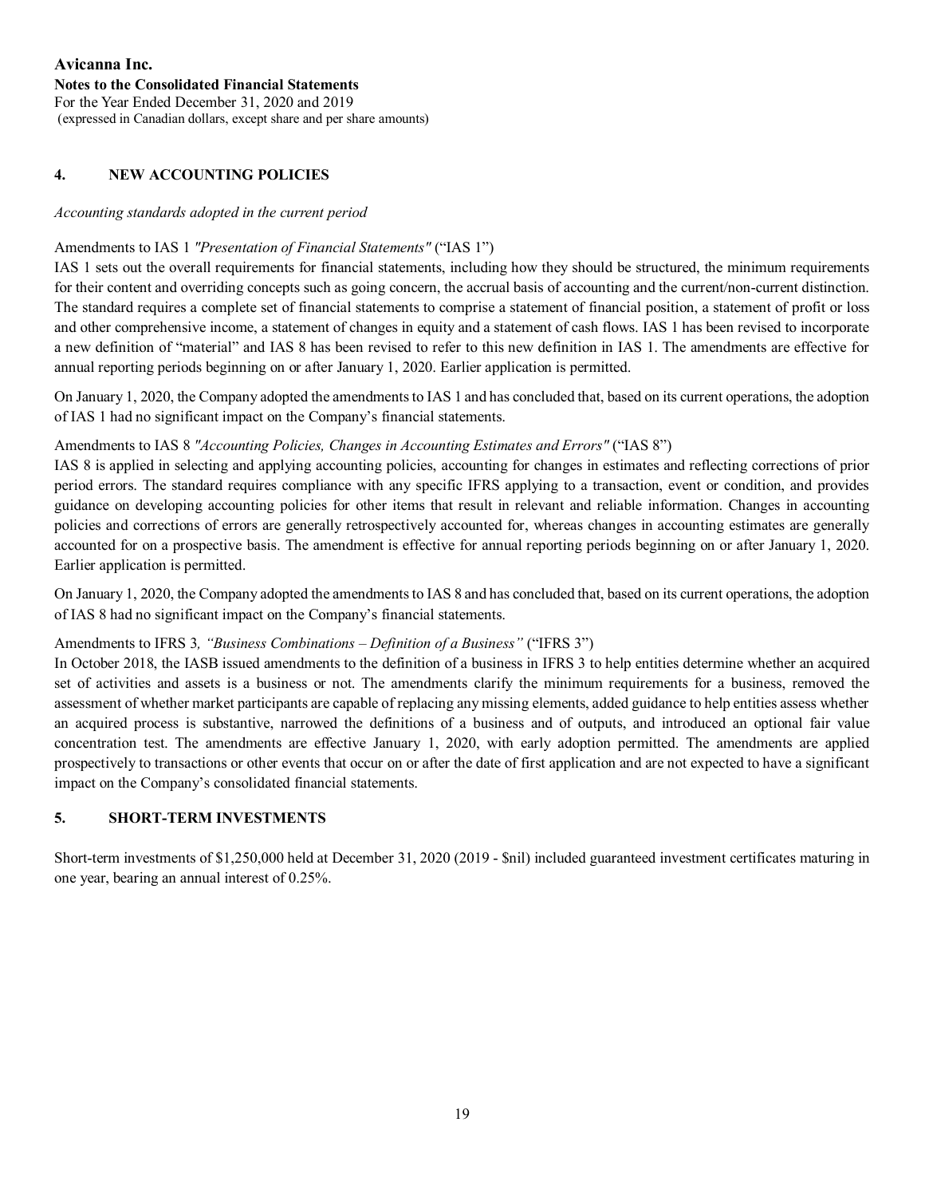## 4. NEW ACCOUNTING POLICIES

*Accounting standards adopted in the current period*

Amendments to IAS 1 *"Presentation of Financial Statements"* ("IAS 1")

IAS 1 sets out the overall requirements for financial statements, including how they should be structured, the minimum requirements for their content and overriding concepts such as going concern, the accrual basis of accounting and the current/non-current distinction. The standard requires a complete set of financial statements to comprise a statement of financial position, a statement of profit or loss and other comprehensive income, a statement of changes in equity and a statement of cash flows. IAS 1 has been revised to incorporate a new definition of "material" and IAS 8 has been revised to refer to this new definition in IAS 1. The amendments are effective for annual reporting periods beginning on or after January 1, 2020. Earlier application is permitted.

On January 1, 2020, the Company adopted the amendments to IAS 1 and has concluded that, based on its current operations, the adoption of IAS 1 had no significant impact on the Company's financial statements.

Amendments to IAS 8 *"Accounting Policies, Changes in Accounting Estimates and Errors"* ("IAS 8")

IAS 8 is applied in selecting and applying accounting policies, accounting for changes in estimates and reflecting corrections of prior period errors. The standard requires compliance with any specific IFRS applying to a transaction, event or condition, and provides guidance on developing accounting policies for other items that result in relevant and reliable information. Changes in accounting policies and corrections of errors are generally retrospectively accounted for, whereas changes in accounting estimates are generally accounted for on a prospective basis. The amendment is effective for annual reporting periods beginning on or after January 1, 2020. Earlier application is permitted.

On January 1, 2020, the Company adopted the amendments to IAS 8 and has concluded that, based on its current operations, the adoption of IAS 8 had no significant impact on the Company's financial statements.

Amendments to IFRS 3*, "Business Combinations – Definition of a Business"* ("IFRS 3")

In October 2018, the IASB issued amendments to the definition of a business in IFRS 3 to help entities determine whether an acquired set of activities and assets is a business or not. The amendments clarify the minimum requirements for a business, removed the assessment of whether market participants are capable of replacing any missing elements, added guidance to help entities assess whether an acquired process is substantive, narrowed the definitions of a business and of outputs, and introduced an optional fair value concentration test. The amendments are effective January 1, 2020, with early adoption permitted. The amendments are applied prospectively to transactions or other events that occur on or after the date of first application and are not expected to have a significant impact on the Company's consolidated financial statements.

## 5. SHORT-TERM INVESTMENTS

Short-term investments of $1,250,000 held at December 31, 2020 (2019 - $nil) included guaranteed investment certificates maturing in one year, bearing an annual interest of 0.25%.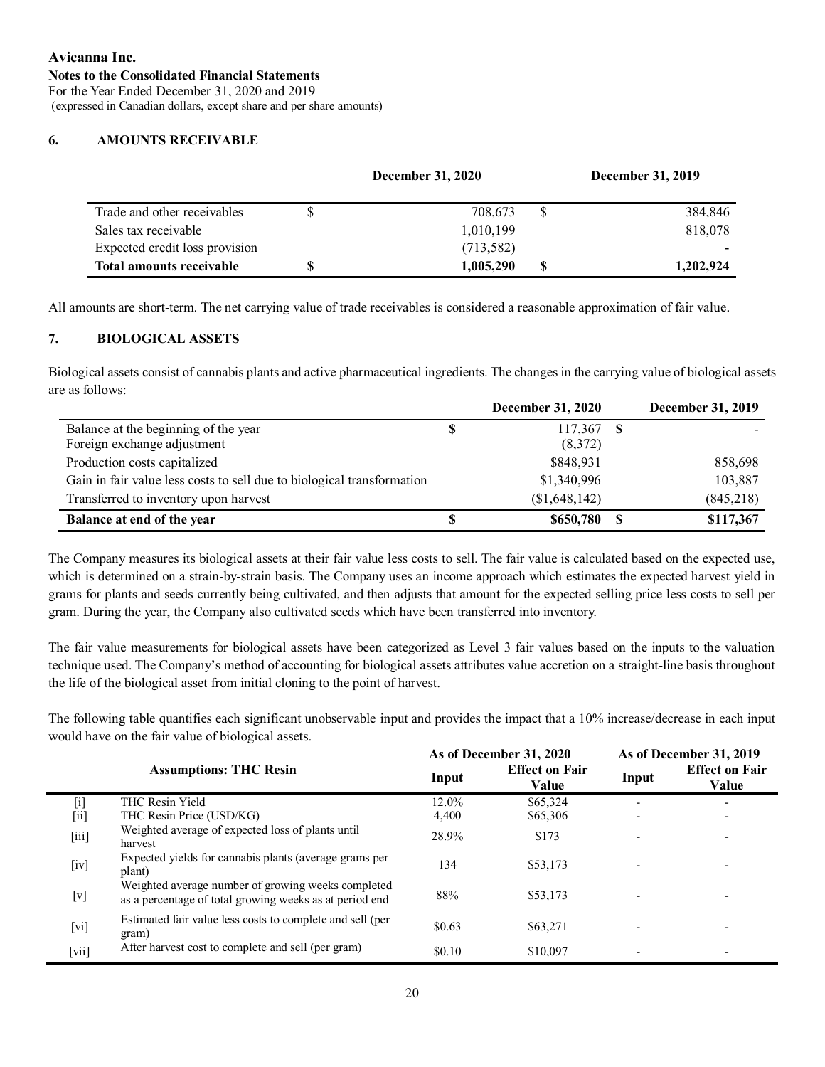# Avicanna Inc.

**Notes to the Consolidated Financial Statements**

For the Year Ended December 31, 2020 and 2019

(expressed in Canadian dollars, except share and per share amounts)

## 6. AMOUNTS RECEIVABLE

| | December 31, 2020 | December 31, 2019 |
|---|---|---|
| Trade and other receivables | $ 708,673 | $ 384,846 |
| Sales tax receivable | 1,010,199 | 818,078 |
| Expected credit loss provision | (713,582) | - |
| **Total amounts receivable** | **$ 1,005,290** | **$ 1,202,924** |

All amounts are short-term. The net carrying value of trade receivables is considered a reasonable approximation of fair value.

## 7. BIOLOGICAL ASSETS

Biological assets consist of cannabis plants and active pharmaceutical ingredients. The changes in the carrying value of biological assets are as follows:

| | December 31, 2020 | December 31, 2019 |
|---|---|---|
| Balance at the beginning of the year | $ 117,367 | $ - |
| Foreign exchange adjustment | (8,372) | |
| Production costs capitalized | $848,931 | 858,698 |
| Gain in fair value less costs to sell due to biological transformation | $1,340,996 | 103,887 |
| Transferred to inventory upon harvest | ($1,648,142) | (845,218) |
| **Balance at end of the year** | **$ $650,780** | **$ $117,367** |

The Company measures its biological assets at their fair value less costs to sell. The fair value is calculated based on the expected use, which is determined on a strain-by-strain basis. The Company uses an income approach which estimates the expected harvest yield in grams for plants and seeds currently being cultivated, and then adjusts that amount for the expected selling price less costs to sell per gram. During the year, the Company also cultivated seeds which have been transferred into inventory.

The fair value measurements for biological assets have been categorized as Level 3 fair values based on the inputs to the valuation technique used. The Company's method of accounting for biological assets attributes value accretion on a straight-line basis throughout the life of the biological asset from initial cloning to the point of harvest.

The following table quantifies each significant unobservable input and provides the impact that a 10% increase/decrease in each input would have on the fair value of biological assets.

| | Assumptions: THC Resin | As of December 31, 2020 | | As of December 31, 2019 | |
|---|---|---|---|---|---|
| | | Input | Effect on Fair Value | Input | Effect on Fair Value |
| [i] | THC Resin Yield | 12.0% | $65,324 | - | - |
| [ii] | THC Resin Price (USD/KG) | 4,400 | $65,306 | - | - |
| [iii] | Weighted average of expected loss of plants until harvest | 28.9% | $173 | - | - |
| [iv] | Expected yields for cannabis plants (average grams per plant) | 134 | $53,173 | - | - |
| [v] | Weighted average number of growing weeks completed as a percentage of total growing weeks as at period end | 88% | $53,173 | - | - |
| [vi] | Estimated fair value less costs to complete and sell (per gram) | $0.63 | $63,271 | - | - |
| [vii] | After harvest cost to complete and sell (per gram) | $0.10 | $10,097 | - | - |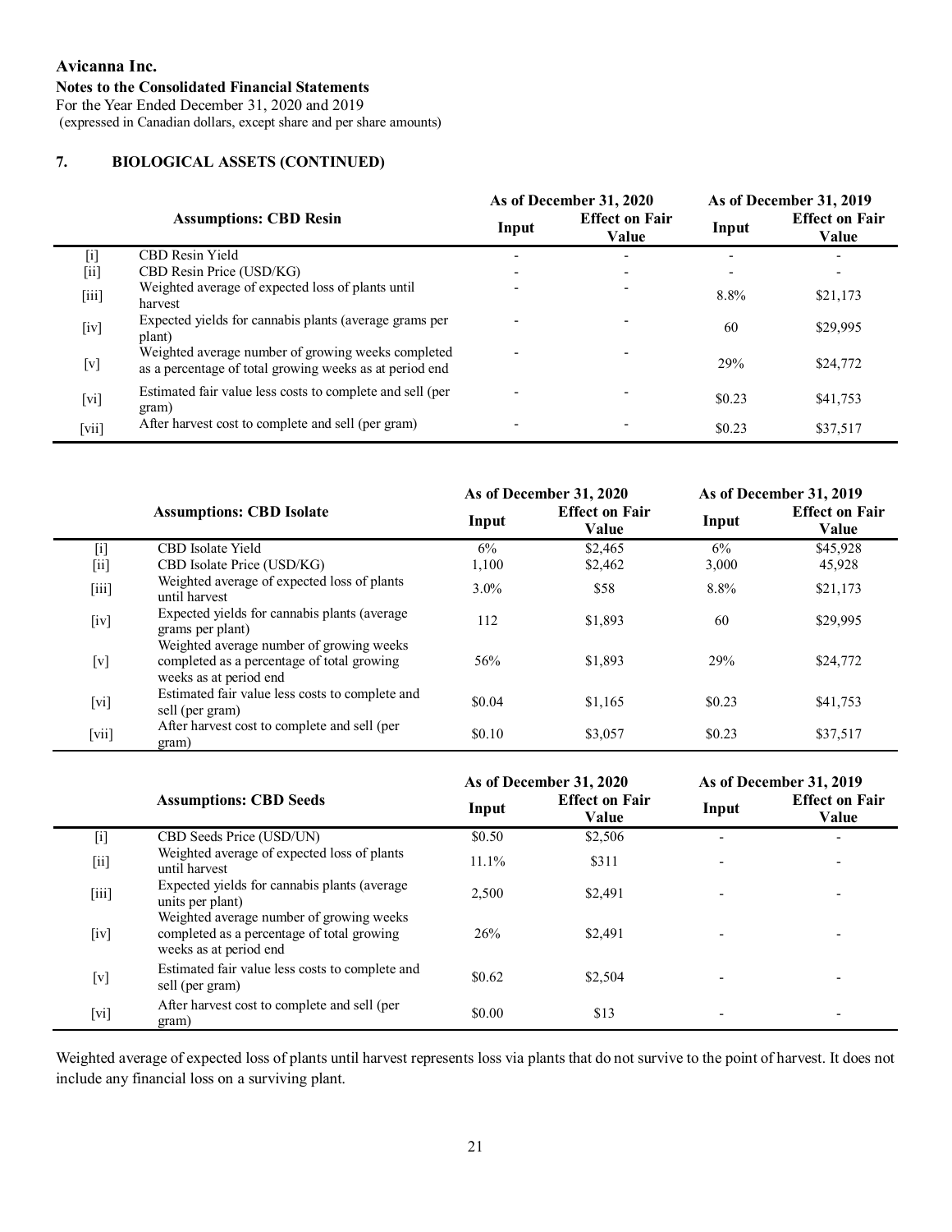Avicanna Inc.

**Notes to the Consolidated Financial Statements**

For the Year Ended December 31, 2020 and 2019

(expressed in Canadian dollars, except share and per share amounts)

## 7. BIOLOGICAL ASSETS (CONTINUED)

| | Assumptions: CBD Resin | As of December 31, 2020 | | As of December 31, 2019 | |
|---|---|---|---|---|---|
| | | Input | Effect on Fair Value | Input | Effect on Fair Value |
| [i] | CBD Resin Yield | - | - | - | - |
| [ii] | CBD Resin Price (USD/KG) | - | - | - | - |
| [iii] | Weighted average of expected loss of plants until harvest | - | - | 8.8% | $21,173 |
| [iv] | Expected yields for cannabis plants (average grams per plant) | - | - | 60 | $29,995 |
| [v] | Weighted average number of growing weeks completed as a percentage of total growing weeks as at period end | - | - | 29% | $24,772 |
| [vi] | Estimated fair value less costs to complete and sell (per gram) | - | - | $0.23 | $41,753 |
| [vii] | After harvest cost to complete and sell (per gram) | - | - | $0.23 | $37,517 |

| | Assumptions: CBD Isolate | As of December 31, 2020 | | As of December 31, 2019 | |
|---|---|---|---|---|---|
| | | Input | Effect on Fair Value | Input | Effect on Fair Value |
| [i] | CBD Isolate Yield | 6% | $2,465 | 6% | $45,928 |
| [ii] | CBD Isolate Price (USD/KG) | 1,100 | $2,462 | 3,000 | 45,928 |
| [iii] | Weighted average of expected loss of plants until harvest | 3.0% | $58 | 8.8% | $21,173 |
| [iv] | Expected yields for cannabis plants (average grams per plant) | 112 | $1,893 | 60 | $29,995 |
| [v] | Weighted average number of growing weeks completed as a percentage of total growing weeks as at period end | 56% | $1,893 | 29% | $24,772 |
| [vi] | Estimated fair value less costs to complete and sell (per gram) | $0.04 | $1,165 | $0.23 | $41,753 |
| [vii] | After harvest cost to complete and sell (per gram) | $0.10 | $3,057 | $0.23 | $37,517 |

| | Assumptions: CBD Seeds | As of December 31, 2020 | | As of December 31, 2019 | |
|---|---|---|---|---|---|
| | | Input | Effect on Fair Value | Input | Effect on Fair Value |
| [i] | CBD Seeds Price (USD/UN) | $0.50 | $2,506 | - | - |
| [ii] | Weighted average of expected loss of plants until harvest | 11.1% | $311 | - | - |
| [iii] | Expected yields for cannabis plants (average units per plant) | 2,500 | $2,491 | - | - |
| [iv] | Weighted average number of growing weeks completed as a percentage of total growing weeks as at period end | 26% | $2,491 | - | - |
| [v] | Estimated fair value less costs to complete and sell (per gram) | $0.62 | $2,504 | - | - |
| [vi] | After harvest cost to complete and sell (per gram) | $0.00 | $13 | - | - |

Weighted average of expected loss of plants until harvest represents loss via plants that do not survive to the point of harvest. It does not include any financial loss on a surviving plant.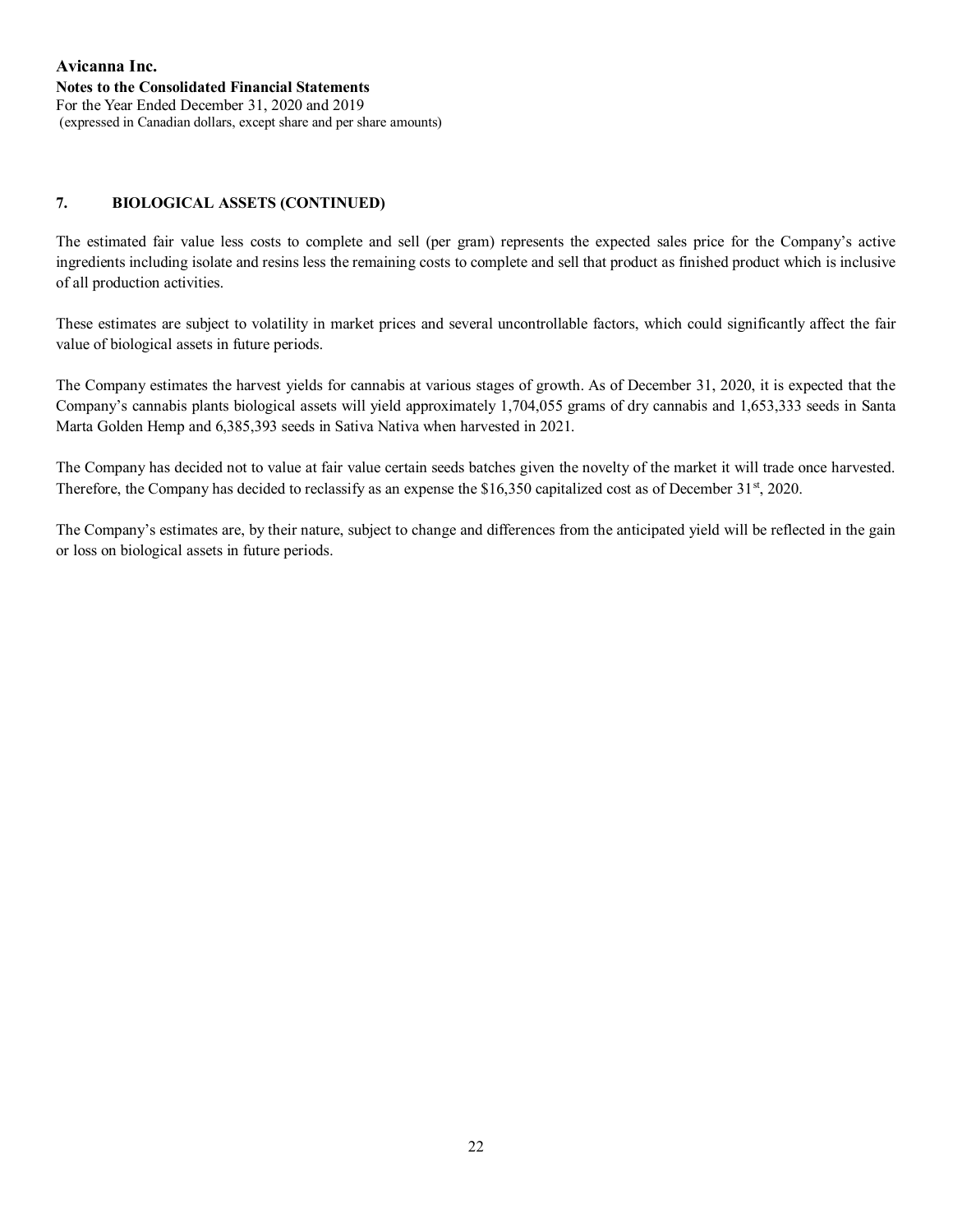## 7. BIOLOGICAL ASSETS (CONTINUED)

The estimated fair value less costs to complete and sell (per gram) represents the expected sales price for the Company's active ingredients including isolate and resins less the remaining costs to complete and sell that product as finished product which is inclusive of all production activities.

These estimates are subject to volatility in market prices and several uncontrollable factors, which could significantly affect the fair value of biological assets in future periods.

The Company estimates the harvest yields for cannabis at various stages of growth. As of December 31, 2020, it is expected that the Company's cannabis plants biological assets will yield approximately 1,704,055 grams of dry cannabis and 1,653,333 seeds in Santa Marta Golden Hemp and 6,385,393 seeds in Sativa Nativa when harvested in 2021.

The Company has decided not to value at fair value certain seeds batches given the novelty of the market it will trade once harvested. Therefore, the Company has decided to reclassify as an expense the $16,350 capitalized cost as of December 31st, 2020.

The Company's estimates are, by their nature, subject to change and differences from the anticipated yield will be reflected in the gain or loss on biological assets in future periods.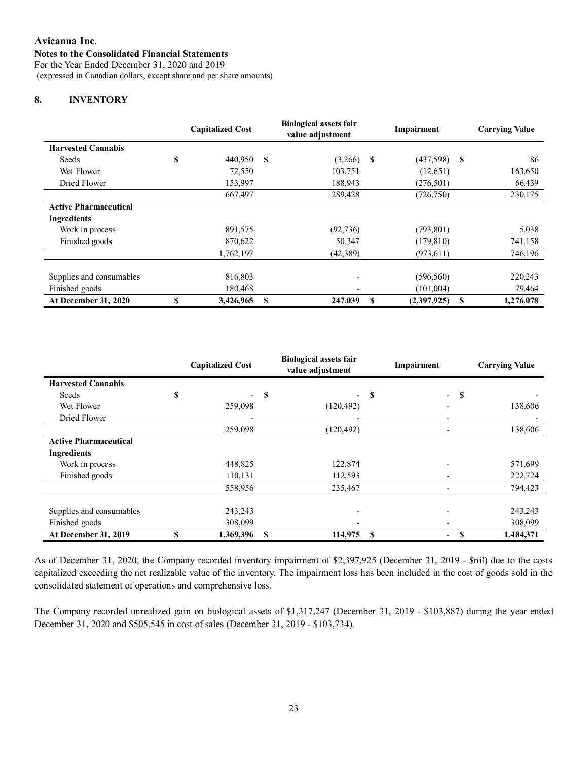Avicanna Inc.
**Notes to the Consolidated Financial Statements**
For the Year Ended December 31, 2020 and 2019
(expressed in Canadian dollars, except share and per share amounts)

## 8. INVENTORY

| | Capitalized Cost | Biological assets fair value adjustment | Impairment | Carrying Value |
|---|---|---|---|---|
| **Harvested Cannabis** | | | | |
| Seeds | $ 440,950 | $ (3,266) | $ (437,598) | $ 86 |
| Wet Flower | 72,550 | 103,751 | (12,651) | 163,650 |
| Dried Flower | 153,997 | 188,943 | (276,501) | 66,439 |
| | 667,497 | 289,428 | (726,750) | 230,175 |
| **Active Pharmaceutical Ingredients** | | | | |
| Work in process | 891,575 | (92,736) | (793,801) | 5,038 |
| Finished goods | 870,622 | 50,347 | (179,810) | 741,158 |
| | 1,762,197 | (42,389) | (973,611) | 746,196 |
| Supplies and consumables | 816,803 | - | (596,560) | 220,243 |
| Finished goods | 180,468 | - | (101,004) | 79,464 |
| **At December 31, 2020** | **$ 3,426,965** | **$ 247,039** | **$ (2,397,925)** | **$ 1,276,078** |

| | Capitalized Cost | Biological assets fair value adjustment | Impairment | Carrying Value |
|---|---|---|---|---|
| **Harvested Cannabis** | | | | |
| Seeds | $ - | $ - | $ - | $ - |
| Wet Flower | 259,098 | (120,492) | - | 138,606 |
| Dried Flower | - | - | - | - |
| | 259,098 | (120,492) | - | 138,606 |
| **Active Pharmaceutical Ingredients** | | | | |
| Work in process | 448,825 | 122,874 | - | 571,699 |
| Finished goods | 110,131 | 112,593 | - | 222,724 |
| | 558,956 | 235,467 | - | 794,423 |
| Supplies and consumables | 243,243 | - | - | 243,243 |
| Finished goods | 308,099 | - | - | 308,099 |
| **At December 31, 2019** | **$ 1,369,396** | **$ 114,975** | **$ -** | **$ 1,484,371** |

As of December 31, 2020, the Company recorded inventory impairment of $2,397,925 (December 31, 2019 - $nil) due to the costs capitalized exceeding the net realizable value of the inventory. The impairment loss has been included in the cost of goods sold in the consolidated statement of operations and comprehensive loss.

The Company recorded unrealized gain on biological assets of $1,317,247 (December 31, 2019 - $103,887) during the year ended December 31, 2020 and $505,545 in cost of sales (December 31, 2019 - $103,734).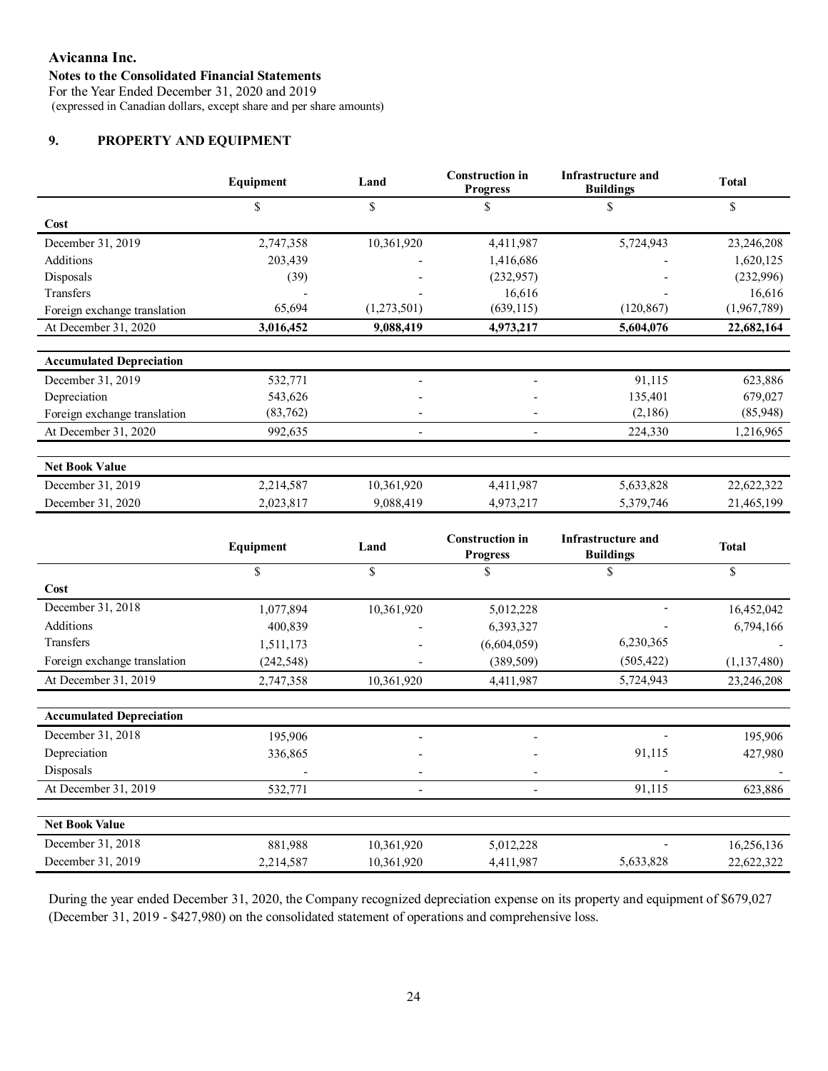**Avicanna Inc.**
**Notes to the Consolidated Financial Statements**
For the Year Ended December 31, 2020 and 2019
(expressed in Canadian dollars, except share and per share amounts)

## 9. PROPERTY AND EQUIPMENT

| | Equipment | Land | Construction in Progress | Infrastructure and Buildings | Total |
|---|---|---|---|---|---|
| | $ | $ | $ | $ | $ |
| **Cost** | | | | | |
| December 31, 2019 | 2,747,358 | 10,361,920 | 4,411,987 | 5,724,943 | 23,246,208 |
| Additions | 203,439 | - | 1,416,686 | - | 1,620,125 |
| Disposals | (39) | - | (232,957) | - | (232,996) |
| Transfers | - | - | 16,616 | - | 16,616 |
| Foreign exchange translation | 65,694 | (1,273,501) | (639,115) | (120,867) | (1,967,789) |
| At December 31, 2020 | **3,016,452** | **9,088,419** | **4,973,217** | **5,604,076** | **22,682,164** |
| **Accumulated Depreciation** | | | | | |
| December 31, 2019 | 532,771 | - | - | 91,115 | 623,886 |
| Depreciation | 543,626 | - | - | 135,401 | 679,027 |
| Foreign exchange translation | (83,762) | - | - | (2,186) | (85,948) |
| At December 31, 2020 | 992,635 | - | - | 224,330 | 1,216,965 |
| **Net Book Value** | | | | | |
| December 31, 2019 | 2,214,587 | 10,361,920 | 4,411,987 | 5,633,828 | 22,622,322 |
| December 31, 2020 | 2,023,817 | 9,088,419 | 4,973,217 | 5,379,746 | 21,465,199 |

| | Equipment | Land | Construction in Progress | Infrastructure and Buildings | Total |
|---|---|---|---|---|---|
| | $ | $ | $ | $ | $ |
| **Cost** | | | | | |
| December 31, 2018 | 1,077,894 | 10,361,920 | 5,012,228 | - | 16,452,042 |
| Additions | 400,839 | - | 6,393,327 | - | 6,794,166 |
| Transfers | 1,511,173 | - | (6,604,059) | 6,230,365 | - |
| Foreign exchange translation | (242,548) | - | (389,509) | (505,422) | (1,137,480) |
| At December 31, 2019 | 2,747,358 | 10,361,920 | 4,411,987 | 5,724,943 | 23,246,208 |
| **Accumulated Depreciation** | | | | | |
| December 31, 2018 | 195,906 | - | - | - | 195,906 |
| Depreciation | 336,865 | - | - | 91,115 | 427,980 |
| Disposals | - | - | - | - | - |
| At December 31, 2019 | 532,771 | - | - | 91,115 | 623,886 |
| **Net Book Value** | | | | | |
| December 31, 2018 | 881,988 | 10,361,920 | 5,012,228 | - | 16,256,136 |
| December 31, 2019 | 2,214,587 | 10,361,920 | 4,411,987 | 5,633,828 | 22,622,322 |

During the year ended December 31, 2020, the Company recognized depreciation expense on its property and equipment of $679,027 (December 31, 2019 - $427,980) on the consolidated statement of operations and comprehensive loss.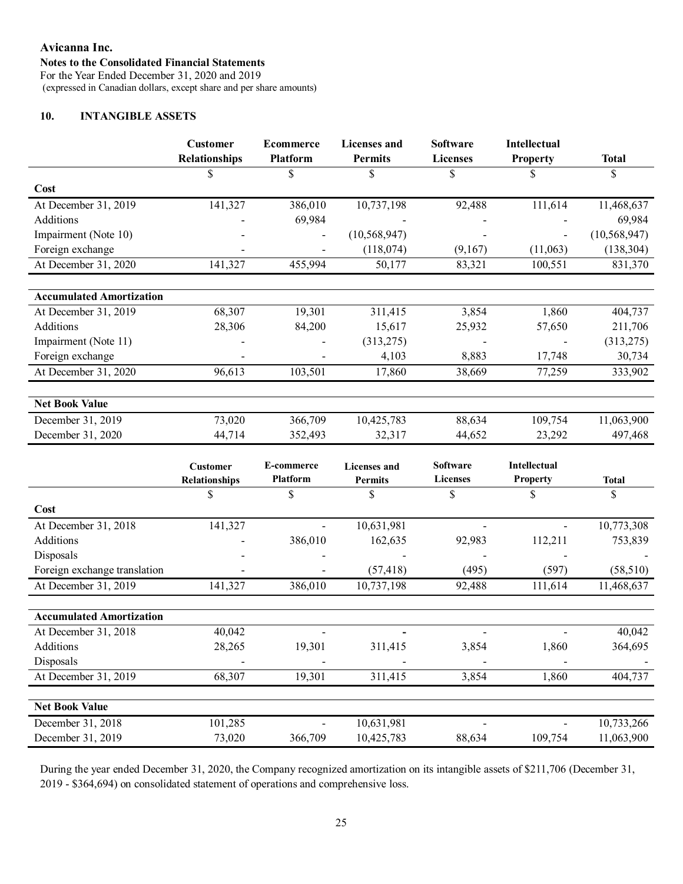Avicanna Inc.
**Notes to the Consolidated Financial Statements**
For the Year Ended December 31, 2020 and 2019
(expressed in Canadian dollars, except share and per share amounts)

## 10. INTANGIBLE ASSETS

| | Customer Relationships | Ecommerce Platform | Licenses and Permits | Software Licenses | Intellectual Property | Total |
|---|---|---|---|---|---|---|
| | $ | $ | $ | $ | $ | $ |
| **Cost** | | | | | | |
| At December 31, 2019 | 141,327 | 386,010 | 10,737,198 | 92,488 | 111,614 | 11,468,637 |
| Additions | - | 69,984 | - | - | - | 69,984 |
| Impairment (Note 10) | - | - | (10,568,947) | - | - | (10,568,947) |
| Foreign exchange | - | - | (118,074) | (9,167) | (11,063) | (138,304) |
| At December 31, 2020 | 141,327 | 455,994 | 50,177 | 83,321 | 100,551 | 831,370 |
| | | | | | | |
| **Accumulated Amortization** | | | | | | |
| At December 31, 2019 | 68,307 | 19,301 | 311,415 | 3,854 | 1,860 | 404,737 |
| Additions | 28,306 | 84,200 | 15,617 | 25,932 | 57,650 | 211,706 |
| Impairment (Note 11) | - | - | (313,275) | - | - | (313,275) |
| Foreign exchange | - | - | 4,103 | 8,883 | 17,748 | 30,734 |
| At December 31, 2020 | 96,613 | 103,501 | 17,860 | 38,669 | 77,259 | 333,902 |
| | | | | | | |
| **Net Book Value** | | | | | | |
| December 31, 2019 | 73,020 | 366,709 | 10,425,783 | 88,634 | 109,754 | 11,063,900 |
| December 31, 2020 | 44,714 | 352,493 | 32,317 | 44,652 | 23,292 | 497,468 |

| | Customer Relationships | E-commerce Platform | Licenses and Permits | Software Licenses | Intellectual Property | Total |
|---|---|---|---|---|---|---|
| | $ | $ | $ | $ | $ | $ |
| **Cost** | | | | | | |
| At December 31, 2018 | 141,327 | - | 10,631,981 | - | - | 10,773,308 |
| Additions | - | 386,010 | 162,635 | 92,983 | 112,211 | 753,839 |
| Disposals | - | - | - | - | - | - |
| Foreign exchange translation | - | - | (57,418) | (495) | (597) | (58,510) |
| At December 31, 2019 | 141,327 | 386,010 | 10,737,198 | 92,488 | 111,614 | 11,468,637 |
| | | | | | | |
| **Accumulated Amortization** | | | | | | |
| At December 31, 2018 | 40,042 | - | - | - | - | 40,042 |
| Additions | 28,265 | 19,301 | 311,415 | 3,854 | 1,860 | 364,695 |
| Disposals | - | - | - | - | - | - |
| At December 31, 2019 | 68,307 | 19,301 | 311,415 | 3,854 | 1,860 | 404,737 |
| | | | | | | |
| **Net Book Value** | | | | | | |
| December 31, 2018 | 101,285 | - | 10,631,981 | - | - | 10,733,266 |
| December 31, 2019 | 73,020 | 366,709 | 10,425,783 | 88,634 | 109,754 | 11,063,900 |

During the year ended December 31, 2020, the Company recognized amortization on its intangible assets of $211,706 (December 31, 2019 - $364,694) on consolidated statement of operations and comprehensive loss.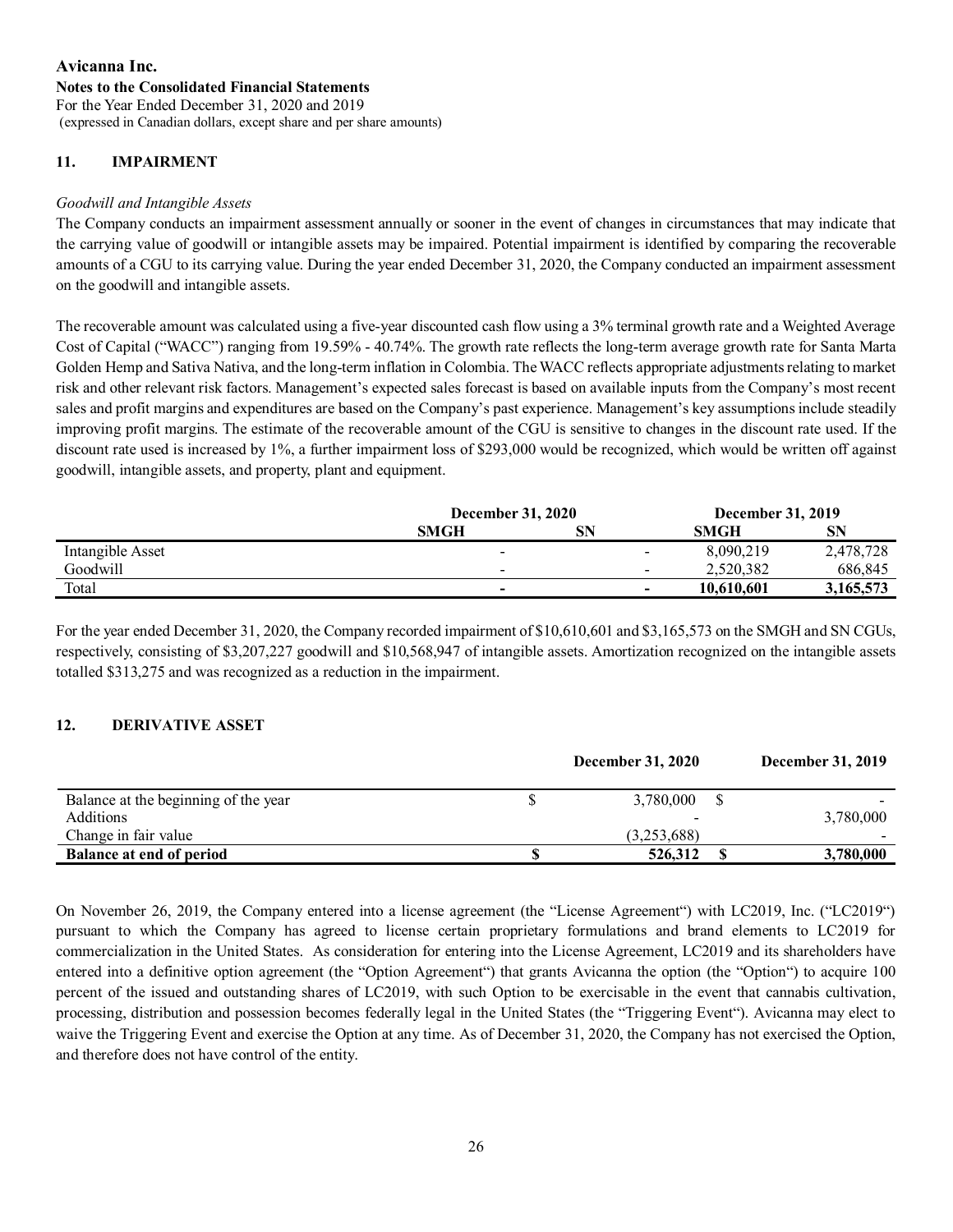Avicanna Inc.
Notes to the Consolidated Financial Statements
For the Year Ended December 31, 2020 and 2019
(expressed in Canadian dollars, except share and per share amounts)

## 11. IMPAIRMENT

*Goodwill and Intangible Assets*

The Company conducts an impairment assessment annually or sooner in the event of changes in circumstances that may indicate that the carrying value of goodwill or intangible assets may be impaired. Potential impairment is identified by comparing the recoverable amounts of a CGU to its carrying value. During the year ended December 31, 2020, the Company conducted an impairment assessment on the goodwill and intangible assets.

The recoverable amount was calculated using a five-year discounted cash flow using a 3% terminal growth rate and a Weighted Average Cost of Capital ("WACC") ranging from 19.59% - 40.74%. The growth rate reflects the long-term average growth rate for Santa Marta Golden Hemp and Sativa Nativa, and the long-term inflation in Colombia. The WACC reflects appropriate adjustments relating to market risk and other relevant risk factors. Management's expected sales forecast is based on available inputs from the Company's most recent sales and profit margins and expenditures are based on the Company's past experience. Management's key assumptions include steadily improving profit margins. The estimate of the recoverable amount of the CGU is sensitive to changes in the discount rate used. If the discount rate used is increased by 1%, a further impairment loss of $293,000 would be recognized, which would be written off against goodwill, intangible assets, and property, plant and equipment.

| | December 31, 2020 | | December 31, 2019 | |
|---|---|---|---|---|
| | SMGH | SN | SMGH | SN |
| Intangible Asset | - | - | 8,090,219 | 2,478,728 |
| Goodwill | - | - | 2,520,382 | 686,845 |
| Total | - | - | **10,610,601** | **3,165,573** |

For the year ended December 31, 2020, the Company recorded impairment of $10,610,601 and $3,165,573 on the SMGH and SN CGUs, respectively, consisting of $3,207,227 goodwill and $10,568,947 of intangible assets. Amortization recognized on the intangible assets totalled $313,275 and was recognized as a reduction in the impairment.

## 12. DERIVATIVE ASSET

| | December 31, 2020 | December 31, 2019 |
|---|---|---|
| Balance at the beginning of the year | $ 3,780,000 | $ - |
| Additions | - | 3,780,000 |
| Change in fair value | (3,253,688) | - |
| **Balance at end of period** | **$ 526,312** | **$ 3,780,000** |

On November 26, 2019, the Company entered into a license agreement (the "License Agreement") with LC2019, Inc. ("LC2019") pursuant to which the Company has agreed to license certain proprietary formulations and brand elements to LC2019 for commercialization in the United States. As consideration for entering into the License Agreement, LC2019 and its shareholders have entered into a definitive option agreement (the "Option Agreement") that grants Avicanna the option (the "Option") to acquire 100 percent of the issued and outstanding shares of LC2019, with such Option to be exercisable in the event that cannabis cultivation, processing, distribution and possession becomes federally legal in the United States (the "Triggering Event"). Avicanna may elect to waive the Triggering Event and exercise the Option at any time. As of December 31, 2020, the Company has not exercised the Option, and therefore does not have control of the entity.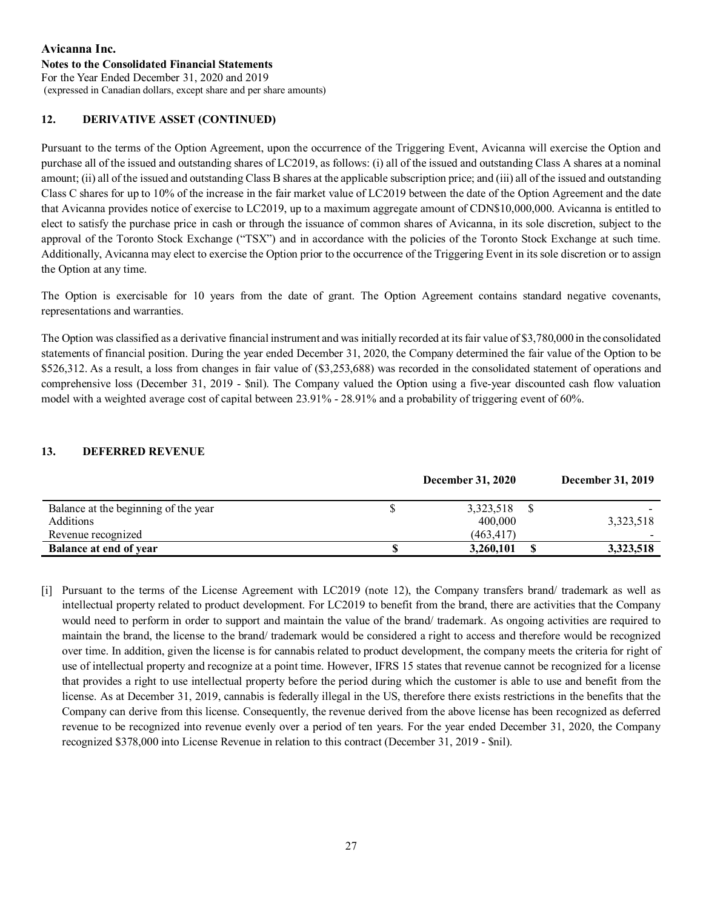## 12. DERIVATIVE ASSET (CONTINUED)

Pursuant to the terms of the Option Agreement, upon the occurrence of the Triggering Event, Avicanna will exercise the Option and purchase all of the issued and outstanding shares of LC2019, as follows: (i) all of the issued and outstanding Class A shares at a nominal amount; (ii) all of the issued and outstanding Class B shares at the applicable subscription price; and (iii) all of the issued and outstanding Class C shares for up to 10% of the increase in the fair market value of LC2019 between the date of the Option Agreement and the date that Avicanna provides notice of exercise to LC2019, up to a maximum aggregate amount of CDN$10,000,000. Avicanna is entitled to elect to satisfy the purchase price in cash or through the issuance of common shares of Avicanna, in its sole discretion, subject to the approval of the Toronto Stock Exchange ("TSX") and in accordance with the policies of the Toronto Stock Exchange at such time. Additionally, Avicanna may elect to exercise the Option prior to the occurrence of the Triggering Event in its sole discretion or to assign the Option at any time.

The Option is exercisable for 10 years from the date of grant. The Option Agreement contains standard negative covenants, representations and warranties.

The Option was classified as a derivative financial instrument and was initially recorded at its fair value of $3,780,000 in the consolidated statements of financial position. During the year ended December 31, 2020, the Company determined the fair value of the Option to be $526,312. As a result, a loss from changes in fair value of ($3,253,688) was recorded in the consolidated statement of operations and comprehensive loss (December 31, 2019 - $nil). The Company valued the Option using a five-year discounted cash flow valuation model with a weighted average cost of capital between 23.91% - 28.91% and a probability of triggering event of 60%.

## 13. DEFERRED REVENUE

| | December 31, 2020 | December 31, 2019 |
|---|---|---|
| Balance at the beginning of the year | $ 3,323,518 | $ - |
| Additions | 400,000 | 3,323,518 |
| Revenue recognized | (463,417) | - |
| **Balance at end of year** | **$ 3,260,101** | **$ 3,323,518** |

[i] Pursuant to the terms of the License Agreement with LC2019 (note 12), the Company transfers brand/ trademark as well as intellectual property related to product development. For LC2019 to benefit from the brand, there are activities that the Company would need to perform in order to support and maintain the value of the brand/ trademark. As ongoing activities are required to maintain the brand, the license to the brand/ trademark would be considered a right to access and therefore would be recognized over time. In addition, given the license is for cannabis related to product development, the company meets the criteria for right of use of intellectual property and recognize at a point time. However, IFRS 15 states that revenue cannot be recognized for a license that provides a right to use intellectual property before the period during which the customer is able to use and benefit from the license. As at December 31, 2019, cannabis is federally illegal in the US, therefore there exists restrictions in the benefits that the Company can derive from this license. Consequently, the revenue derived from the above license has been recognized as deferred revenue to be recognized into revenue evenly over a period of ten years. For the year ended December 31, 2020, the Company recognized $378,000 into License Revenue in relation to this contract (December 31, 2019 - $nil).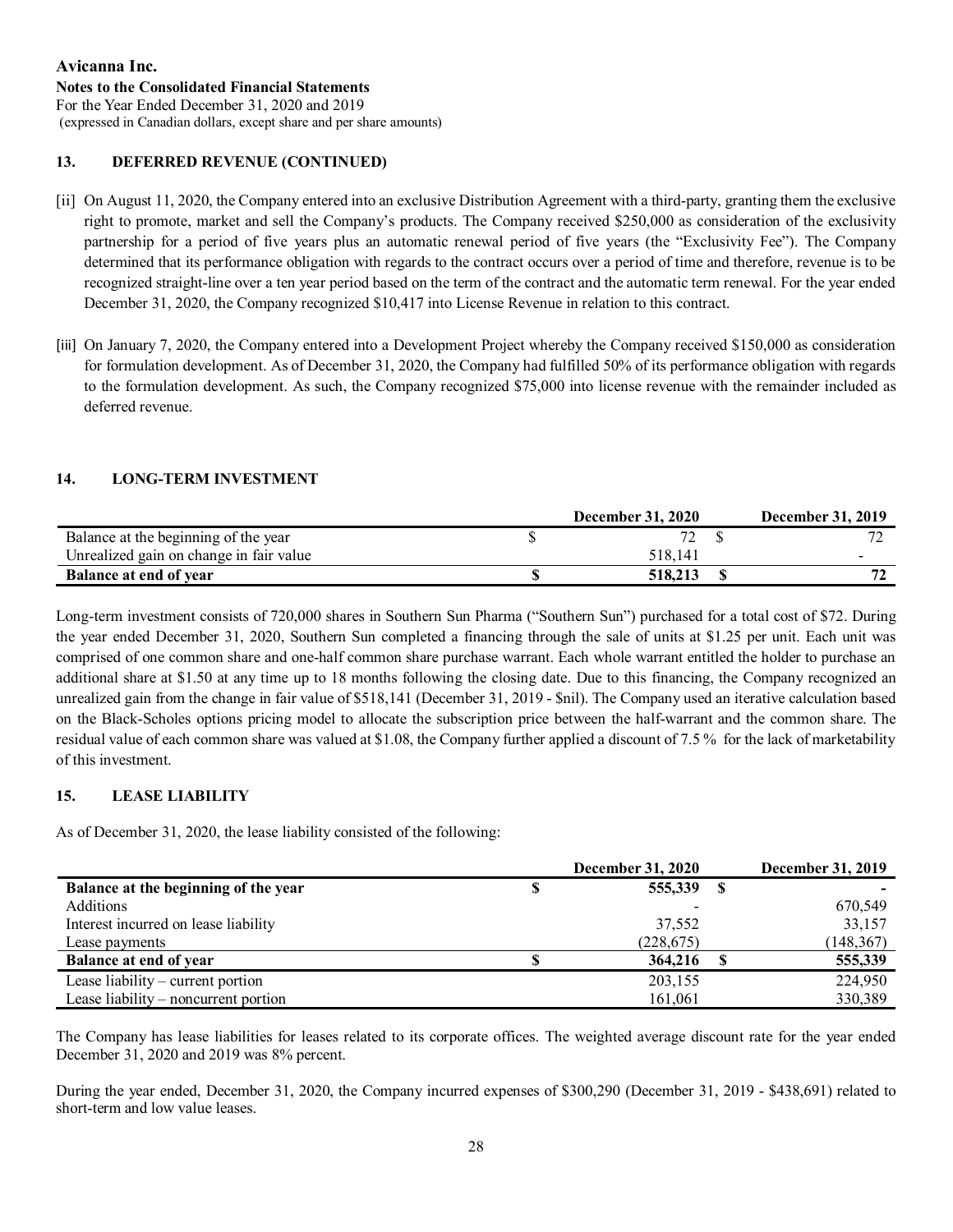## 13. DEFERRED REVENUE (CONTINUED)

[ii] On August 11, 2020, the Company entered into an exclusive Distribution Agreement with a third-party, granting them the exclusive right to promote, market and sell the Company's products. The Company received $250,000 as consideration of the exclusivity partnership for a period of five years plus an automatic renewal period of five years (the "Exclusivity Fee"). The Company determined that its performance obligation with regards to the contract occurs over a period of time and therefore, revenue is to be recognized straight-line over a ten year period based on the term of the contract and the automatic term renewal. For the year ended December 31, 2020, the Company recognized $10,417 into License Revenue in relation to this contract.

[iii] On January 7, 2020, the Company entered into a Development Project whereby the Company received $150,000 as consideration for formulation development. As of December 31, 2020, the Company had fulfilled 50% of its performance obligation with regards to the formulation development. As such, the Company recognized $75,000 into license revenue with the remainder included as deferred revenue.

## 14. LONG-TERM INVESTMENT

| | December 31, 2020 | December 31, 2019 |
|---|---|---|
| Balance at the beginning of the year | $ 72 | $ 72 |
| Unrealized gain on change in fair value | 518,141 | - |
| **Balance at end of year** | **$ 518,213** | **$ 72** |

Long-term investment consists of 720,000 shares in Southern Sun Pharma ("Southern Sun") purchased for a total cost of $72. During the year ended December 31, 2020, Southern Sun completed a financing through the sale of units at $1.25 per unit. Each unit was comprised of one common share and one-half common share purchase warrant. Each whole warrant entitled the holder to purchase an additional share at $1.50 at any time up to 18 months following the closing date. Due to this financing, the Company recognized an unrealized gain from the change in fair value of $518,141 (December 31, 2019 - $nil). The Company used an iterative calculation based on the Black-Scholes options pricing model to allocate the subscription price between the half-warrant and the common share. The residual value of each common share was valued at $1.08, the Company further applied a discount of 7.5 % for the lack of marketability of this investment.

## 15. LEASE LIABILITY

As of December 31, 2020, the lease liability consisted of the following:

| | December 31, 2020 | December 31, 2019 |
|---|---|---|
| **Balance at the beginning of the year** | **$ 555,339** | **$ -** |
| Additions | - | 670,549 |
| Interest incurred on lease liability | 37,552 | 33,157 |
| Lease payments | (228,675) | (148,367) |
| **Balance at end of year** | **$ 364,216** | **$ 555,339** |
| Lease liability – current portion | 203,155 | 224,950 |
| Lease liability – noncurrent portion | 161,061 | 330,389 |

The Company has lease liabilities for leases related to its corporate offices. The weighted average discount rate for the year ended December 31, 2020 and 2019 was 8% percent.

During the year ended, December 31, 2020, the Company incurred expenses of $300,290 (December 31, 2019 - $438,691) related to short-term and low value leases.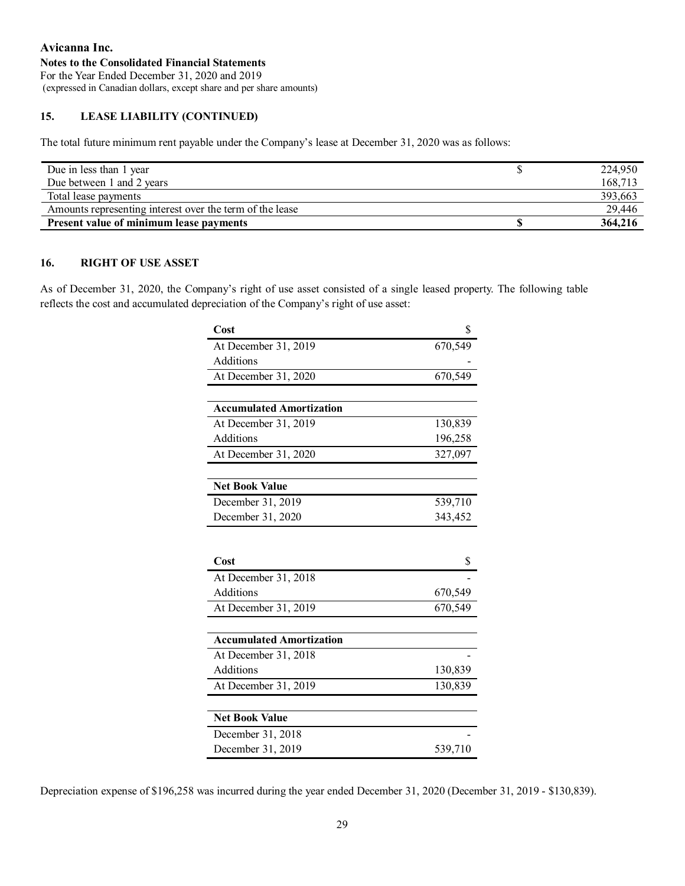**Avicanna Inc.**
**Notes to the Consolidated Financial Statements**
For the Year Ended December 31, 2020 and 2019
(expressed in Canadian dollars, except share and per share amounts)

## 15. LEASE LIABILITY (CONTINUED)

The total future minimum rent payable under the Company's lease at December 31, 2020 was as follows:

| | | |
|---|---|---|
| Due in less than 1 year | $ | 224,950 |
| Due between 1 and 2 years | | 168,713 |
| Total lease payments | | 393,663 |
| Amounts representing interest over the term of the lease | | 29,446 |
| **Present value of minimum lease payments** | **$** | **364,216** |

## 16. RIGHT OF USE ASSET

As of December 31, 2020, the Company's right of use asset consisted of a single leased property. The following table reflects the cost and accumulated depreciation of the Company's right of use asset:

| **Cost** | $ |
|---|---|
| At December 31, 2019 | 670,549 |
| Additions | - |
| At December 31, 2020 | 670,549 |
| | |
| **Accumulated Amortization** | |
| At December 31, 2019 | 130,839 |
| Additions | 196,258 |
| At December 31, 2020 | 327,097 |
| | |
| **Net Book Value** | |
| December 31, 2019 | 539,710 |
| December 31, 2020 | 343,452 |

| **Cost** | $ |
|---|---|
| At December 31, 2018 | - |
| Additions | 670,549 |
| At December 31, 2019 | 670,549 |
| | |
| **Accumulated Amortization** | |
| At December 31, 2018 | - |
| Additions | 130,839 |
| At December 31, 2019 | 130,839 |
| | |
| **Net Book Value** | |
| December 31, 2018 | - |
| December 31, 2019 | 539,710 |

Depreciation expense of $196,258 was incurred during the year ended December 31, 2020 (December 31, 2019 - $130,839).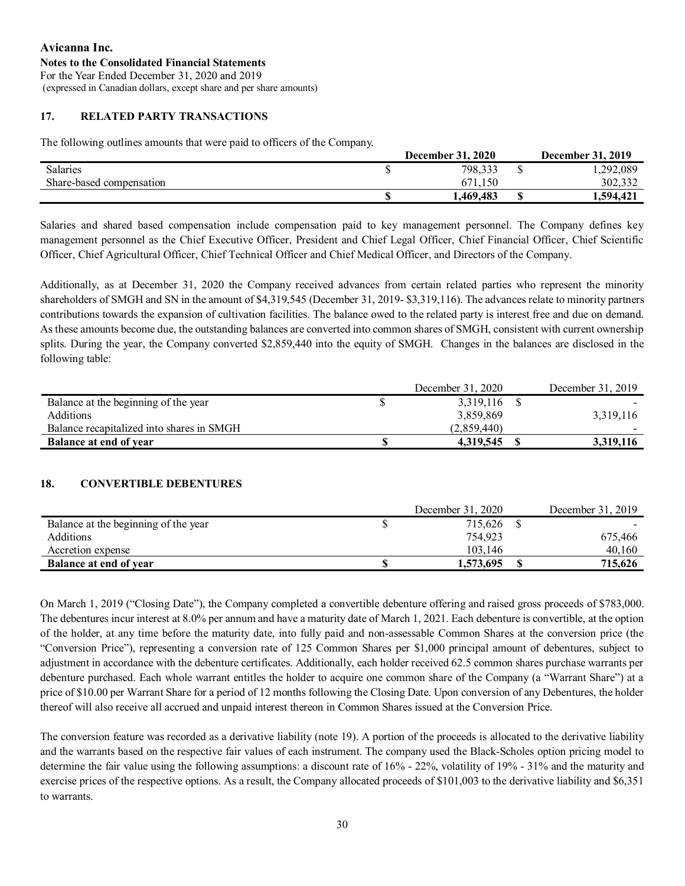Avicanna Inc.
Notes to the Consolidated Financial Statements
For the Year Ended December 31, 2020 and 2019
(expressed in Canadian dollars, except share and per share amounts)

## 17. RELATED PARTY TRANSACTIONS

The following outlines amounts that were paid to officers of the Company.

| | December 31, 2020 | December 31, 2019 |
|---|---|---|
| Salaries | $ 798,333 | $ 1,292,089 |
| Share-based compensation | 671,150 | 302,332 |
| | **$ 1,469,483** | **$ 1,594,421** |

Salaries and shared based compensation include compensation paid to key management personnel. The Company defines key management personnel as the Chief Executive Officer, President and Chief Legal Officer, Chief Financial Officer, Chief Scientific Officer, Chief Agricultural Officer, Chief Technical Officer and Chief Medical Officer, and Directors of the Company.

Additionally, as at December 31, 2020 the Company received advances from certain related parties who represent the minority shareholders of SMGH and SN in the amount of $4,319,545 (December 31, 2019- $3,319,116). The advances relate to minority partners contributions towards the expansion of cultivation facilities. The balance owed to the related party is interest free and due on demand. As these amounts become due, the outstanding balances are converted into common shares of SMGH, consistent with current ownership splits. During the year, the Company converted $2,859,440 into the equity of SMGH. Changes in the balances are disclosed in the following table:

| | December 31, 2020 | December 31, 2019 |
|---|---|---|
| Balance at the beginning of the year | $ 3,319,116 | $ - |
| Additions | 3,859,869 | 3,319,116 |
| Balance recapitalized into shares in SMGH | (2,859,440) | - |
| **Balance at end of year** | **$ 4,319,545** | **$ 3,319,116** |

## 18. CONVERTIBLE DEBENTURES

| | December 31, 2020 | December 31, 2019 |
|---|---|---|
| Balance at the beginning of the year | $ 715,626 | $ - |
| Additions | 754,923 | 675,466 |
| Accretion expense | 103,146 | 40,160 |
| **Balance at end of year** | **$ 1,573,695** | **$ 715,626** |

On March 1, 2019 ("Closing Date"), the Company completed a convertible debenture offering and raised gross proceeds of $783,000. The debentures incur interest at 8.0% per annum and have a maturity date of March 1, 2021. Each debenture is convertible, at the option of the holder, at any time before the maturity date, into fully paid and non-assessable Common Shares at the conversion price (the "Conversion Price"), representing a conversion rate of 125 Common Shares per $1,000 principal amount of debentures, subject to adjustment in accordance with the debenture certificates. Additionally, each holder received 62.5 common shares purchase warrants per debenture purchased. Each whole warrant entitles the holder to acquire one common share of the Company (a "Warrant Share") at a price of $10.00 per Warrant Share for a period of 12 months following the Closing Date. Upon conversion of any Debentures, the holder thereof will also receive all accrued and unpaid interest thereon in Common Shares issued at the Conversion Price.

The conversion feature was recorded as a derivative liability (note 19). A portion of the proceeds is allocated to the derivative liability and the warrants based on the respective fair values of each instrument. The company used the Black-Scholes option pricing model to determine the fair value using the following assumptions: a discount rate of 16% - 22%, volatility of 19% - 31% and the maturity and exercise prices of the respective options. As a result, the Company allocated proceeds of $101,003 to the derivative liability and $6,351 to warrants.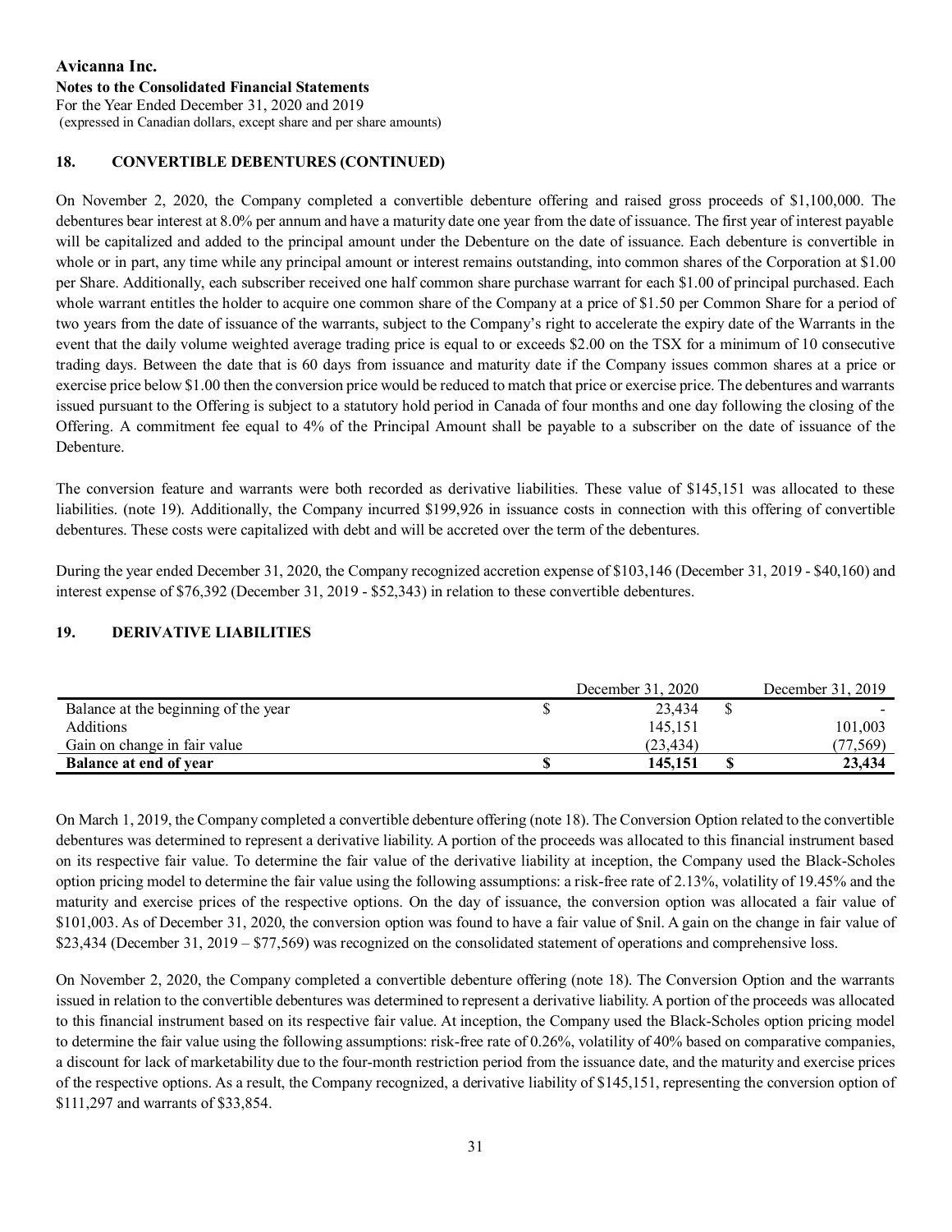Avicanna Inc.
**Notes to the Consolidated Financial Statements**
For the Year Ended December 31, 2020 and 2019
(expressed in Canadian dollars, except share and per share amounts)

## 18. CONVERTIBLE DEBENTURES (CONTINUED)

On November 2, 2020, the Company completed a convertible debenture offering and raised gross proceeds of $1,100,000. The debentures bear interest at 8.0% per annum and have a maturity date one year from the date of issuance. The first year of interest payable will be capitalized and added to the principal amount under the Debenture on the date of issuance. Each debenture is convertible in whole or in part, any time while any principal amount or interest remains outstanding, into common shares of the Corporation at $1.00 per Share. Additionally, each subscriber received one half common share purchase warrant for each $1.00 of principal purchased. Each whole warrant entitles the holder to acquire one common share of the Company at a price of $1.50 per Common Share for a period of two years from the date of issuance of the warrants, subject to the Company's right to accelerate the expiry date of the Warrants in the event that the daily volume weighted average trading price is equal to or exceeds $2.00 on the TSX for a minimum of 10 consecutive trading days. Between the date that is 60 days from issuance and maturity date if the Company issues common shares at a price or exercise price below $1.00 then the conversion price would be reduced to match that price or exercise price. The debentures and warrants issued pursuant to the Offering is subject to a statutory hold period in Canada of four months and one day following the closing of the Offering. A commitment fee equal to 4% of the Principal Amount shall be payable to a subscriber on the date of issuance of the Debenture.

The conversion feature and warrants were both recorded as derivative liabilities. These value of $145,151 was allocated to these liabilities. (note 19). Additionally, the Company incurred $199,926 in issuance costs in connection with this offering of convertible debentures. These costs were capitalized with debt and will be accreted over the term of the debentures.

During the year ended December 31, 2020, the Company recognized accretion expense of $103,146 (December 31, 2019 - $40,160) and interest expense of $76,392 (December 31, 2019 - $52,343) in relation to these convertible debentures.

## 19. DERIVATIVE LIABILITIES

| | December 31, 2020 | December 31, 2019 |
|---|---|---|
| Balance at the beginning of the year | $ 23,434 | $ - |
| Additions | 145,151 | 101,003 |
| Gain on change in fair value | (23,434) | (77,569) |
| **Balance at end of year** | **$ 145,151** | **$ 23,434** |

On March 1, 2019, the Company completed a convertible debenture offering (note 18). The Conversion Option related to the convertible debentures was determined to represent a derivative liability. A portion of the proceeds was allocated to this financial instrument based on its respective fair value. To determine the fair value of the derivative liability at inception, the Company used the Black-Scholes option pricing model to determine the fair value using the following assumptions: a risk-free rate of 2.13%, volatility of 19.45% and the maturity and exercise prices of the respective options. On the day of issuance, the conversion option was allocated a fair value of $101,003. As of December 31, 2020, the conversion option was found to have a fair value of $nil. A gain on the change in fair value of $23,434 (December 31, 2019 – $77,569) was recognized on the consolidated statement of operations and comprehensive loss.

On November 2, 2020, the Company completed a convertible debenture offering (note 18). The Conversion Option and the warrants issued in relation to the convertible debentures was determined to represent a derivative liability. A portion of the proceeds was allocated to this financial instrument based on its respective fair value. At inception, the Company used the Black-Scholes option pricing model to determine the fair value using the following assumptions: risk-free rate of 0.26%, volatility of 40% based on comparative companies, a discount for lack of marketability due to the four-month restriction period from the issuance date, and the maturity and exercise prices of the respective options. As a result, the Company recognized, a derivative liability of $145,151, representing the conversion option of $111,297 and warrants of $33,854.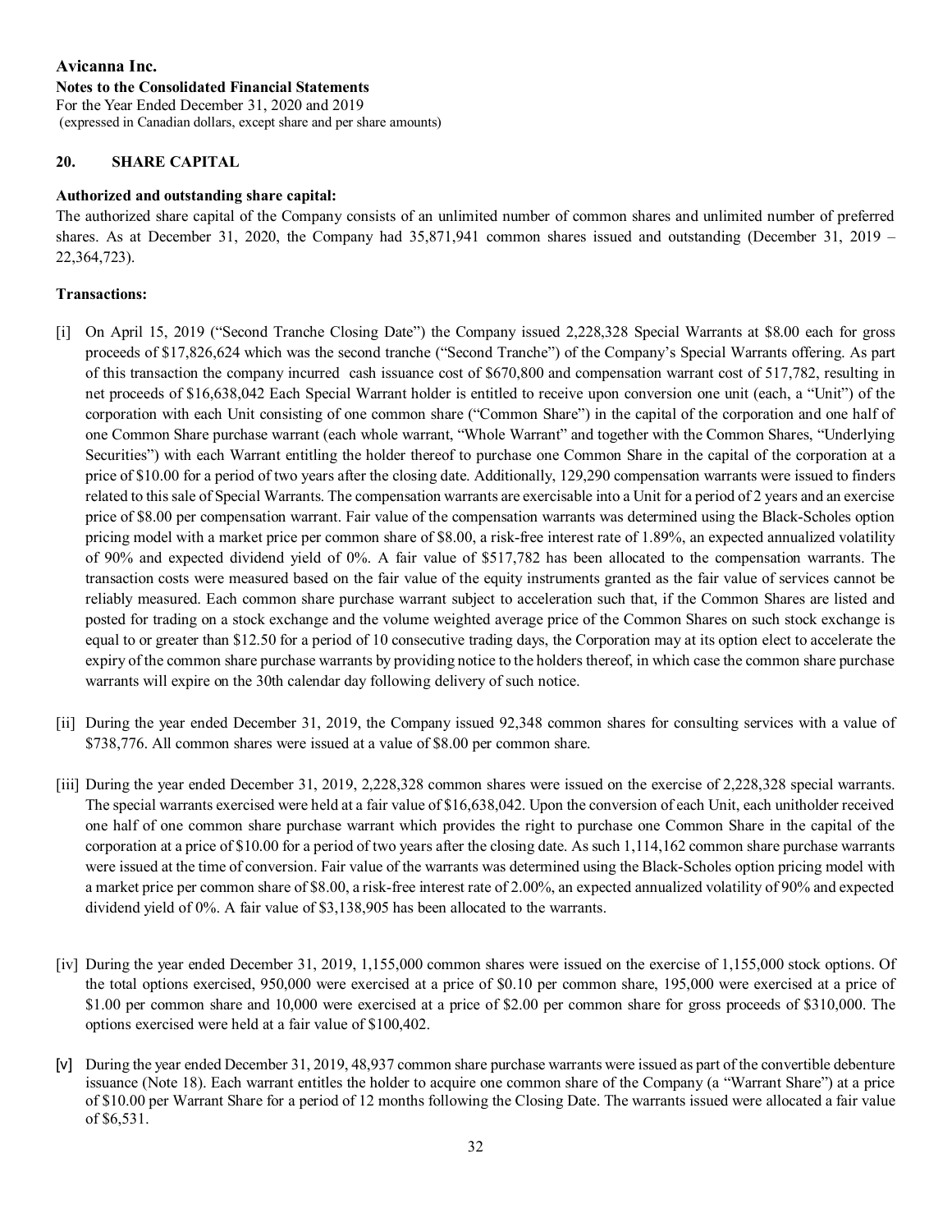**Avicanna Inc.**
**Notes to the Consolidated Financial Statements**
For the Year Ended December 31, 2020 and 2019
(expressed in Canadian dollars, except share and per share amounts)

## 20. SHARE CAPITAL

**Authorized and outstanding share capital:**

The authorized share capital of the Company consists of an unlimited number of common shares and unlimited number of preferred shares. As at December 31, 2020, the Company had 35,871,941 common shares issued and outstanding (December 31, 2019 – 22,364,723).

**Transactions:**

[i] On April 15, 2019 ("Second Tranche Closing Date") the Company issued 2,228,328 Special Warrants at $8.00 each for gross proceeds of $17,826,624 which was the second tranche ("Second Tranche") of the Company's Special Warrants offering. As part of this transaction the company incurred cash issuance cost of $670,800 and compensation warrant cost of 517,782, resulting in net proceeds of $16,638,042 Each Special Warrant holder is entitled to receive upon conversion one unit (each, a "Unit") of the corporation with each Unit consisting of one common share ("Common Share") in the capital of the corporation and one half of one Common Share purchase warrant (each whole warrant, "Whole Warrant" and together with the Common Shares, "Underlying Securities") with each Warrant entitling the holder thereof to purchase one Common Share in the capital of the corporation at a price of $10.00 for a period of two years after the closing date. Additionally, 129,290 compensation warrants were issued to finders related to this sale of Special Warrants. The compensation warrants are exercisable into a Unit for a period of 2 years and an exercise price of $8.00 per compensation warrant. Fair value of the compensation warrants was determined using the Black-Scholes option pricing model with a market price per common share of $8.00, a risk-free interest rate of 1.89%, an expected annualized volatility of 90% and expected dividend yield of 0%. A fair value of $517,782 has been allocated to the compensation warrants. The transaction costs were measured based on the fair value of the equity instruments granted as the fair value of services cannot be reliably measured. Each common share purchase warrant subject to acceleration such that, if the Common Shares are listed and posted for trading on a stock exchange and the volume weighted average price of the Common Shares on such stock exchange is equal to or greater than $12.50 for a period of 10 consecutive trading days, the Corporation may at its option elect to accelerate the expiry of the common share purchase warrants by providing notice to the holders thereof, in which case the common share purchase warrants will expire on the 30th calendar day following delivery of such notice.

[ii] During the year ended December 31, 2019, the Company issued 92,348 common shares for consulting services with a value of $738,776. All common shares were issued at a value of $8.00 per common share.

[iii] During the year ended December 31, 2019, 2,228,328 common shares were issued on the exercise of 2,228,328 special warrants. The special warrants exercised were held at a fair value of $16,638,042. Upon the conversion of each Unit, each unitholder received one half of one common share purchase warrant which provides the right to purchase one Common Share in the capital of the corporation at a price of $10.00 for a period of two years after the closing date. As such 1,114,162 common share purchase warrants were issued at the time of conversion. Fair value of the warrants was determined using the Black-Scholes option pricing model with a market price per common share of $8.00, a risk-free interest rate of 2.00%, an expected annualized volatility of 90% and expected dividend yield of 0%. A fair value of $3,138,905 has been allocated to the warrants.

[iv] During the year ended December 31, 2019, 1,155,000 common shares were issued on the exercise of 1,155,000 stock options. Of the total options exercised, 950,000 were exercised at a price of $0.10 per common share, 195,000 were exercised at a price of $1.00 per common share and 10,000 were exercised at a price of $2.00 per common share for gross proceeds of $310,000. The options exercised were held at a fair value of $100,402.

[v] During the year ended December 31, 2019, 48,937 common share purchase warrants were issued as part of the convertible debenture issuance (Note 18). Each warrant entitles the holder to acquire one common share of the Company (a "Warrant Share") at a price of $10.00 per Warrant Share for a period of 12 months following the Closing Date. The warrants issued were allocated a fair value of $6,531.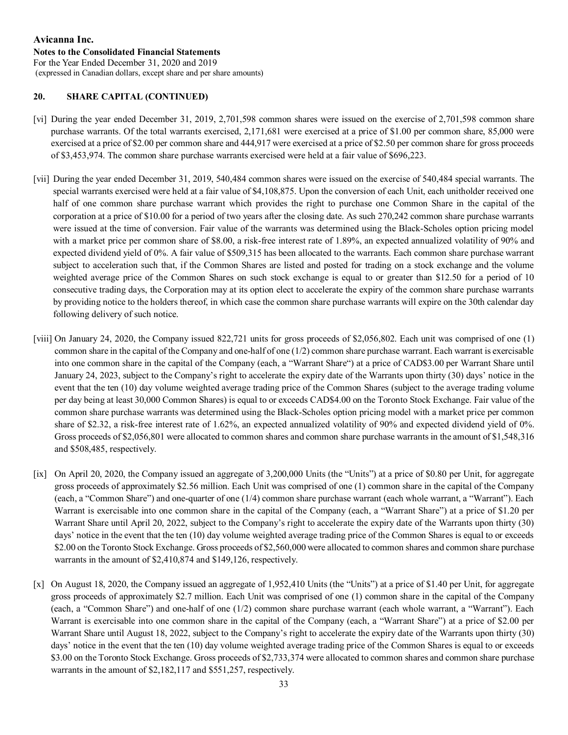**Avicanna Inc.**
**Notes to the Consolidated Financial Statements**
For the Year Ended December 31, 2020 and 2019
(expressed in Canadian dollars, except share and per share amounts)

## 20. SHARE CAPITAL (CONTINUED)

[vi] During the year ended December 31, 2019, 2,701,598 common shares were issued on the exercise of 2,701,598 common share purchase warrants. Of the total warrants exercised, 2,171,681 were exercised at a price of $1.00 per common share, 85,000 were exercised at a price of $2.00 per common share and 444,917 were exercised at a price of $2.50 per common share for gross proceeds of $3,453,974. The common share purchase warrants exercised were held at a fair value of $696,223.

[vii] During the year ended December 31, 2019, 540,484 common shares were issued on the exercise of 540,484 special warrants. The special warrants exercised were held at a fair value of $4,108,875. Upon the conversion of each Unit, each unitholder received one half of one common share purchase warrant which provides the right to purchase one Common Share in the capital of the corporation at a price of $10.00 for a period of two years after the closing date. As such 270,242 common share purchase warrants were issued at the time of conversion. Fair value of the warrants was determined using the Black-Scholes option pricing model with a market price per common share of $8.00, a risk-free interest rate of 1.89%, an expected annualized volatility of 90% and expected dividend yield of 0%. A fair value of $509,315 has been allocated to the warrants. Each common share purchase warrant subject to acceleration such that, if the Common Shares are listed and posted for trading on a stock exchange and the volume weighted average price of the Common Shares on such stock exchange is equal to or greater than $12.50 for a period of 10 consecutive trading days, the Corporation may at its option elect to accelerate the expiry of the common share purchase warrants by providing notice to the holders thereof, in which case the common share purchase warrants will expire on the 30th calendar day following delivery of such notice.

[viii] On January 24, 2020, the Company issued 822,721 units for gross proceeds of $2,056,802. Each unit was comprised of one (1) common share in the capital of the Company and one-half of one (1/2) common share purchase warrant. Each warrant is exercisable into one common share in the capital of the Company (each, a "Warrant Share") at a price of CAD$3.00 per Warrant Share until January 24, 2023, subject to the Company's right to accelerate the expiry date of the Warrants upon thirty (30) days' notice in the event that the ten (10) day volume weighted average trading price of the Common Shares (subject to the average trading volume per day being at least 30,000 Common Shares) is equal to or exceeds CAD$4.00 on the Toronto Stock Exchange. Fair value of the common share purchase warrants was determined using the Black-Scholes option pricing model with a market price per common share of $2.32, a risk-free interest rate of 1.62%, an expected annualized volatility of 90% and expected dividend yield of 0%. Gross proceeds of $2,056,801 were allocated to common shares and common share purchase warrants in the amount of $1,548,316 and $508,485, respectively.

[ix] On April 20, 2020, the Company issued an aggregate of 3,200,000 Units (the "Units") at a price of $0.80 per Unit, for aggregate gross proceeds of approximately $2.56 million. Each Unit was comprised of one (1) common share in the capital of the Company (each, a "Common Share") and one-quarter of one (1/4) common share purchase warrant (each whole warrant, a "Warrant"). Each Warrant is exercisable into one common share in the capital of the Company (each, a "Warrant Share") at a price of $1.20 per Warrant Share until April 20, 2022, subject to the Company's right to accelerate the expiry date of the Warrants upon thirty (30) days' notice in the event that the ten (10) day volume weighted average trading price of the Common Shares is equal to or exceeds $2.00 on the Toronto Stock Exchange. Gross proceeds of $2,560,000 were allocated to common shares and common share purchase warrants in the amount of $2,410,874 and $149,126, respectively.

[x] On August 18, 2020, the Company issued an aggregate of 1,952,410 Units (the "Units") at a price of $1.40 per Unit, for aggregate gross proceeds of approximately $2.7 million. Each Unit was comprised of one (1) common share in the capital of the Company (each, a "Common Share") and one-half of one (1/2) common share purchase warrant (each whole warrant, a "Warrant"). Each Warrant is exercisable into one common share in the capital of the Company (each, a "Warrant Share") at a price of $2.00 per Warrant Share until August 18, 2022, subject to the Company's right to accelerate the expiry date of the Warrants upon thirty (30) days' notice in the event that the ten (10) day volume weighted average trading price of the Common Shares is equal to or exceeds $3.00 on the Toronto Stock Exchange. Gross proceeds of $2,733,374 were allocated to common shares and common share purchase warrants in the amount of $2,182,117 and $551,257, respectively.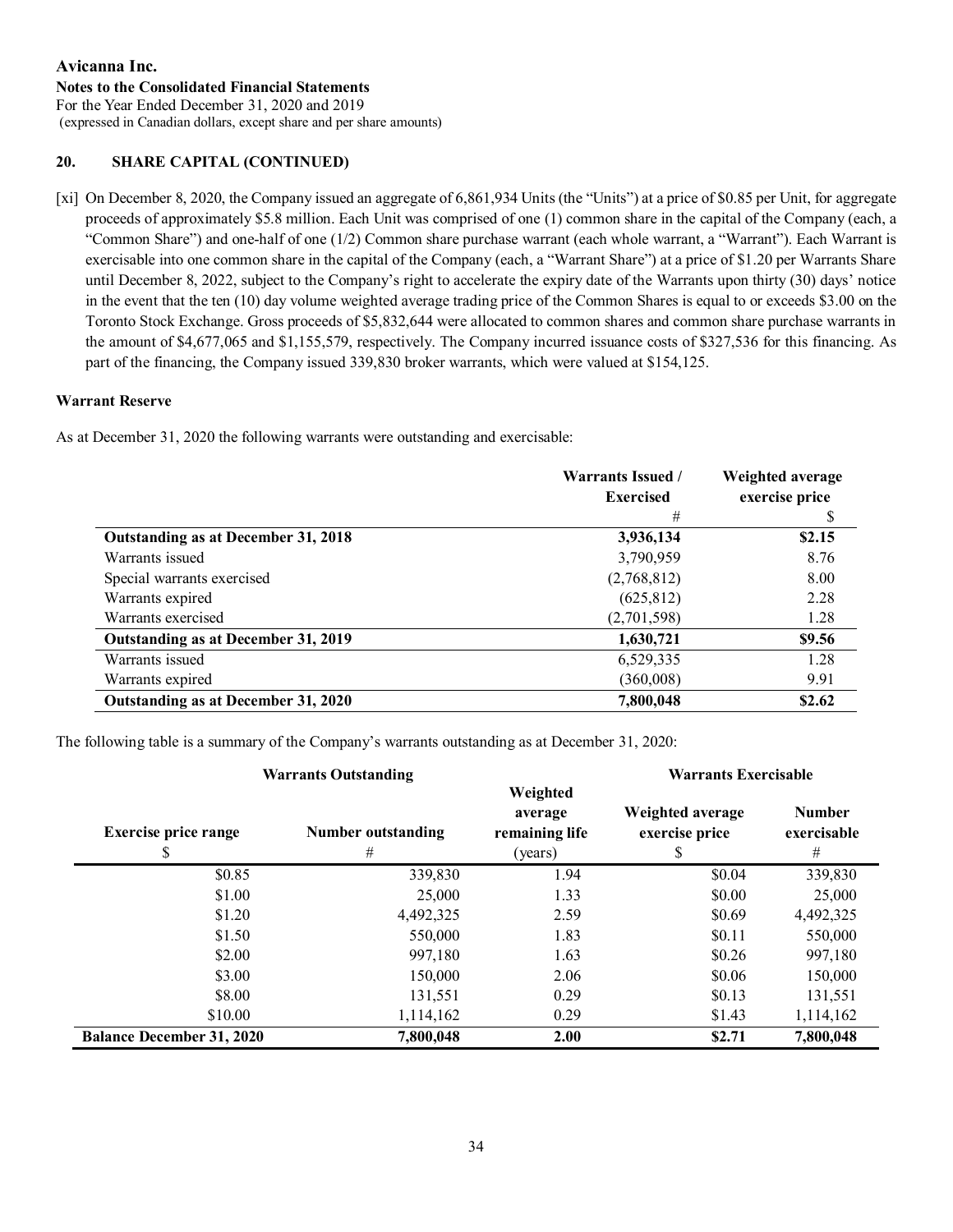**Avicanna Inc.**
**Notes to the Consolidated Financial Statements**
For the Year Ended December 31, 2020 and 2019
(expressed in Canadian dollars, except share and per share amounts)

## 20. SHARE CAPITAL (CONTINUED)

[xi] On December 8, 2020, the Company issued an aggregate of 6,861,934 Units (the "Units") at a price of $0.85 per Unit, for aggregate proceeds of approximately $5.8 million. Each Unit was comprised of one (1) common share in the capital of the Company (each, a "Common Share") and one-half of one (1/2) Common share purchase warrant (each whole warrant, a "Warrant"). Each Warrant is exercisable into one common share in the capital of the Company (each, a "Warrant Share") at a price of $1.20 per Warrants Share until December 8, 2022, subject to the Company's right to accelerate the expiry date of the Warrants upon thirty (30) days' notice in the event that the ten (10) day volume weighted average trading price of the Common Shares is equal to or exceeds $3.00 on the Toronto Stock Exchange. Gross proceeds of $5,832,644 were allocated to common shares and common share purchase warrants in the amount of $4,677,065 and $1,155,579, respectively. The Company incurred issuance costs of $327,536 for this financing. As part of the financing, the Company issued 339,830 broker warrants, which were valued at $154,125.

### Warrant Reserve

As at December 31, 2020 the following warrants were outstanding and exercisable:

| | Warrants Issued / Exercised | Weighted average exercise price |
|---|---|---|
| | # | $ |
| **Outstanding as at December 31, 2018** | **3,936,134** | **$2.15** |
| Warrants issued | 3,790,959 | 8.76 |
| Special warrants exercised | (2,768,812) | 8.00 |
| Warrants expired | (625,812) | 2.28 |
| Warrants exercised | (2,701,598) | 1.28 |
| **Outstanding as at December 31, 2019** | **1,630,721** | **$9.56** |
| Warrants issued | 6,529,335 | 1.28 |
| Warrants expired | (360,008) | 9.91 |
| **Outstanding as at December 31, 2020** | **7,800,048** | **$2.62** |

The following table is a summary of the Company's warrants outstanding as at December 31, 2020:

| Warrants Outstanding | | | Warrants Exercisable | |
|---|---|---|---|---|
| Exercise price range | Number outstanding | Weighted average remaining life | Weighted average exercise price | Number exercisable |
| $ | # | (years) | $ | # |
| $0.85 | 339,830 | 1.94 | $0.04 | 339,830 |
| $1.00 | 25,000 | 1.33 | $0.00 | 25,000 |
| $1.20 | 4,492,325 | 2.59 | $0.69 | 4,492,325 |
| $1.50 | 550,000 | 1.83 | $0.11 | 550,000 |
| $2.00 | 997,180 | 1.63 | $0.26 | 997,180 |
| $3.00 | 150,000 | 2.06 | $0.06 | 150,000 |
| $8.00 | 131,551 | 0.29 | $0.13 | 131,551 |
| $10.00 | 1,114,162 | 0.29 | $1.43 | 1,114,162 |
| **Balance December 31, 2020** | **7,800,048** | **2.00** | **$2.71** | **7,800,048** |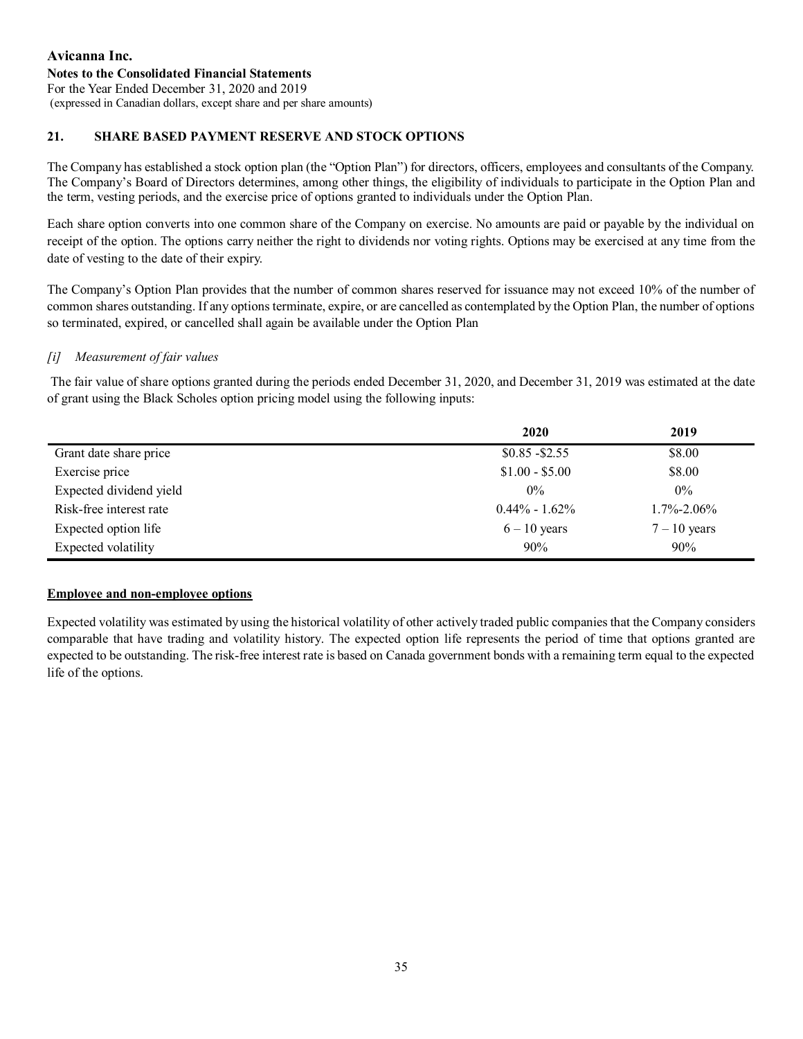Avicanna Inc.
**Notes to the Consolidated Financial Statements**
For the Year Ended December 31, 2020 and 2019
(expressed in Canadian dollars, except share and per share amounts)

## 21. SHARE BASED PAYMENT RESERVE AND STOCK OPTIONS

The Company has established a stock option plan (the "Option Plan") for directors, officers, employees and consultants of the Company. The Company's Board of Directors determines, among other things, the eligibility of individuals to participate in the Option Plan and the term, vesting periods, and the exercise price of options granted to individuals under the Option Plan.

Each share option converts into one common share of the Company on exercise. No amounts are paid or payable by the individual on receipt of the option. The options carry neither the right to dividends nor voting rights. Options may be exercised at any time from the date of vesting to the date of their expiry.

The Company's Option Plan provides that the number of common shares reserved for issuance may not exceed 10% of the number of common shares outstanding. If any options terminate, expire, or are cancelled as contemplated by the Option Plan, the number of options so terminated, expired, or cancelled shall again be available under the Option Plan

*[i] Measurement of fair values*

The fair value of share options granted during the periods ended December 31, 2020, and December 31, 2019 was estimated at the date of grant using the Black Scholes option pricing model using the following inputs:

| | 2020 | 2019 |
|---|---|---|
| Grant date share price | $0.85 -$2.55 | $8.00 |
| Exercise price | $1.00 - $5.00 | $8.00 |
| Expected dividend yield | 0% | 0% |
| Risk-free interest rate | 0.44% - 1.62% | 1.7%-2.06% |
| Expected option life | 6 – 10 years | 7 – 10 years |
| Expected volatility | 90% | 90% |

**Employee and non-employee options**

Expected volatility was estimated by using the historical volatility of other actively traded public companies that the Company considers comparable that have trading and volatility history. The expected option life represents the period of time that options granted are expected to be outstanding. The risk-free interest rate is based on Canada government bonds with a remaining term equal to the expected life of the options.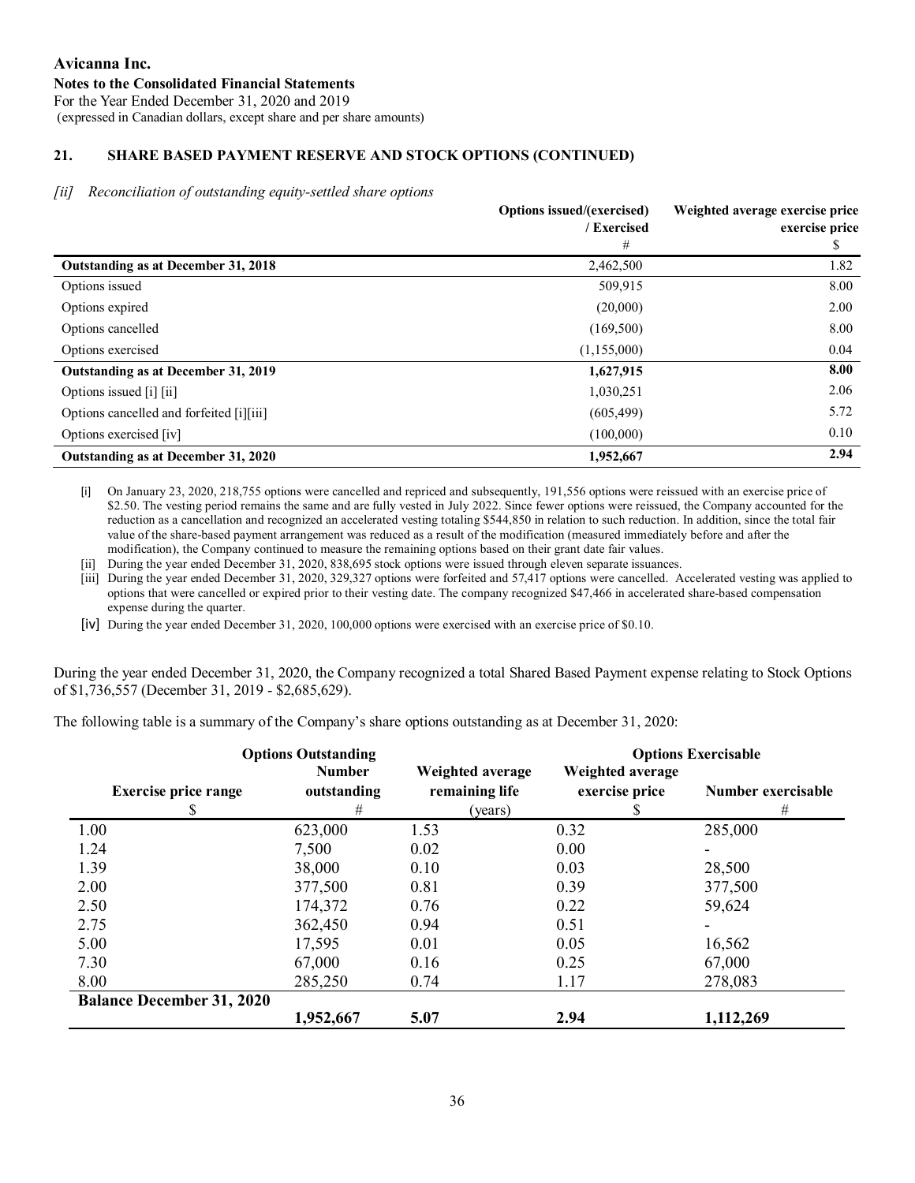**Avicanna Inc.**
**Notes to the Consolidated Financial Statements**
For the Year Ended December 31, 2020 and 2019
(expressed in Canadian dollars, except share and per share amounts)

## 21. SHARE BASED PAYMENT RESERVE AND STOCK OPTIONS (CONTINUED)

*[ii] Reconciliation of outstanding equity-settled share options*

| | Options issued/(exercised) / Exercised | Weighted average exercise price exercise price |
|---|---|---|
| | # | $ |
| **Outstanding as at December 31, 2018** | 2,462,500 | 1.82 |
| Options issued | 509,915 | 8.00 |
| Options expired | (20,000) | 2.00 |
| Options cancelled | (169,500) | 8.00 |
| Options exercised | (1,155,000) | 0.04 |
| **Outstanding as at December 31, 2019** | **1,627,915** | **8.00** |
| Options issued [i] [ii] | 1,030,251 | 2.06 |
| Options cancelled and forfeited [i][iii] | (605,499) | 5.72 |
| Options exercised [iv] | (100,000) | 0.10 |
| **Outstanding as at December 31, 2020** | **1,952,667** | **2.94** |

[i] On January 23, 2020, 218,755 options were cancelled and repriced and subsequently, 191,556 options were reissued with an exercise price of $2.50. The vesting period remains the same and are fully vested in July 2022. Since fewer options were reissued, the Company accounted for the reduction as a cancellation and recognized an accelerated vesting totaling $544,850 in relation to such reduction. In addition, since the total fair value of the share-based payment arrangement was reduced as a result of the modification (measured immediately before and after the modification), the Company continued to measure the remaining options based on their grant date fair values.

[ii] During the year ended December 31, 2020, 838,695 stock options were issued through eleven separate issuances.

[iii] During the year ended December 31, 2020, 329,327 options were forfeited and 57,417 options were cancelled. Accelerated vesting was applied to options that were cancelled or expired prior to their vesting date. The company recognized $47,466 in accelerated share-based compensation expense during the quarter.

[iv] During the year ended December 31, 2020, 100,000 options were exercised with an exercise price of $0.10.

During the year ended December 31, 2020, the Company recognized a total Shared Based Payment expense relating to Stock Options of $1,736,557 (December 31, 2019 - $2,685,629).

The following table is a summary of the Company's share options outstanding as at December 31, 2020:

| Options Outstanding | | | Options Exercisable | |
|---|---|---|---|---|
| Exercise price range | Number outstanding | Weighted average remaining life | Weighted average exercise price | Number exercisable |
| $ | # | (years) | $ | # |
| 1.00 | 623,000 | 1.53 | 0.32 | 285,000 |
| 1.24 | 7,500 | 0.02 | 0.00 | - |
| 1.39 | 38,000 | 0.10 | 0.03 | 28,500 |
| 2.00 | 377,500 | 0.81 | 0.39 | 377,500 |
| 2.50 | 174,372 | 0.76 | 0.22 | 59,624 |
| 2.75 | 362,450 | 0.94 | 0.51 | - |
| 5.00 | 17,595 | 0.01 | 0.05 | 16,562 |
| 7.30 | 67,000 | 0.16 | 0.25 | 67,000 |
| 8.00 | 285,250 | 0.74 | 1.17 | 278,083 |
| **Balance December 31, 2020** | **1,952,667** | **5.07** | **2.94** | **1,112,269** |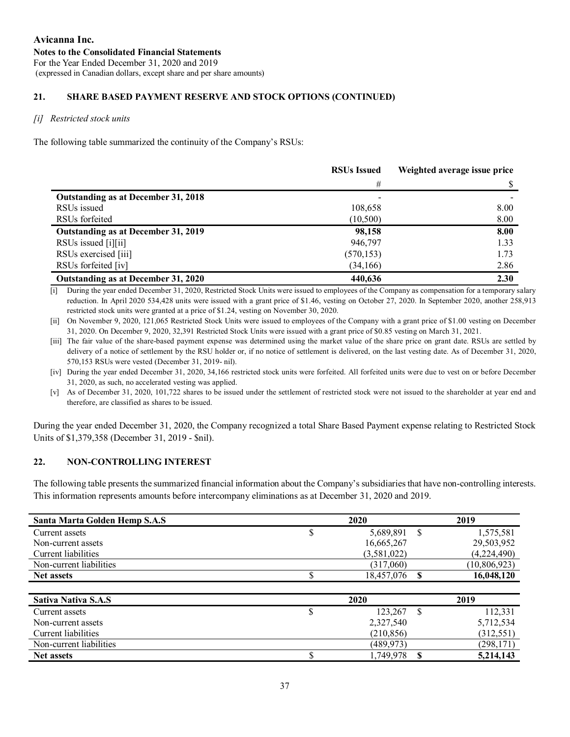## 21. SHARE BASED PAYMENT RESERVE AND STOCK OPTIONS (CONTINUED)

*[i] Restricted stock units*

The following table summarized the continuity of the Company's RSUs:

| | RSUs Issued | Weighted average issue price |
|---|---|---|
| | # | $ |
| **Outstanding as at December 31, 2018** | - | - |
| RSUs issued | 108,658 | 8.00 |
| RSUs forfeited | (10,500) | 8.00 |
| **Outstanding as at December 31, 2019** | **98,158** | **8.00** |
| RSUs issued [i][ii] | 946,797 | 1.33 |
| RSUs exercised [iii] | (570,153) | 1.73 |
| RSUs forfeited [iv] | (34,166) | 2.86 |
| **Outstanding as at December 31, 2020** | **440,636** | **2.30** |

[i] During the year ended December 31, 2020, Restricted Stock Units were issued to employees of the Company as compensation for a temporary salary reduction. In April 2020 534,428 units were issued with a grant price of $1.46, vesting on October 27, 2020. In September 2020, another 258,913 restricted stock units were granted at a price of $1.24, vesting on November 30, 2020.

[ii] On November 9, 2020, 121,065 Restricted Stock Units were issued to employees of the Company with a grant price of $1.00 vesting on December 31, 2020. On December 9, 2020, 32,391 Restricted Stock Units were issued with a grant price of $0.85 vesting on March 31, 2021.

[iii] The fair value of the share-based payment expense was determined using the market value of the share price on grant date. RSUs are settled by delivery of a notice of settlement by the RSU holder or, if no notice of settlement is delivered, on the last vesting date. As of December 31, 2020, 570,153 RSUs were vested (December 31, 2019- nil).

[iv] During the year ended December 31, 2020, 34,166 restricted stock units were forfeited. All forfeited units were due to vest on or before December 31, 2020, as such, no accelerated vesting was applied.

[v] As of December 31, 2020, 101,722 shares to be issued under the settlement of restricted stock were not issued to the shareholder at year end and therefore, are classified as shares to be issued.

During the year ended December 31, 2020, the Company recognized a total Share Based Payment expense relating to Restricted Stock Units of $1,379,358 (December 31, 2019 - $nil).

## 22. NON-CONTROLLING INTEREST

The following table presents the summarized financial information about the Company's subsidiaries that have non-controlling interests. This information represents amounts before intercompany eliminations as at December 31, 2020 and 2019.

| Santa Marta Golden Hemp S.A.S | 2020 | 2019 |
|---|---|---|
| Current assets | $ 5,689,891 | $ 1,575,581 |
| Non-current assets | 16,665,267 | 29,503,952 |
| Current liabilities | (3,581,022) | (4,224,490) |
| Non-current liabilities | (317,060) | (10,806,923) |
| **Net assets** | $ 18,457,076 | **$ 16,048,120** |

| Sativa Nativa S.A.S | 2020 | 2019 |
|---|---|---|
| Current assets | $ 123,267 | $ 112,331 |
| Non-current assets | 2,327,540 | 5,712,534 |
| Current liabilities | (210,856) | (312,551) |
| Non-current liabilities | (489,973) | (298,171) |
| **Net assets** | $ 1,749,978 | **$ 5,214,143** |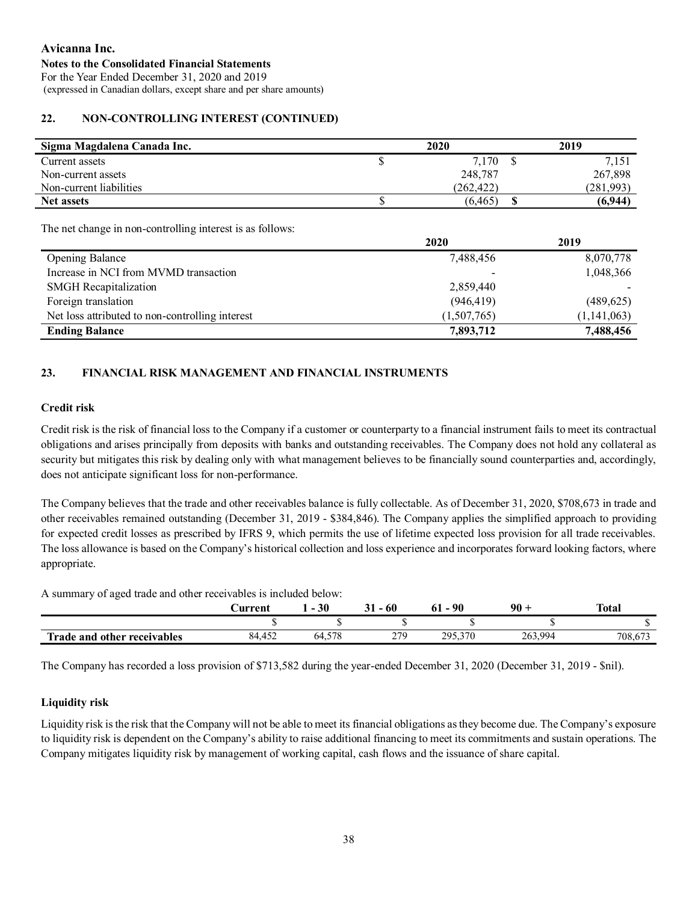# Avicanna Inc.

**Notes to the Consolidated Financial Statements**

For the Year Ended December 31, 2020 and 2019

(expressed in Canadian dollars, except share and per share amounts)

## 22. NON-CONTROLLING INTEREST (CONTINUED)

| Sigma Magdalena Canada Inc. | 2020 | 2019 |
|---|---|---|
| Current assets | $ 7,170 | $ 7,151 |
| Non-current assets | 248,787 | 267,898 |
| Non-current liabilities | (262,422) | (281,993) |
| **Net assets** | $ (6,465) | **$ (6,944)** |

The net change in non-controlling interest is as follows:

| | 2020 | 2019 |
|---|---|---|
| Opening Balance | 7,488,456 | 8,070,778 |
| Increase in NCI from MVMD transaction | - | 1,048,366 |
| SMGH Recapitalization | 2,859,440 | - |
| Foreign translation | (946,419) | (489,625) |
| Net loss attributed to non-controlling interest | (1,507,765) | (1,141,063) |
| **Ending Balance** | **7,893,712** | **7,488,456** |

## 23. FINANCIAL RISK MANAGEMENT AND FINANCIAL INSTRUMENTS

### Credit risk

Credit risk is the risk of financial loss to the Company if a customer or counterparty to a financial instrument fails to meet its contractual obligations and arises principally from deposits with banks and outstanding receivables. The Company does not hold any collateral as security but mitigates this risk by dealing only with what management believes to be financially sound counterparties and, accordingly, does not anticipate significant loss for non-performance.

The Company believes that the trade and other receivables balance is fully collectable. As of December 31, 2020, $708,673 in trade and other receivables remained outstanding (December 31, 2019 - $384,846). The Company applies the simplified approach to providing for expected credit losses as prescribed by IFRS 9, which permits the use of lifetime expected loss provision for all trade receivables. The loss allowance is based on the Company's historical collection and loss experience and incorporates forward looking factors, where appropriate.

A summary of aged trade and other receivables is included below:

| | Current | 1 - 30 | 31 - 60 | 61 - 90 | 90 + | Total |
|---|---|---|---|---|---|---|
| | $ | $ | $ | $ | $ | $ |
| **Trade and other receivables** | 84,452 | 64,578 | 279 | 295,370 | 263,994 | 708,673 |

The Company has recorded a loss provision of $713,582 during the year-ended December 31, 2020 (December 31, 2019 - $nil).

### Liquidity risk

Liquidity risk is the risk that the Company will not be able to meet its financial obligations as they become due. The Company's exposure to liquidity risk is dependent on the Company's ability to raise additional financing to meet its commitments and sustain operations. The Company mitigates liquidity risk by management of working capital, cash flows and the issuance of share capital.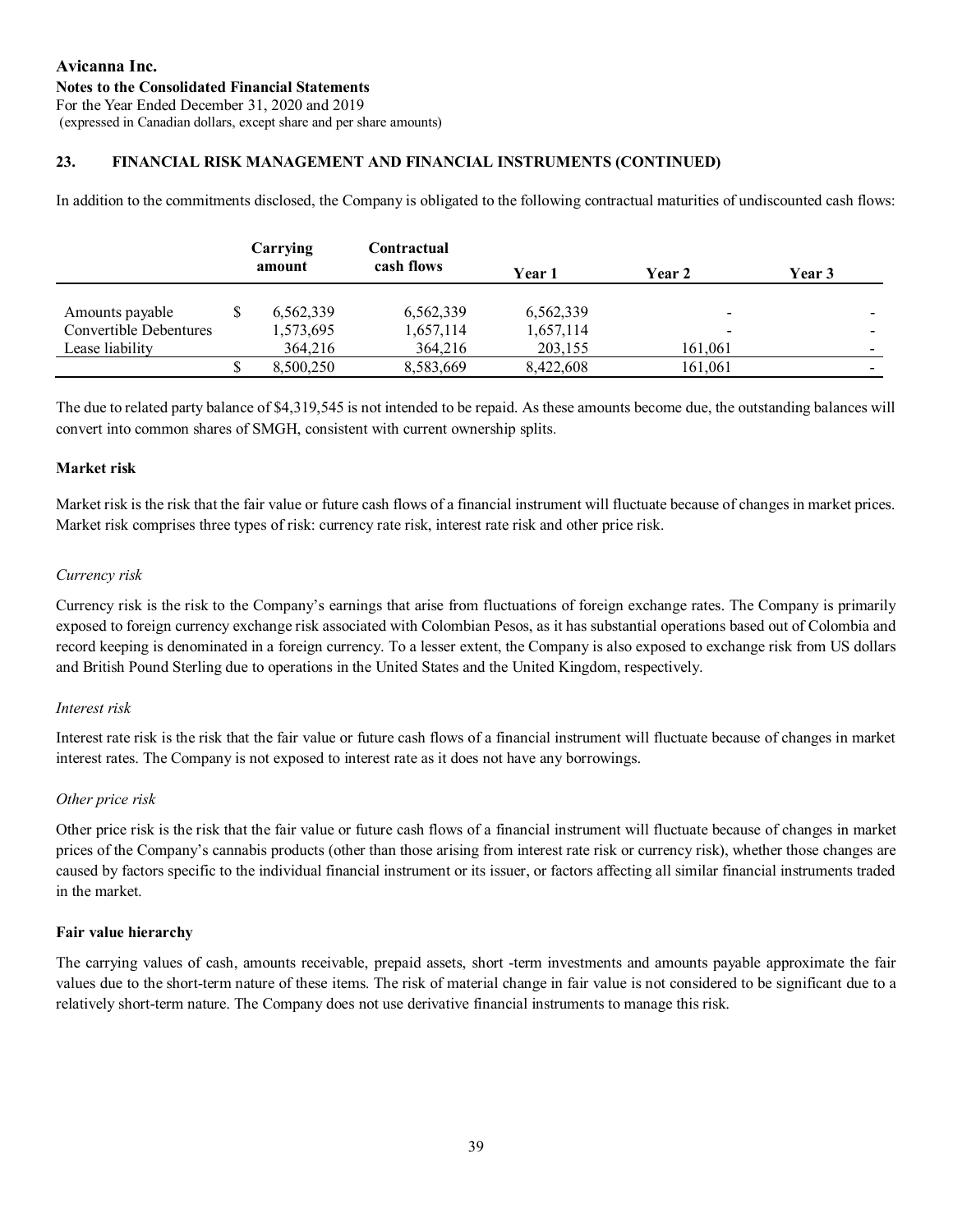## 23. FINANCIAL RISK MANAGEMENT AND FINANCIAL INSTRUMENTS (CONTINUED)

In addition to the commitments disclosed, the Company is obligated to the following contractual maturities of undiscounted cash flows:

| | Carrying amount | Contractual cash flows | Year 1 | Year 2 | Year 3 |
|---|---|---|---|---|---|
| Amounts payable | $ 6,562,339 | 6,562,339 | 6,562,339 | - | - |
| Convertible Debentures | 1,573,695 | 1,657,114 | 1,657,114 | - | - |
| Lease liability | 364,216 | 364,216 | 203,155 | 161,061 | - |
| | $ 8,500,250 | 8,583,669 | 8,422,608 | 161,061 | - |

The due to related party balance of $4,319,545 is not intended to be repaid. As these amounts become due, the outstanding balances will convert into common shares of SMGH, consistent with current ownership splits.

### Market risk

Market risk is the risk that the fair value or future cash flows of a financial instrument will fluctuate because of changes in market prices. Market risk comprises three types of risk: currency rate risk, interest rate risk and other price risk.

*Currency risk*

Currency risk is the risk to the Company's earnings that arise from fluctuations of foreign exchange rates. The Company is primarily exposed to foreign currency exchange risk associated with Colombian Pesos, as it has substantial operations based out of Colombia and record keeping is denominated in a foreign currency. To a lesser extent, the Company is also exposed to exchange risk from US dollars and British Pound Sterling due to operations in the United States and the United Kingdom, respectively.

*Interest risk*

Interest rate risk is the risk that the fair value or future cash flows of a financial instrument will fluctuate because of changes in market interest rates. The Company is not exposed to interest rate as it does not have any borrowings.

*Other price risk*

Other price risk is the risk that the fair value or future cash flows of a financial instrument will fluctuate because of changes in market prices of the Company's cannabis products (other than those arising from interest rate risk or currency risk), whether those changes are caused by factors specific to the individual financial instrument or its issuer, or factors affecting all similar financial instruments traded in the market.

### Fair value hierarchy

The carrying values of cash, amounts receivable, prepaid assets, short -term investments and amounts payable approximate the fair values due to the short-term nature of these items. The risk of material change in fair value is not considered to be significant due to a relatively short-term nature. The Company does not use derivative financial instruments to manage this risk.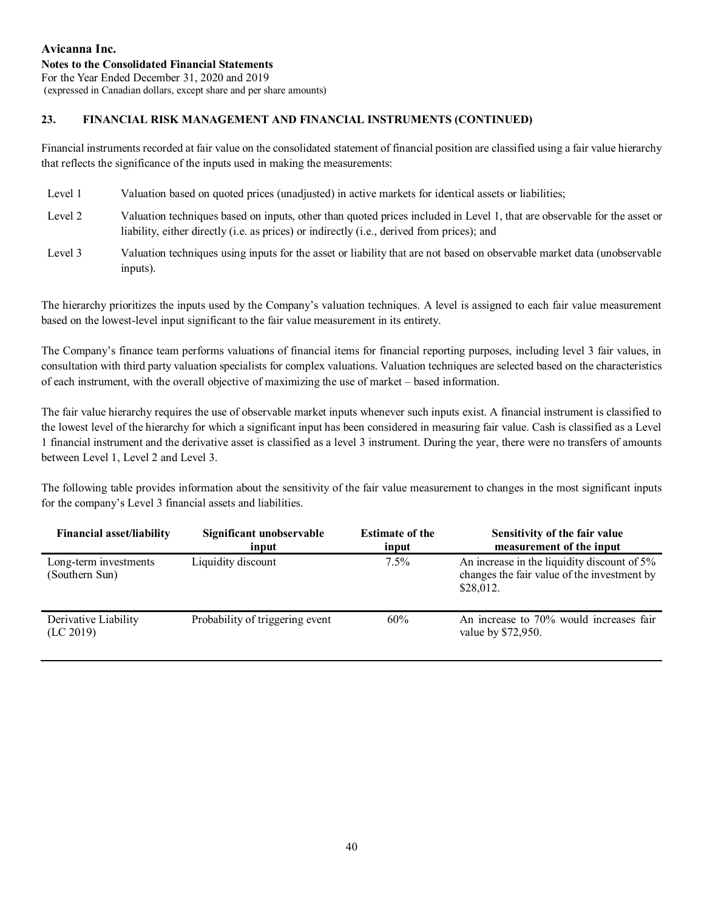## 23. FINANCIAL RISK MANAGEMENT AND FINANCIAL INSTRUMENTS (CONTINUED)

Financial instruments recorded at fair value on the consolidated statement of financial position are classified using a fair value hierarchy that reflects the significance of the inputs used in making the measurements:

- Level 1 Valuation based on quoted prices (unadjusted) in active markets for identical assets or liabilities;
- Level 2 Valuation techniques based on inputs, other than quoted prices included in Level 1, that are observable for the asset or liability, either directly (i.e. as prices) or indirectly (i.e., derived from prices); and
- Level 3 Valuation techniques using inputs for the asset or liability that are not based on observable market data (unobservable inputs).

The hierarchy prioritizes the inputs used by the Company's valuation techniques. A level is assigned to each fair value measurement based on the lowest-level input significant to the fair value measurement in its entirety.

The Company's finance team performs valuations of financial items for financial reporting purposes, including level 3 fair values, in consultation with third party valuation specialists for complex valuations. Valuation techniques are selected based on the characteristics of each instrument, with the overall objective of maximizing the use of market – based information.

The fair value hierarchy requires the use of observable market inputs whenever such inputs exist. A financial instrument is classified to the lowest level of the hierarchy for which a significant input has been considered in measuring fair value. Cash is classified as a Level 1 financial instrument and the derivative asset is classified as a level 3 instrument. During the year, there were no transfers of amounts between Level 1, Level 2 and Level 3.

The following table provides information about the sensitivity of the fair value measurement to changes in the most significant inputs for the company's Level 3 financial assets and liabilities.

| Financial asset/liability | Significant unobservable input | Estimate of the input | Sensitivity of the fair value measurement of the input |
|---|---|---|---|
| Long-term investments (Southern Sun) | Liquidity discount | 7.5% | An increase in the liquidity discount of 5% changes the fair value of the investment by $28,012. |
| Derivative Liability (LC 2019) | Probability of triggering event | 60% | An increase to 70% would increases fair value by $72,950. |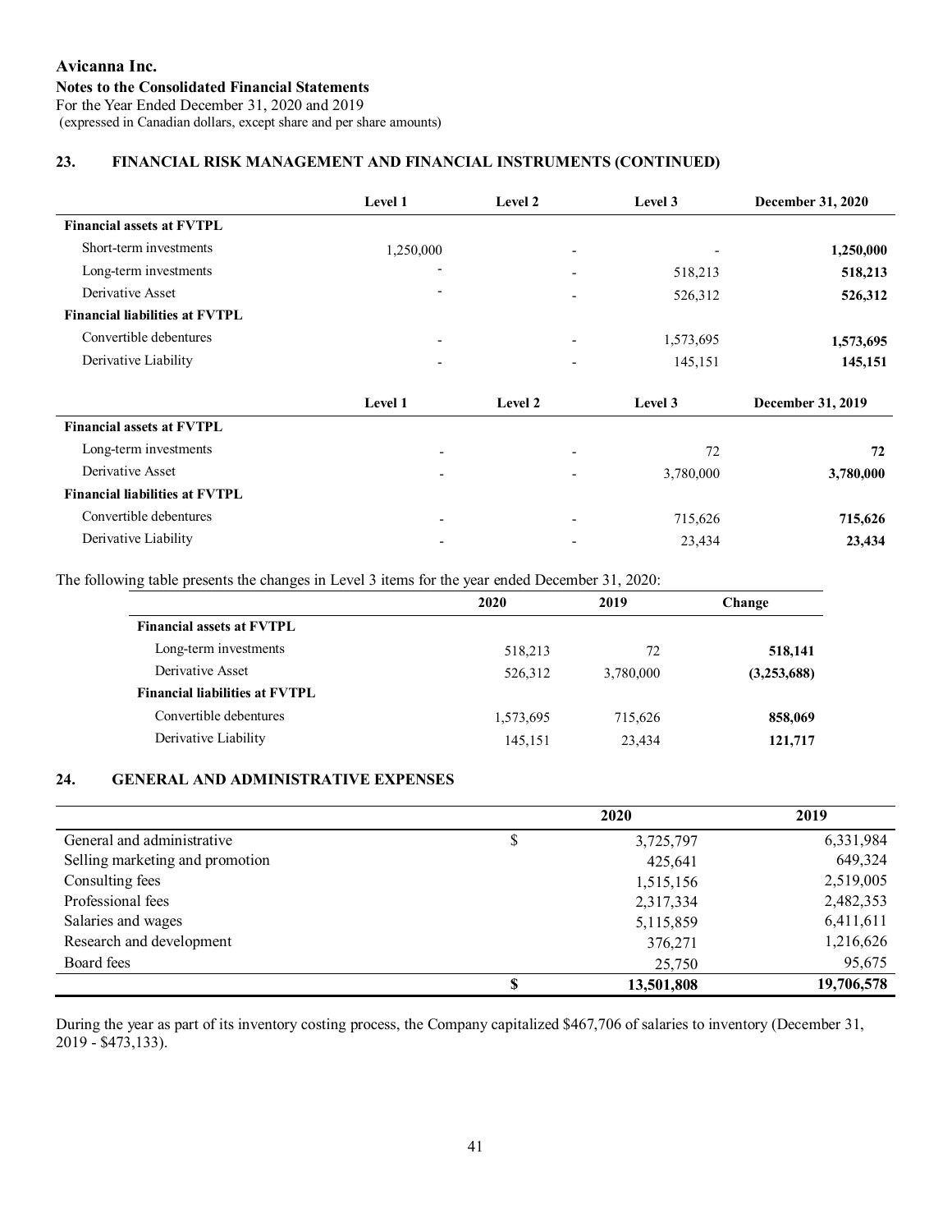# Avicanna Inc.

**Notes to the Consolidated Financial Statements**

For the Year Ended December 31, 2020 and 2019

(expressed in Canadian dollars, except share and per share amounts)

## 23. FINANCIAL RISK MANAGEMENT AND FINANCIAL INSTRUMENTS (CONTINUED)

| | Level 1 | Level 2 | Level 3 | December 31, 2020 |
|---|---|---|---|---|
| **Financial assets at FVTPL** | | | | |
| Short-term investments | 1,250,000 | - | - | **1,250,000** |
| Long-term investments | - | - | 518,213 | **518,213** |
| Derivative Asset | - | - | 526,312 | **526,312** |
| **Financial liabilities at FVTPL** | | | | |
| Convertible debentures | - | - | 1,573,695 | **1,573,695** |
| Derivative Liability | - | - | 145,151 | **145,151** |

| | Level 1 | Level 2 | Level 3 | December 31, 2019 |
|---|---|---|---|---|
| **Financial assets at FVTPL** | | | | |
| Long-term investments | - | - | 72 | **72** |
| Derivative Asset | - | - | 3,780,000 | **3,780,000** |
| **Financial liabilities at FVTPL** | | | | |
| Convertible debentures | - | - | 715,626 | **715,626** |
| Derivative Liability | - | - | 23,434 | **23,434** |

The following table presents the changes in Level 3 items for the year ended December 31, 2020:

| | 2020 | 2019 | Change |
|---|---|---|---|
| **Financial assets at FVTPL** | | | |
| Long-term investments | 518,213 | 72 | **518,141** |
| Derivative Asset | 526,312 | 3,780,000 | **(3,253,688)** |
| **Financial liabilities at FVTPL** | | | |
| Convertible debentures | 1,573,695 | 715,626 | **858,069** |
| Derivative Liability | 145,151 | 23,434 | **121,717** |

## 24. GENERAL AND ADMINISTRATIVE EXPENSES

| | | 2020 | 2019 |
|---|---|---|---|
| General and administrative | $ | 3,725,797 | 6,331,984 |
| Selling marketing and promotion | | 425,641 | 649,324 |
| Consulting fees | | 1,515,156 | 2,519,005 |
| Professional fees | | 2,317,334 | 2,482,353 |
| Salaries and wages | | 5,115,859 | 6,411,611 |
| Research and development | | 376,271 | 1,216,626 |
| Board fees | | 25,750 | 95,675 |
| | **$** | **13,501,808** | **19,706,578** |

During the year as part of its inventory costing process, the Company capitalized $467,706 of salaries to inventory (December 31, 2019 - $473,133).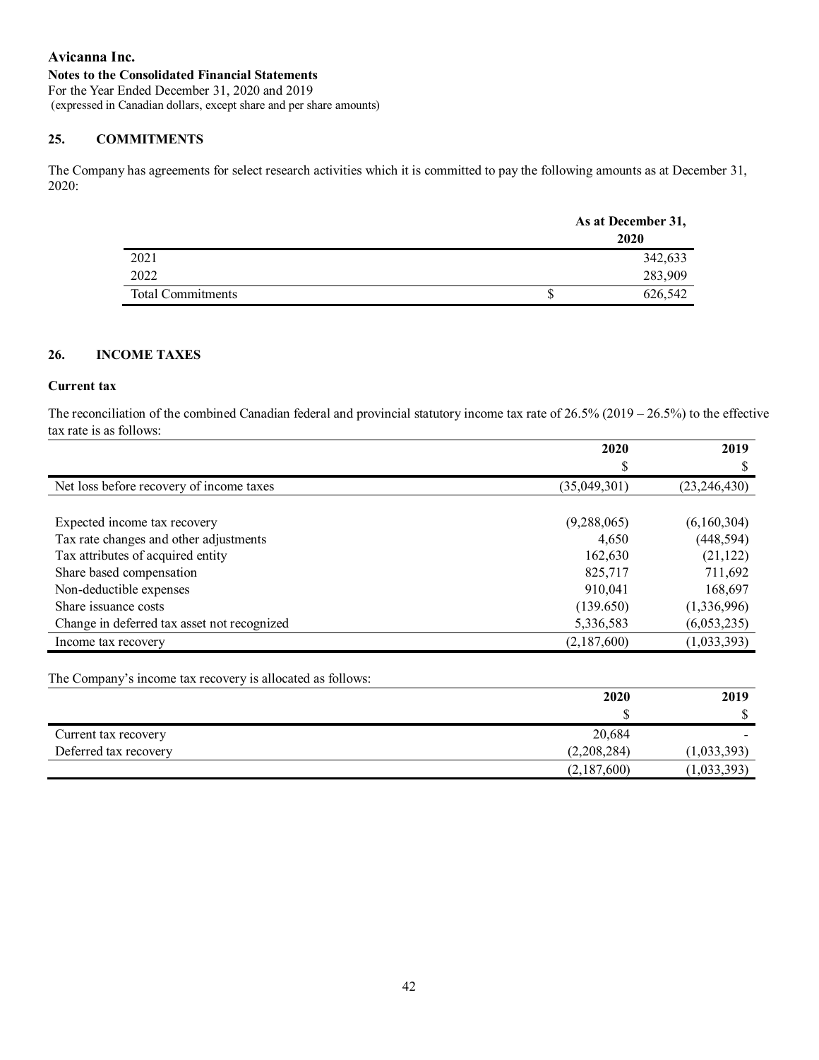**Avicanna Inc.**
**Notes to the Consolidated Financial Statements**
For the Year Ended December 31, 2020 and 2019
(expressed in Canadian dollars, except share and per share amounts)

## 25. COMMITMENTS

The Company has agreements for select research activities which it is committed to pay the following amounts as at December 31, 2020:

| | | As at December 31, 2020 |
|---|---|---|
| 2021 | | 342,633 |
| 2022 | | 283,909 |
| Total Commitments | $ | 626,542 |

## 26. INCOME TAXES

### Current tax

The reconciliation of the combined Canadian federal and provincial statutory income tax rate of 26.5% (2019 – 26.5%) to the effective tax rate is as follows:

| | 2020 | 2019 |
|---|---|---|
| | $ | $ |
| Net loss before recovery of income taxes | (35,049,301) | (23,246,430) |
| | | |
| Expected income tax recovery | (9,288,065) | (6,160,304) |
| Tax rate changes and other adjustments | 4,650 | (448,594) |
| Tax attributes of acquired entity | 162,630 | (21,122) |
| Share based compensation | 825,717 | 711,692 |
| Non-deductible expenses | 910,041 | 168,697 |
| Share issuance costs | (139.650) | (1,336,996) |
| Change in deferred tax asset not recognized | 5,336,583 | (6,053,235) |
| Income tax recovery | (2,187,600) | (1,033,393) |

The Company's income tax recovery is allocated as follows:

| | 2020 | 2019 |
|---|---|---|
| | $ | $ |
| Current tax recovery | 20,684 | - |
| Deferred tax recovery | (2,208,284) | (1,033,393) |
| | (2,187,600) | (1,033,393) |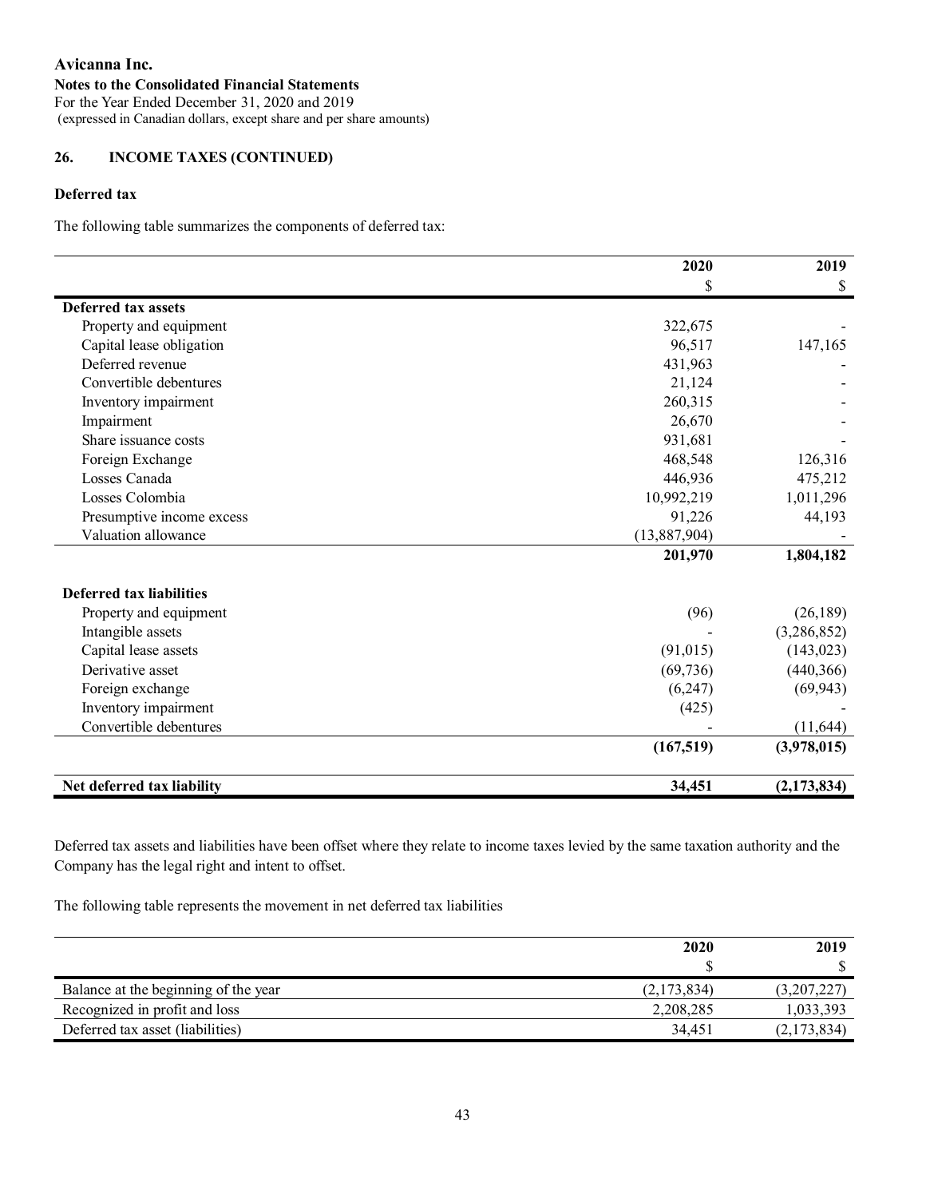**Avicanna Inc.**
**Notes to the Consolidated Financial Statements**
For the Year Ended December 31, 2020 and 2019
(expressed in Canadian dollars, except share and per share amounts)

## 26. INCOME TAXES (CONTINUED)

### Deferred tax

The following table summarizes the components of deferred tax:

| | 2020 | 2019 |
|---|---|---|
| | $ | $ |
| **Deferred tax assets** | | |
| Property and equipment | 322,675 | - |
| Capital lease obligation | 96,517 | 147,165 |
| Deferred revenue | 431,963 | - |
| Convertible debentures | 21,124 | - |
| Inventory impairment | 260,315 | - |
| Impairment | 26,670 | - |
| Share issuance costs | 931,681 | - |
| Foreign Exchange | 468,548 | 126,316 |
| Losses Canada | 446,936 | 475,212 |
| Losses Colombia | 10,992,219 | 1,011,296 |
| Presumptive income excess | 91,226 | 44,193 |
| Valuation allowance | (13,887,904) | - |
| | **201,970** | **1,804,182** |
| **Deferred tax liabilities** | | |
| Property and equipment | (96) | (26,189) |
| Intangible assets | - | (3,286,852) |
| Capital lease assets | (91,015) | (143,023) |
| Derivative asset | (69,736) | (440,366) |
| Foreign exchange | (6,247) | (69,943) |
| Inventory impairment | (425) | - |
| Convertible debentures | - | (11,644) |
| | **(167,519)** | **(3,978,015)** |
| **Net deferred tax liability** | **34,451** | **(2,173,834)** |

Deferred tax assets and liabilities have been offset where they relate to income taxes levied by the same taxation authority and the Company has the legal right and intent to offset.

The following table represents the movement in net deferred tax liabilities

| | 2020 | 2019 |
|---|---|---|
| | $ | $ |
| Balance at the beginning of the year | (2,173,834) | (3,207,227) |
| Recognized in profit and loss | 2,208,285 | 1,033,393 |
| Deferred tax asset (liabilities) | 34,451 | (2,173,834) |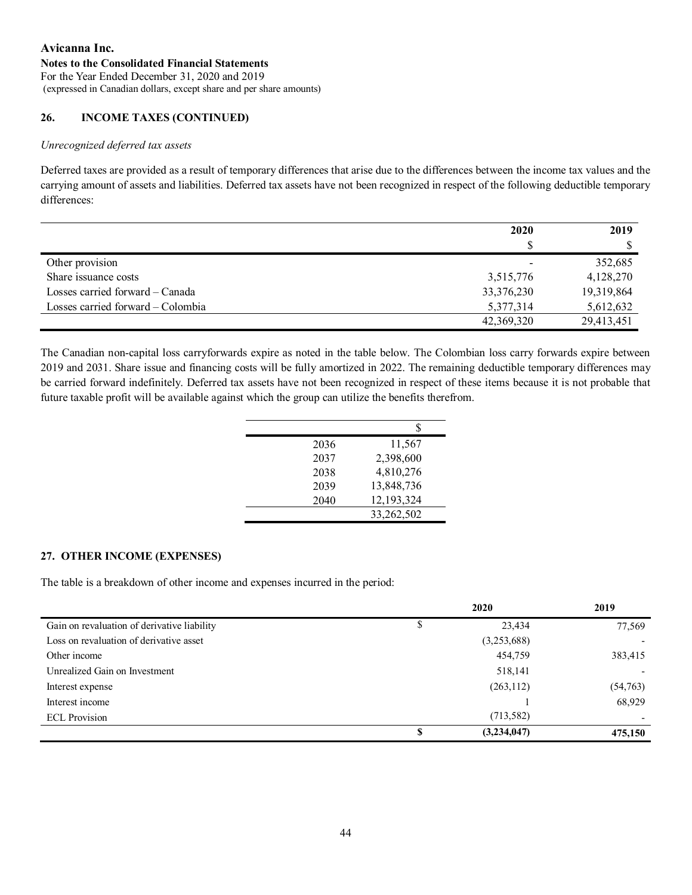## 26. INCOME TAXES (CONTINUED)

*Unrecognized deferred tax assets*

Deferred taxes are provided as a result of temporary differences that arise due to the differences between the income tax values and the carrying amount of assets and liabilities. Deferred tax assets have not been recognized in respect of the following deductible temporary differences:

| | 2020 | 2019 |
|---|---|---|
| | $ | $ |
| Other provision | - | 352,685 |
| Share issuance costs | 3,515,776 | 4,128,270 |
| Losses carried forward – Canada | 33,376,230 | 19,319,864 |
| Losses carried forward – Colombia | 5,377,314 | 5,612,632 |
| | 42,369,320 | 29,413,451 |

The Canadian non-capital loss carryforwards expire as noted in the table below. The Colombian loss carry forwards expire between 2019 and 2031. Share issue and financing costs will be fully amortized in 2022. The remaining deductible temporary differences may be carried forward indefinitely. Deferred tax assets have not been recognized in respect of these items because it is not probable that future taxable profit will be available against which the group can utilize the benefits therefrom.

| | $ |
|---|---|
| 2036 | 11,567 |
| 2037 | 2,398,600 |
| 2038 | 4,810,276 |
| 2039 | 13,848,736 |
| 2040 | 12,193,324 |
| | 33,262,502 |

## 27. OTHER INCOME (EXPENSES)

The table is a breakdown of other income and expenses incurred in the period:

| | | 2020 | 2019 |
|---|---|---|---|
| Gain on revaluation of derivative liability | $ | 23,434 | 77,569 |
| Loss on revaluation of derivative asset | | (3,253,688) | - |
| Other income | | 454,759 | 383,415 |
| Unrealized Gain on Investment | | 518,141 | - |
| Interest expense | | (263,112) | (54,763) |
| Interest income | | 1 | 68,929 |
| ECL Provision | | (713,582) | - |
| | **$** | **(3,234,047)** | **475,150** |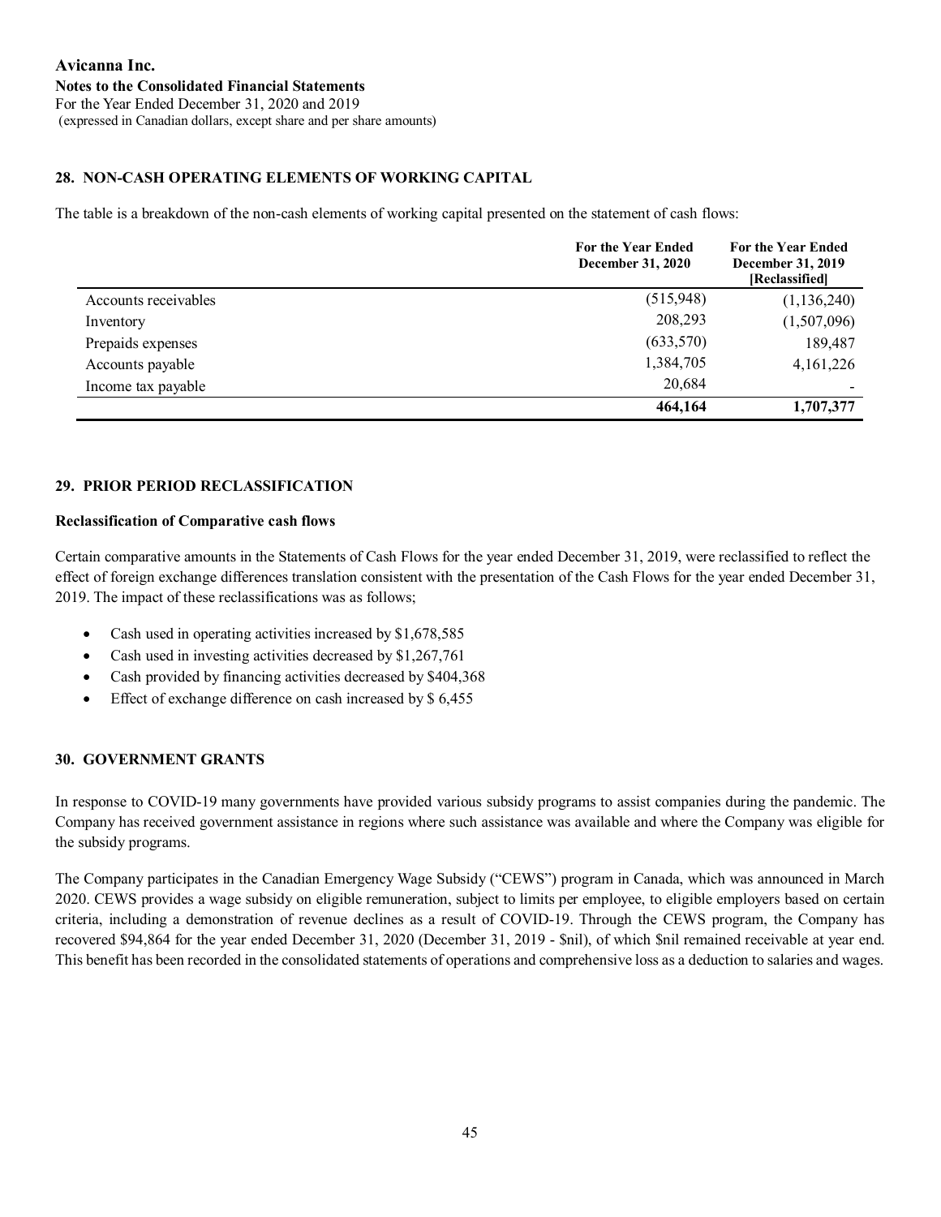## 28. NON-CASH OPERATING ELEMENTS OF WORKING CAPITAL

The table is a breakdown of the non-cash elements of working capital presented on the statement of cash flows:

| | For the Year Ended December 31, 2020 | For the Year Ended December 31, 2019 [Reclassified] |
|---|---|---|
| Accounts receivables | (515,948) | (1,136,240) |
| Inventory | 208,293 | (1,507,096) |
| Prepaids expenses | (633,570) | 189,487 |
| Accounts payable | 1,384,705 | 4,161,226 |
| Income tax payable | 20,684 | - |
| | **464,164** | **1,707,377** |

## 29. PRIOR PERIOD RECLASSIFICATION

**Reclassification of Comparative cash flows**

Certain comparative amounts in the Statements of Cash Flows for the year ended December 31, 2019, were reclassified to reflect the effect of foreign exchange differences translation consistent with the presentation of the Cash Flows for the year ended December 31, 2019. The impact of these reclassifications was as follows;

- Cash used in operating activities increased by $1,678,585
- Cash used in investing activities decreased by $1,267,761
- Cash provided by financing activities decreased by $404,368
- Effect of exchange difference on cash increased by $ 6,455

## 30. GOVERNMENT GRANTS

In response to COVID-19 many governments have provided various subsidy programs to assist companies during the pandemic. The Company has received government assistance in regions where such assistance was available and where the Company was eligible for the subsidy programs.

The Company participates in the Canadian Emergency Wage Subsidy ("CEWS") program in Canada, which was announced in March 2020. CEWS provides a wage subsidy on eligible remuneration, subject to limits per employee, to eligible employers based on certain criteria, including a demonstration of revenue declines as a result of COVID-19. Through the CEWS program, the Company has recovered $94,864 for the year ended December 31, 2020 (December 31, 2019 - $nil), of which $nil remained receivable at year end. This benefit has been recorded in the consolidated statements of operations and comprehensive loss as a deduction to salaries and wages.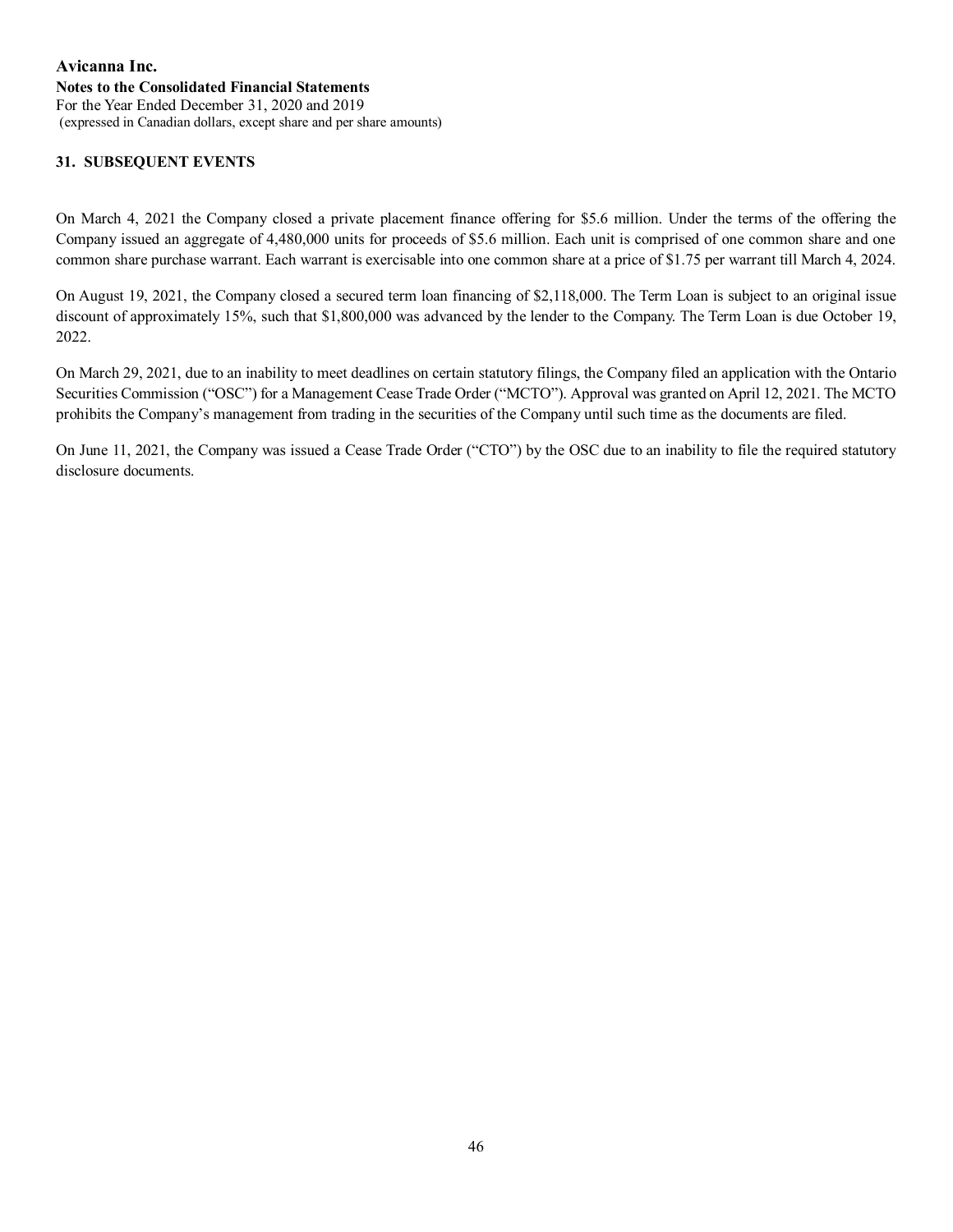## 31. SUBSEQUENT EVENTS

On March 4, 2021 the Company closed a private placement finance offering for $5.6 million. Under the terms of the offering the Company issued an aggregate of 4,480,000 units for proceeds of $5.6 million. Each unit is comprised of one common share and one common share purchase warrant. Each warrant is exercisable into one common share at a price of $1.75 per warrant till March 4, 2024.

On August 19, 2021, the Company closed a secured term loan financing of $2,118,000. The Term Loan is subject to an original issue discount of approximately 15%, such that $1,800,000 was advanced by the lender to the Company. The Term Loan is due October 19, 2022.

On March 29, 2021, due to an inability to meet deadlines on certain statutory filings, the Company filed an application with the Ontario Securities Commission ("OSC") for a Management Cease Trade Order ("MCTO"). Approval was granted on April 12, 2021. The MCTO prohibits the Company's management from trading in the securities of the Company until such time as the documents are filed.

On June 11, 2021, the Company was issued a Cease Trade Order ("CTO") by the OSC due to an inability to file the required statutory disclosure documents.